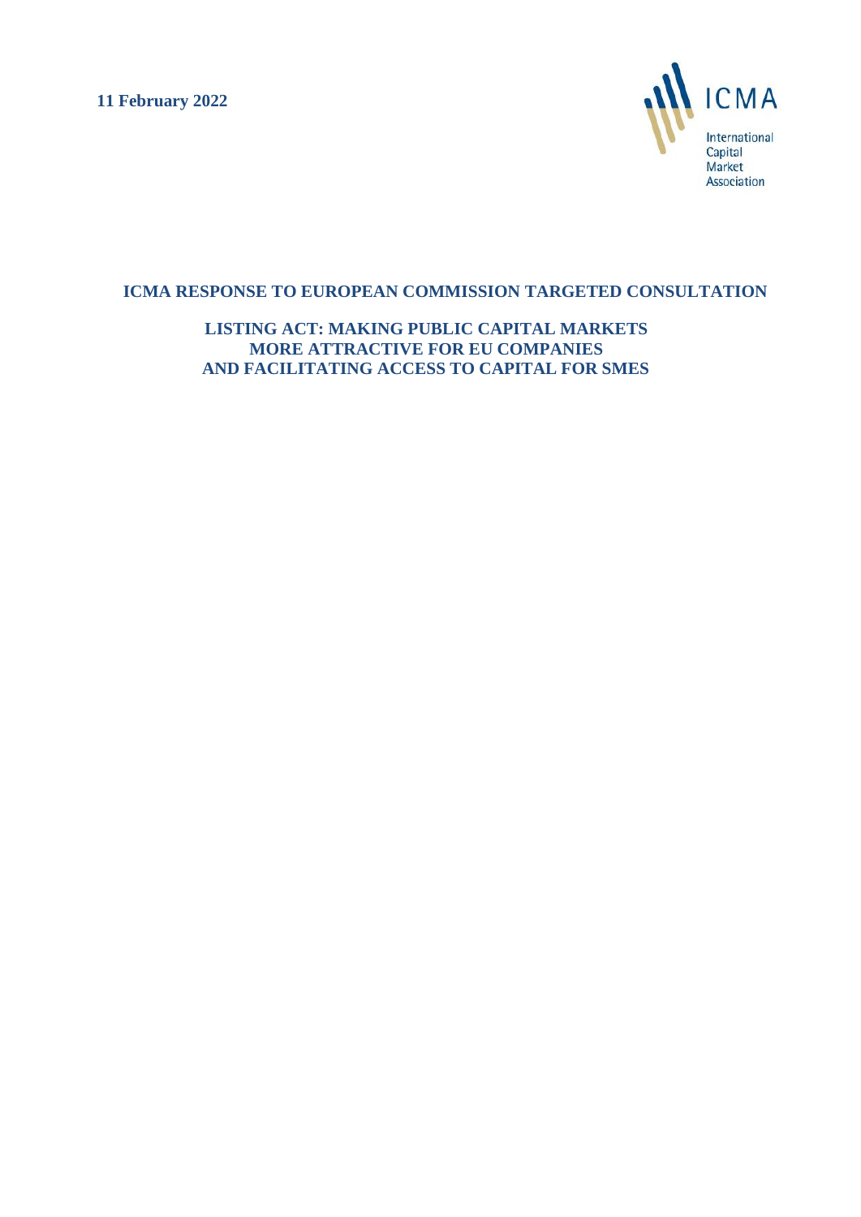**11 February 2022**

ICMA

International Capital Market Association

## ICMA RESPONSE TO EUROPEAN COMMISSION TARGETED CONSULTATION

## LISTING ACT: MAKING PUBLIC CAPITAL MARKETS MORE ATTRACTIVE FOR EU COMPANIES AND FACILITATING ACCESS TO CAPITAL FOR SMES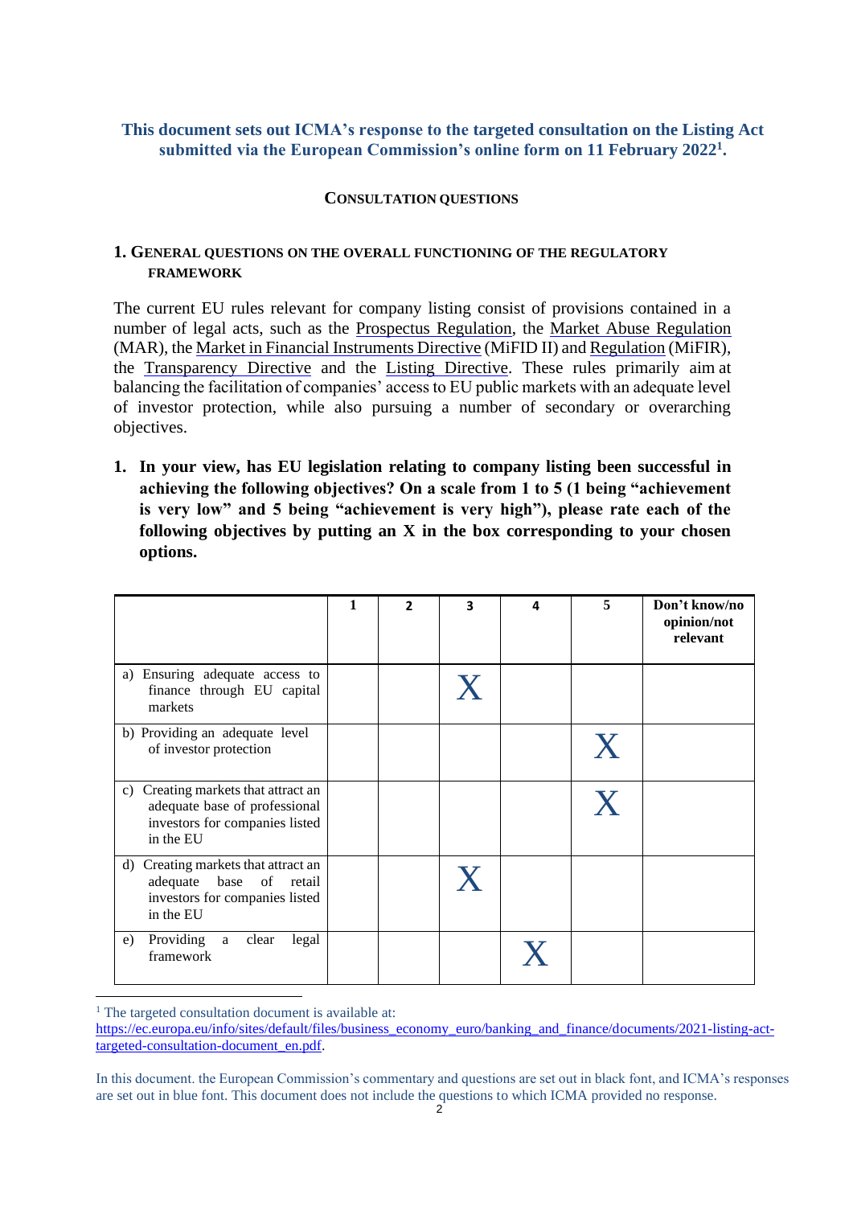**This document sets out ICMA's response to the targeted consultation on the Listing Act submitted via the European Commission's online form on 11 February 2022[1].**

## CONSULTATION QUESTIONS

### 1. GENERAL QUESTIONS ON THE OVERALL FUNCTIONING OF THE REGULATORY FRAMEWORK

The current EU rules relevant for company listing consist of provisions contained in a number of legal acts, such as the Prospectus Regulation, the Market Abuse Regulation (MAR), the Market in Financial Instruments Directive (MiFID II) and Regulation (MiFIR), the Transparency Directive and the Listing Directive. These rules primarily aim at balancing the facilitation of companies' access to EU public markets with an adequate level of investor protection, while also pursuing a number of secondary or overarching objectives.

**1. In your view, has EU legislation relating to company listing been successful in achieving the following objectives? On a scale from 1 to 5 (1 being "achievement is very low" and 5 being "achievement is very high"), please rate each of the following objectives by putting an X in the box corresponding to your chosen options.**

| | 1 | 2 | 3 | 4 | 5 | Don't know/no opinion/not relevant |
|---|---|---|---|---|---|---|
| a) Ensuring adequate access to finance through EU capital markets | | | X | | | |
| b) Providing an adequate level of investor protection | | | | | X | |
| c) Creating markets that attract an adequate base of professional investors for companies listed in the EU | | | | | X | |
| d) Creating markets that attract an adequate base of retail investors for companies listed in the EU | | | X | | | |
| e) Providing a clear legal framework | | | | X | | |

[1] The targeted consultation document is available at: https://ec.europa.eu/info/sites/default/files/business_economy_euro/banking_and_finance/documents/2021-listing-act-targeted-consultation-document_en.pdf.

In this document, the European Commission's commentary and questions are set out in black font, and ICMA's responses are set out in blue font. This document does not include the questions to which ICMA provided no response.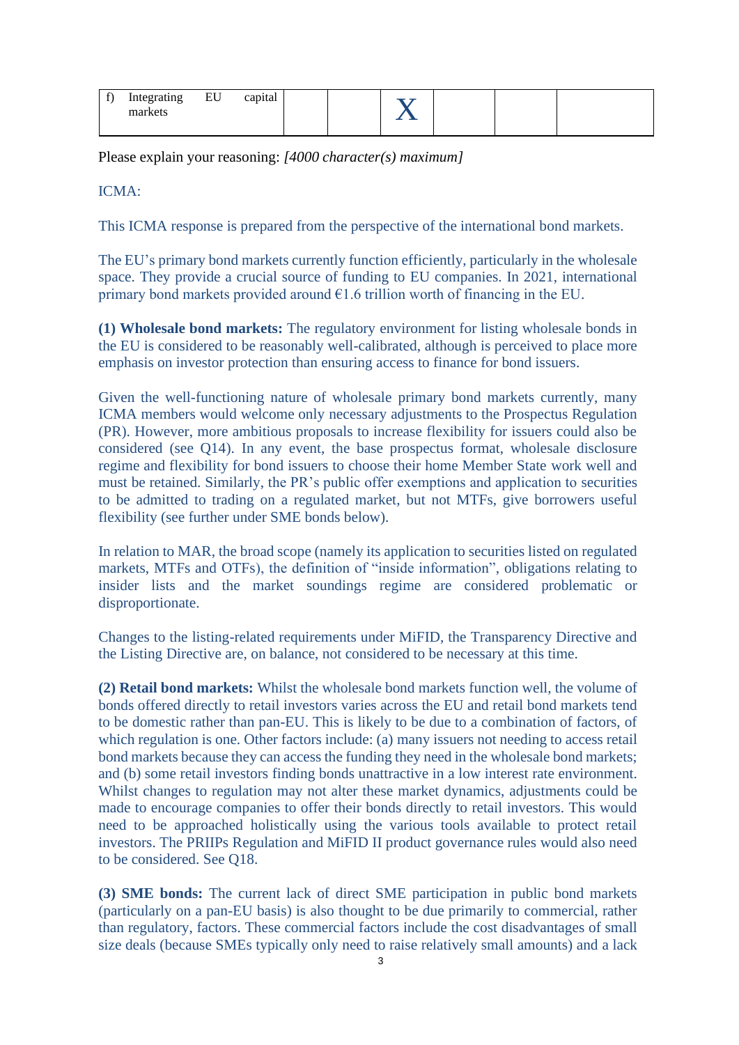| f) | Integrating EU capital markets | | | X | | | |
|---|---|---|---|---|---|---|---|

Please explain your reasoning: *[4000 character(s) maximum]*

ICMA:

This ICMA response is prepared from the perspective of the international bond markets.

The EU's primary bond markets currently function efficiently, particularly in the wholesale space. They provide a crucial source of funding to EU companies. In 2021, international primary bond markets provided around €1.6 trillion worth of financing in the EU.

**(1) Wholesale bond markets:** The regulatory environment for listing wholesale bonds in the EU is considered to be reasonably well-calibrated, although is perceived to place more emphasis on investor protection than ensuring access to finance for bond issuers.

Given the well-functioning nature of wholesale primary bond markets currently, many ICMA members would welcome only necessary adjustments to the Prospectus Regulation (PR). However, more ambitious proposals to increase flexibility for issuers could also be considered (see Q14). In any event, the base prospectus format, wholesale disclosure regime and flexibility for bond issuers to choose their home Member State work well and must be retained. Similarly, the PR's public offer exemptions and application to securities to be admitted to trading on a regulated market, but not MTFs, give borrowers useful flexibility (see further under SME bonds below).

In relation to MAR, the broad scope (namely its application to securities listed on regulated markets, MTFs and OTFs), the definition of "inside information", obligations relating to insider lists and the market soundings regime are considered problematic or disproportionate.

Changes to the listing-related requirements under MiFID, the Transparency Directive and the Listing Directive are, on balance, not considered to be necessary at this time.

**(2) Retail bond markets:** Whilst the wholesale bond markets function well, the volume of bonds offered directly to retail investors varies across the EU and retail bond markets tend to be domestic rather than pan-EU. This is likely to be due to a combination of factors, of which regulation is one. Other factors include: (a) many issuers not needing to access retail bond markets because they can access the funding they need in the wholesale bond markets; and (b) some retail investors finding bonds unattractive in a low interest rate environment. Whilst changes to regulation may not alter these market dynamics, adjustments could be made to encourage companies to offer their bonds directly to retail investors. This would need to be approached holistically using the various tools available to protect retail investors. The PRIIPs Regulation and MiFID II product governance rules would also need to be considered. See Q18.

**(3) SME bonds:** The current lack of direct SME participation in public bond markets (particularly on a pan-EU basis) is also thought to be due primarily to commercial, rather than regulatory, factors. These commercial factors include the cost disadvantages of small size deals (because SMEs typically only need to raise relatively small amounts) and a lack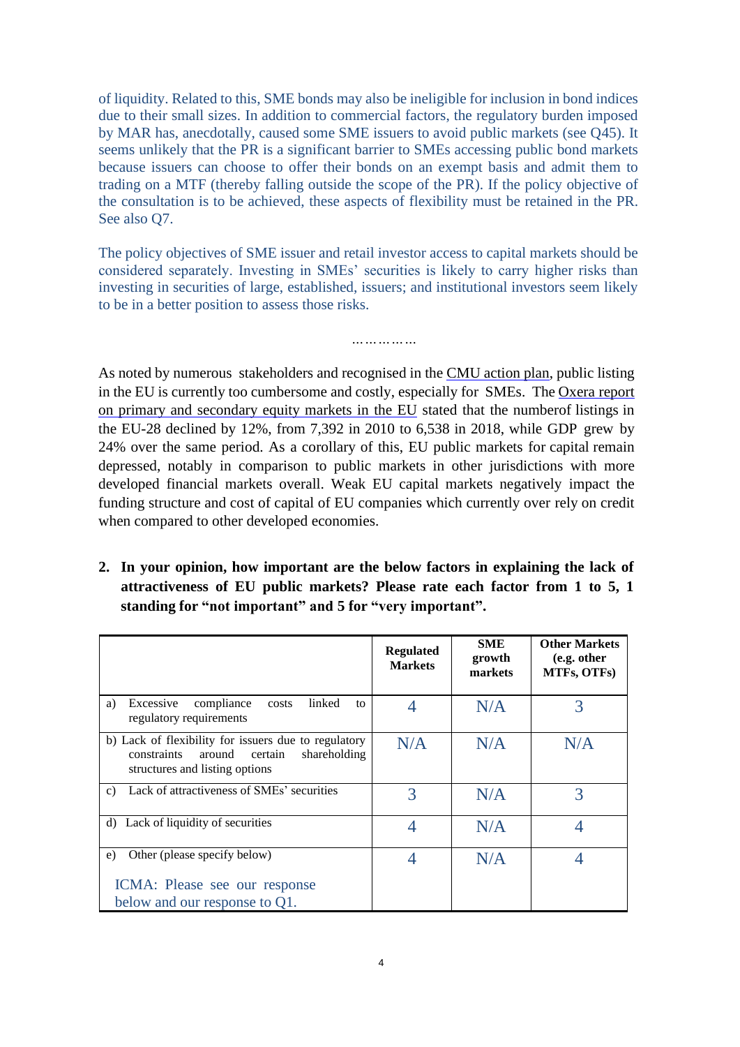of liquidity. Related to this, SME bonds may also be ineligible for inclusion in bond indices due to their small sizes. In addition to commercial factors, the regulatory burden imposed by MAR has, anecdotally, caused some SME issuers to avoid public markets (see Q45). It seems unlikely that the PR is a significant barrier to SMEs accessing public bond markets because issuers can choose to offer their bonds on an exempt basis and admit them to trading on a MTF (thereby falling outside the scope of the PR). If the policy objective of the consultation is to be achieved, these aspects of flexibility must be retained in the PR. See also Q7.

The policy objectives of SME issuer and retail investor access to capital markets should be considered separately. Investing in SMEs' securities is likely to carry higher risks than investing in securities of large, established, issuers; and institutional investors seem likely to be in a better position to assess those risks.

……………

As noted by numerous stakeholders and recognised in the CMU action plan, public listing in the EU is currently too cumbersome and costly, especially for SMEs. The Oxera report on primary and secondary equity markets in the EU stated that the numberof listings in the EU-28 declined by 12%, from 7,392 in 2010 to 6,538 in 2018, while GDP grew by 24% over the same period. As a corollary of this, EU public markets for capital remain depressed, notably in comparison to public markets in other jurisdictions with more developed financial markets overall. Weak EU capital markets negatively impact the funding structure and cost of capital of EU companies which currently over rely on credit when compared to other developed economies.

2. **In your opinion, how important are the below factors in explaining the lack of attractiveness of EU public markets? Please rate each factor from 1 to 5, 1 standing for "not important" and 5 for "very important".**

| | Regulated Markets | SME growth markets | Other Markets (e.g. other MTFs, OTFs) |
|---|---|---|---|
| a) Excessive compliance costs linked to regulatory requirements | 4 | N/A | 3 |
| b) Lack of flexibility for issuers due to regulatory constraints around certain shareholding structures and listing options | N/A | N/A | N/A |
| c) Lack of attractiveness of SMEs' securities | 3 | N/A | 3 |
| d) Lack of liquidity of securities | 4 | N/A | 4 |
| e) Other (please specify below)<br><br>ICMA: Please see our response below and our response to Q1. | 4 | N/A | 4 |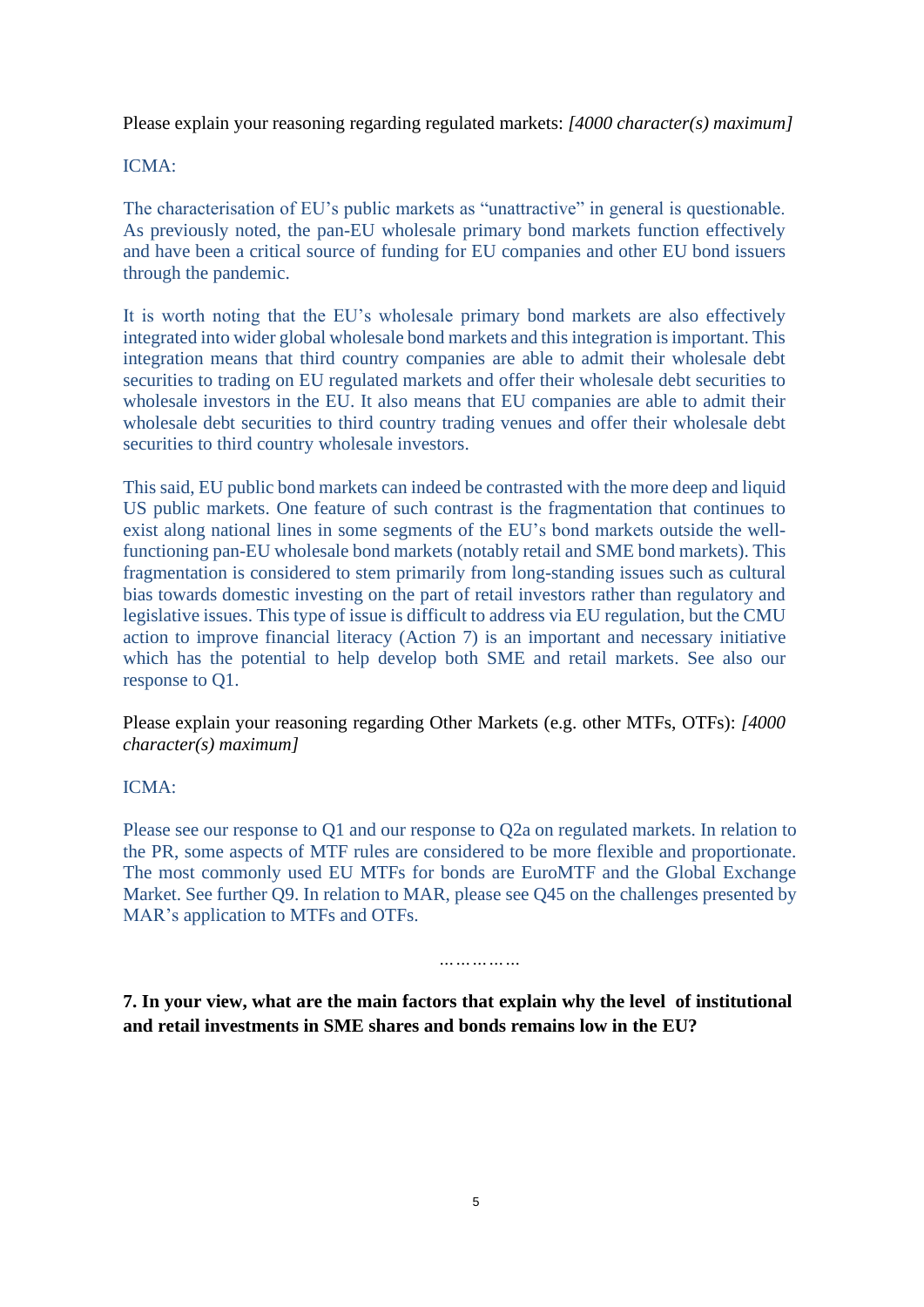Please explain your reasoning regarding regulated markets: *[4000 character(s) maximum]*

ICMA:

The characterisation of EU's public markets as "unattractive" in general is questionable. As previously noted, the pan-EU wholesale primary bond markets function effectively and have been a critical source of funding for EU companies and other EU bond issuers through the pandemic.

It is worth noting that the EU's wholesale primary bond markets are also effectively integrated into wider global wholesale bond markets and this integration is important. This integration means that third country companies are able to admit their wholesale debt securities to trading on EU regulated markets and offer their wholesale debt securities to wholesale investors in the EU. It also means that EU companies are able to admit their wholesale debt securities to third country trading venues and offer their wholesale debt securities to third country wholesale investors.

This said, EU public bond markets can indeed be contrasted with the more deep and liquid US public markets. One feature of such contrast is the fragmentation that continues to exist along national lines in some segments of the EU's bond markets outside the well-functioning pan-EU wholesale bond markets (notably retail and SME bond markets). This fragmentation is considered to stem primarily from long-standing issues such as cultural bias towards domestic investing on the part of retail investors rather than regulatory and legislative issues. This type of issue is difficult to address via EU regulation, but the CMU action to improve financial literacy (Action 7) is an important and necessary initiative which has the potential to help develop both SME and retail markets. See also our response to Q1.

Please explain your reasoning regarding Other Markets (e.g. other MTFs, OTFs): *[4000 character(s) maximum]*

ICMA:

Please see our response to Q1 and our response to Q2a on regulated markets. In relation to the PR, some aspects of MTF rules are considered to be more flexible and proportionate. The most commonly used EU MTFs for bonds are EuroMTF and the Global Exchange Market. See further Q9. In relation to MAR, please see Q45 on the challenges presented by MAR's application to MTFs and OTFs.

……………

**7. In your view, what are the main factors that explain why the level of institutional and retail investments in SME shares and bonds remains low in the EU?**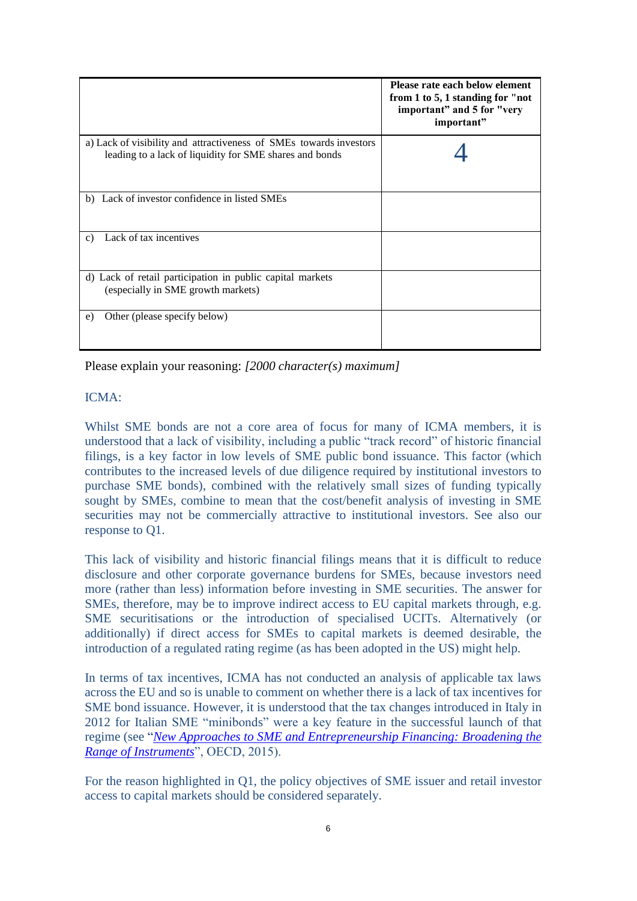| | Please rate each below element from 1 to 5, 1 standing for "not important" and 5 for "very important" |
|---|---|
| a) Lack of visibility and attractiveness of SMEs towards investors leading to a lack of liquidity for SME shares and bonds | 4 |
| b) Lack of investor confidence in listed SMEs | |
| c) Lack of tax incentives | |
| d) Lack of retail participation in public capital markets (especially in SME growth markets) | |
| e) Other (please specify below) | |

Please explain your reasoning: *[2000 character(s) maximum]*

ICMA:

Whilst SME bonds are not a core area of focus for many of ICMA members, it is understood that a lack of visibility, including a public "track record" of historic financial filings, is a key factor in low levels of SME public bond issuance. This factor (which contributes to the increased levels of due diligence required by institutional investors to purchase SME bonds), combined with the relatively small sizes of funding typically sought by SMEs, combine to mean that the cost/benefit analysis of investing in SME securities may not be commercially attractive to institutional investors. See also our response to Q1.

This lack of visibility and historic financial filings means that it is difficult to reduce disclosure and other corporate governance burdens for SMEs, because investors need more (rather than less) information before investing in SME securities. The answer for SMEs, therefore, may be to improve indirect access to EU capital markets through, e.g. SME securitisations or the introduction of specialised UCITs. Alternatively (or additionally) if direct access for SMEs to capital markets is deemed desirable, the introduction of a regulated rating regime (as has been adopted in the US) might help.

In terms of tax incentives, ICMA has not conducted an analysis of applicable tax laws across the EU and so is unable to comment on whether there is a lack of tax incentives for SME bond issuance. However, it is understood that the tax changes introduced in Italy in 2012 for Italian SME "minibonds" were a key feature in the successful launch of that regime (see "*New Approaches to SME and Entrepreneurship Financing: Broadening the Range of Instruments*", OECD, 2015).

For the reason highlighted in Q1, the policy objectives of SME issuer and retail investor access to capital markets should be considered separately.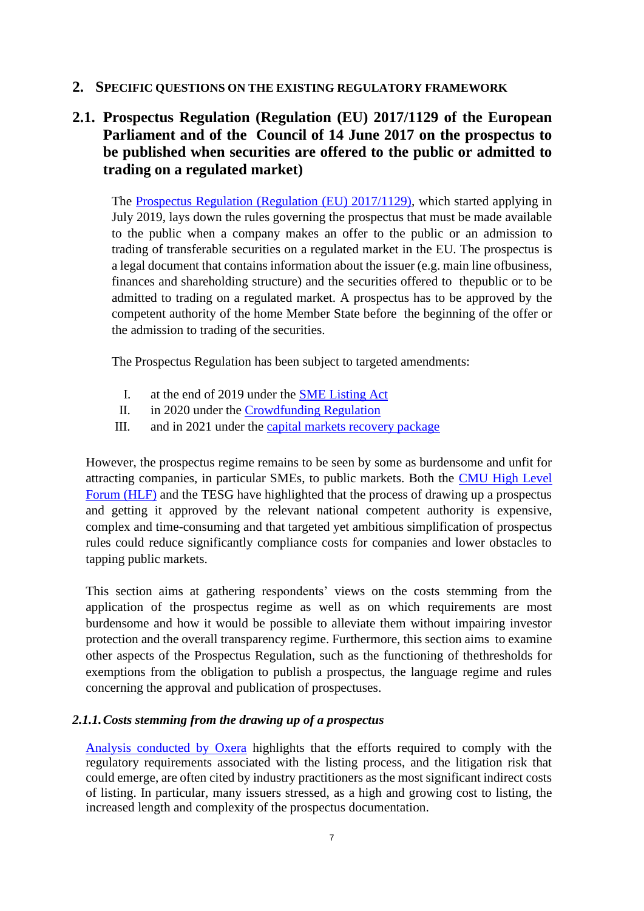## 2. SPECIFIC QUESTIONS ON THE EXISTING REGULATORY FRAMEWORK

### 2.1. Prospectus Regulation (Regulation (EU) 2017/1129 of the European Parliament and of the Council of 14 June 2017 on the prospectus to be published when securities are offered to the public or admitted to trading on a regulated market)

The Prospectus Regulation (Regulation (EU) 2017/1129), which started applying in July 2019, lays down the rules governing the prospectus that must be made available to the public when a company makes an offer to the public or an admission to trading of transferable securities on a regulated market in the EU. The prospectus is a legal document that contains information about the issuer (e.g. main line ofbusiness, finances and shareholding structure) and the securities offered to thepublic or to be admitted to trading on a regulated market. A prospectus has to be approved by the competent authority of the home Member State before the beginning of the offer or the admission to trading of the securities.

The Prospectus Regulation has been subject to targeted amendments:

I. at the end of 2019 under the SME Listing Act
II. in 2020 under the Crowdfunding Regulation
III. and in 2021 under the capital markets recovery package

However, the prospectus regime remains to be seen by some as burdensome and unfit for attracting companies, in particular SMEs, to public markets. Both the CMU High Level Forum (HLF) and the TESG have highlighted that the process of drawing up a prospectus and getting it approved by the relevant national competent authority is expensive, complex and time-consuming and that targeted yet ambitious simplification of prospectus rules could reduce significantly compliance costs for companies and lower obstacles to tapping public markets.

This section aims at gathering respondents' views on the costs stemming from the application of the prospectus regime as well as on which requirements are most burdensome and how it would be possible to alleviate them without impairing investor protection and the overall transparency regime. Furthermore, this section aims to examine other aspects of the Prospectus Regulation, such as the functioning of thethresholds for exemptions from the obligation to publish a prospectus, the language regime and rules concerning the approval and publication of prospectuses.

#### *2.1.1. Costs stemming from the drawing up of a prospectus*

Analysis conducted by Oxera highlights that the efforts required to comply with the regulatory requirements associated with the listing process, and the litigation risk that could emerge, are often cited by industry practitioners as the most significant indirect costs of listing. In particular, many issuers stressed, as a high and growing cost to listing, the increased length and complexity of the prospectus documentation.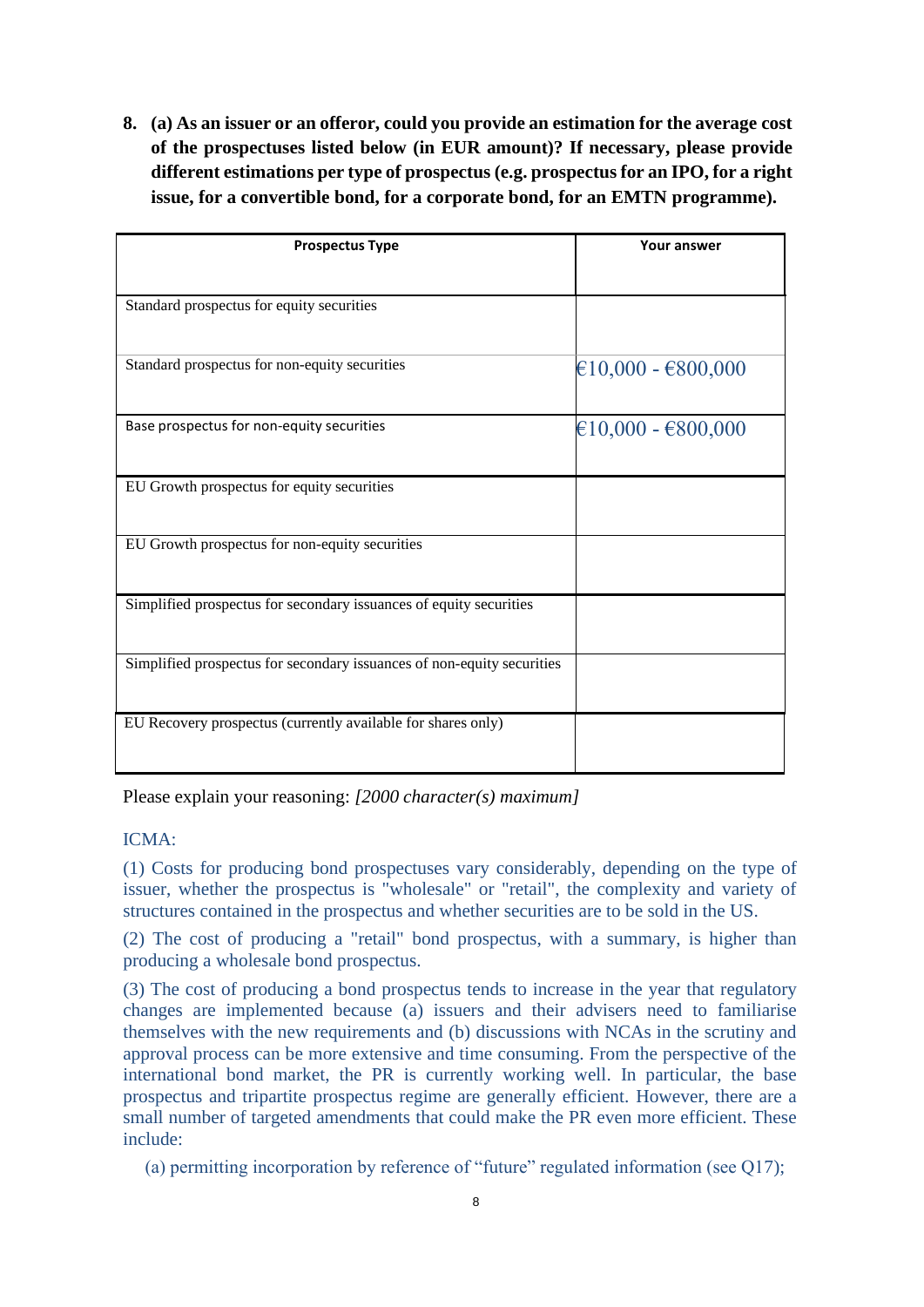**8. (a) As an issuer or an offeror, could you provide an estimation for the average cost of the prospectuses listed below (in EUR amount)? If necessary, please provide different estimations per type of prospectus (e.g. prospectus for an IPO, for a right issue, for a convertible bond, for a corporate bond, for an EMTN programme).**

| Prospectus Type | Your answer |
| --- | --- |
| Standard prospectus for equity securities | |
| Standard prospectus for non-equity securities | €10,000 - €800,000 |
| Base prospectus for non-equity securities | €10,000 - €800,000 |
| EU Growth prospectus for equity securities | |
| EU Growth prospectus for non-equity securities | |
| Simplified prospectus for secondary issuances of equity securities | |
| Simplified prospectus for secondary issuances of non-equity securities | |
| EU Recovery prospectus (currently available for shares only) | |

Please explain your reasoning: *[2000 character(s) maximum]*

ICMA:

(1) Costs for producing bond prospectuses vary considerably, depending on the type of issuer, whether the prospectus is "wholesale" or "retail", the complexity and variety of structures contained in the prospectus and whether securities are to be sold in the US.

(2) The cost of producing a "retail" bond prospectus, with a summary, is higher than producing a wholesale bond prospectus.

(3) The cost of producing a bond prospectus tends to increase in the year that regulatory changes are implemented because (a) issuers and their advisers need to familiarise themselves with the new requirements and (b) discussions with NCAs in the scrutiny and approval process can be more extensive and time consuming. From the perspective of the international bond market, the PR is currently working well. In particular, the base prospectus and tripartite prospectus regime are generally efficient. However, there are a small number of targeted amendments that could make the PR even more efficient. These include:

(a) permitting incorporation by reference of "future" regulated information (see Q17);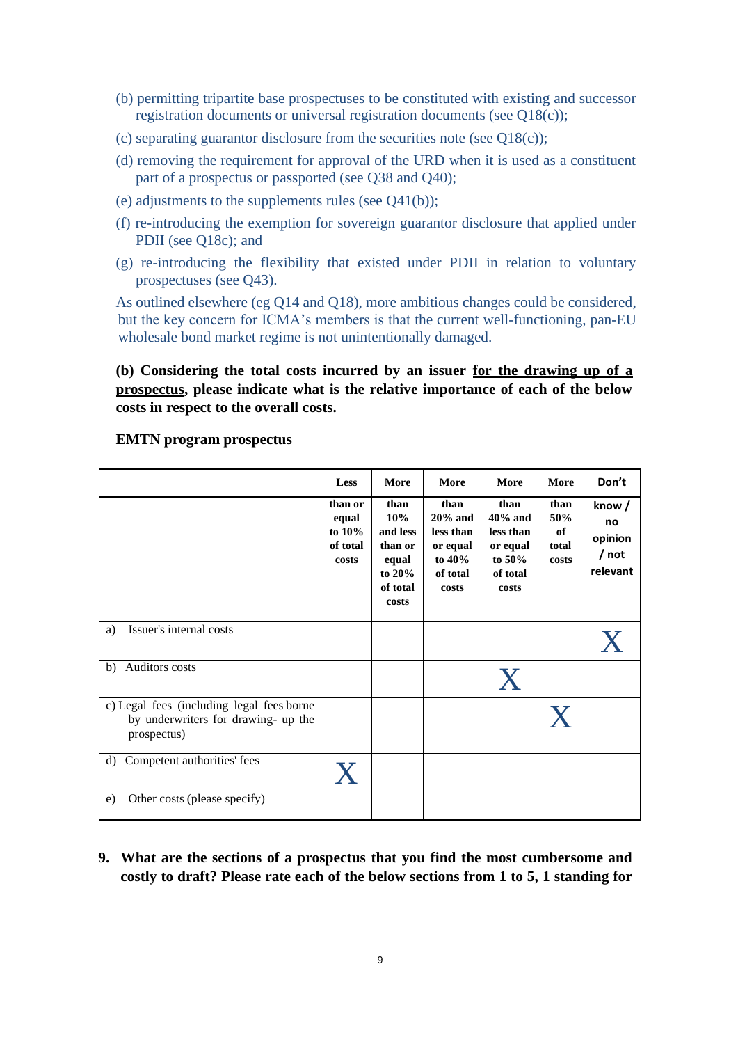(b) permitting tripartite base prospectuses to be constituted with existing and successor registration documents or universal registration documents (see Q18(c));

(c) separating guarantor disclosure from the securities note (see Q18(c));

(d) removing the requirement for approval of the URD when it is used as a constituent part of a prospectus or passported (see Q38 and Q40);

(e) adjustments to the supplements rules (see Q41(b));

(f) re-introducing the exemption for sovereign guarantor disclosure that applied under PDII (see Q18c); and

(g) re-introducing the flexibility that existed under PDII in relation to voluntary prospectuses (see Q43).

As outlined elsewhere (eg Q14 and Q18), more ambitious changes could be considered, but the key concern for ICMA's members is that the current well-functioning, pan-EU wholesale bond market regime is not unintentionally damaged.

**(b) Considering the total costs incurred by an issuer <u>for the drawing up of a prospectus</u>, please indicate what is the relative importance of each of the below costs in respect to the overall costs.**

**EMTN program prospectus**

| | Less than or equal to 10% of total costs | More than 10% and less than or equal to 20% of total costs | More than 20% and less than or equal to 40% of total costs | More than 40% and less than or equal to 50% of total costs | More than 50% of total costs | Don't know / no opinion / not relevant |
|---|---|---|---|---|---|---|
| a) Issuer's internal costs | | | | | | X |
| b) Auditors costs | | | | X | | |
| c) Legal fees (including legal fees borne by underwriters for drawing- up the prospectus) | | | | | X | |
| d) Competent authorities' fees | X | | | | | |
| e) Other costs (please specify) | | | | | | |

**9. What are the sections of a prospectus that you find the most cumbersome and costly to draft? Please rate each of the below sections from 1 to 5, 1 standing for**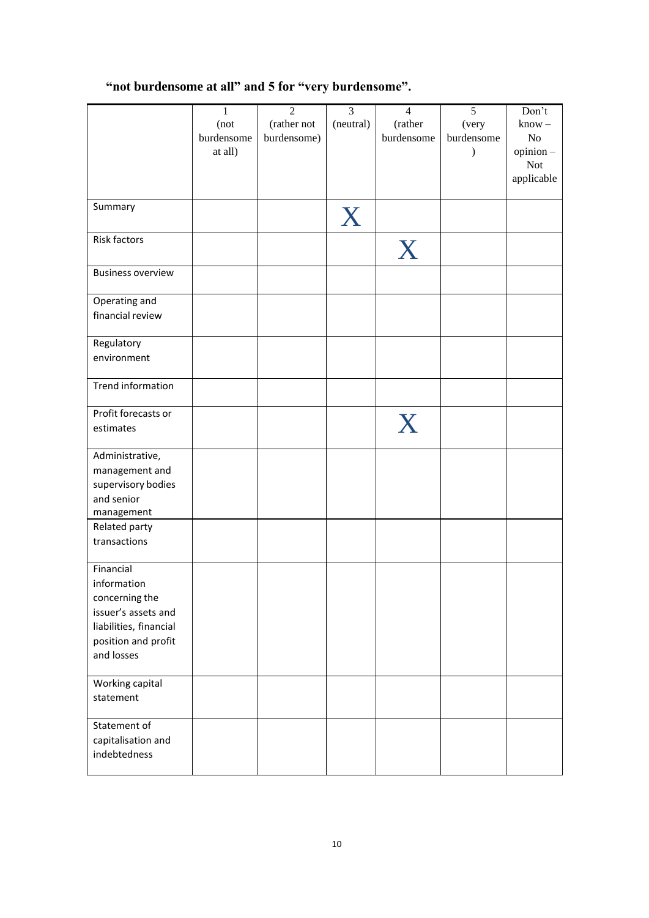**"not burdensome at all" and 5 for "very burdensome".**

| | 1 (not burdensome at all) | 2 (rather not burdensome) | 3 (neutral) | 4 (rather burdensome | 5 (very burdensome ) | Don't know – No opinion – Not applicable |
|---|---|---|---|---|---|---|
| Summary | | | X | | | |
| Risk factors | | | | X | | |
| Business overview | | | | | | |
| Operating and financial review | | | | | | |
| Regulatory environment | | | | | | |
| Trend information | | | | | | |
| Profit forecasts or estimates | | | | X | | |
| Administrative, management and supervisory bodies and senior management | | | | | | |
| Related party transactions | | | | | | |
| Financial information concerning the issuer's assets and liabilities, financial position and profit and losses | | | | | | |
| Working capital statement | | | | | | |
| Statement of capitalisation and indebtedness | | | | | | |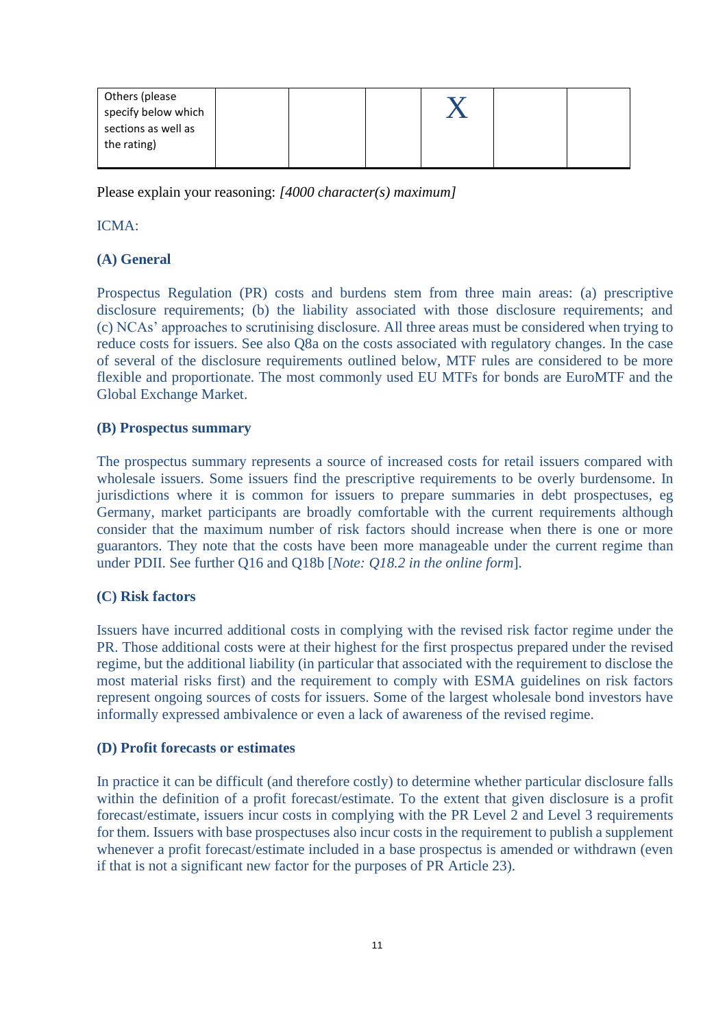| Others (please specify below which sections as well as the rating) | | | | X | | |
|---|---|---|---|---|---|---|

Please explain your reasoning: *[4000 character(s) maximum]*

ICMA:

**(A) General**

Prospectus Regulation (PR) costs and burdens stem from three main areas: (a) prescriptive disclosure requirements; (b) the liability associated with those disclosure requirements; and (c) NCAs' approaches to scrutinising disclosure. All three areas must be considered when trying to reduce costs for issuers. See also Q8a on the costs associated with regulatory changes. In the case of several of the disclosure requirements outlined below, MTF rules are considered to be more flexible and proportionate. The most commonly used EU MTFs for bonds are EuroMTF and the Global Exchange Market.

**(B) Prospectus summary**

The prospectus summary represents a source of increased costs for retail issuers compared with wholesale issuers. Some issuers find the prescriptive requirements to be overly burdensome. In jurisdictions where it is common for issuers to prepare summaries in debt prospectuses, eg Germany, market participants are broadly comfortable with the current requirements although consider that the maximum number of risk factors should increase when there is one or more guarantors. They note that the costs have been more manageable under the current regime than under PDII. See further Q16 and Q18b [*Note: Q18.2 in the online form*].

**(C) Risk factors**

Issuers have incurred additional costs in complying with the revised risk factor regime under the PR. Those additional costs were at their highest for the first prospectus prepared under the revised regime, but the additional liability (in particular that associated with the requirement to disclose the most material risks first) and the requirement to comply with ESMA guidelines on risk factors represent ongoing sources of costs for issuers. Some of the largest wholesale bond investors have informally expressed ambivalence or even a lack of awareness of the revised regime.

**(D) Profit forecasts or estimates**

In practice it can be difficult (and therefore costly) to determine whether particular disclosure falls within the definition of a profit forecast/estimate. To the extent that given disclosure is a profit forecast/estimate, issuers incur costs in complying with the PR Level 2 and Level 3 requirements for them. Issuers with base prospectuses also incur costs in the requirement to publish a supplement whenever a profit forecast/estimate included in a base prospectus is amended or withdrawn (even if that is not a significant new factor for the purposes of PR Article 23).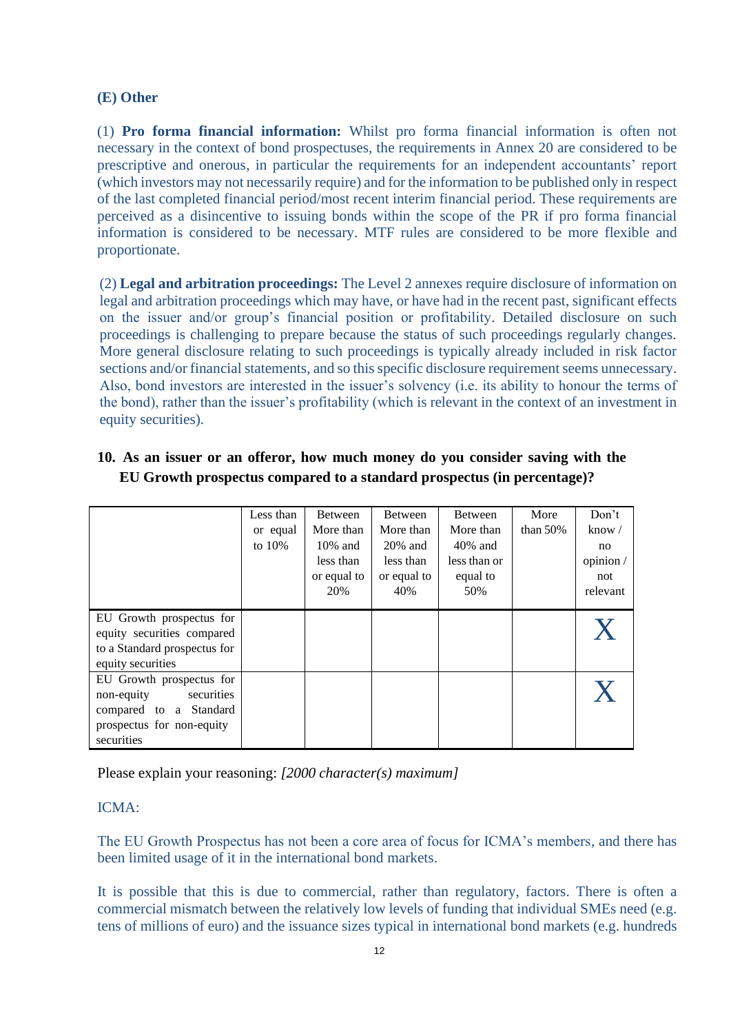### (E) Other

(1) **Pro forma financial information:** Whilst pro forma financial information is often not necessary in the context of bond prospectuses, the requirements in Annex 20 are considered to be prescriptive and onerous, in particular the requirements for an independent accountants' report (which investors may not necessarily require) and for the information to be published only in respect of the last completed financial period/most recent interim financial period. These requirements are perceived as a disincentive to issuing bonds within the scope of the PR if pro forma financial information is considered to be necessary. MTF rules are considered to be more flexible and proportionate.

(2) **Legal and arbitration proceedings:** The Level 2 annexes require disclosure of information on legal and arbitration proceedings which may have, or have had in the recent past, significant effects on the issuer and/or group's financial position or profitability. Detailed disclosure on such proceedings is challenging to prepare because the status of such proceedings regularly changes. More general disclosure relating to such proceedings is typically already included in risk factor sections and/or financial statements, and so this specific disclosure requirement seems unnecessary. Also, bond investors are interested in the issuer's solvency (i.e. its ability to honour the terms of the bond), rather than the issuer's profitability (which is relevant in the context of an investment in equity securities).

**10. As an issuer or an offeror, how much money do you consider saving with the EU Growth prospectus compared to a standard prospectus (in percentage)?**

| | Less than or equal to 10% | Between More than 10% and less than or equal to 20% | Between More than 20% and less than or equal to 40% | Between More than 40% and less than or equal to 50% | More than 50% | Don't know / no opinion / not relevant |
|---|---|---|---|---|---|---|
| EU Growth prospectus for equity securities compared to a Standard prospectus for equity securities | | | | | | X |
| EU Growth prospectus for non-equity securities compared to a Standard prospectus for non-equity securities | | | | | | X |

Please explain your reasoning: *[2000 character(s) maximum]*

ICMA:

The EU Growth Prospectus has not been a core area of focus for ICMA's members, and there has been limited usage of it in the international bond markets.

It is possible that this is due to commercial, rather than regulatory, factors. There is often a commercial mismatch between the relatively low levels of funding that individual SMEs need (e.g. tens of millions of euro) and the issuance sizes typical in international bond markets (e.g. hundreds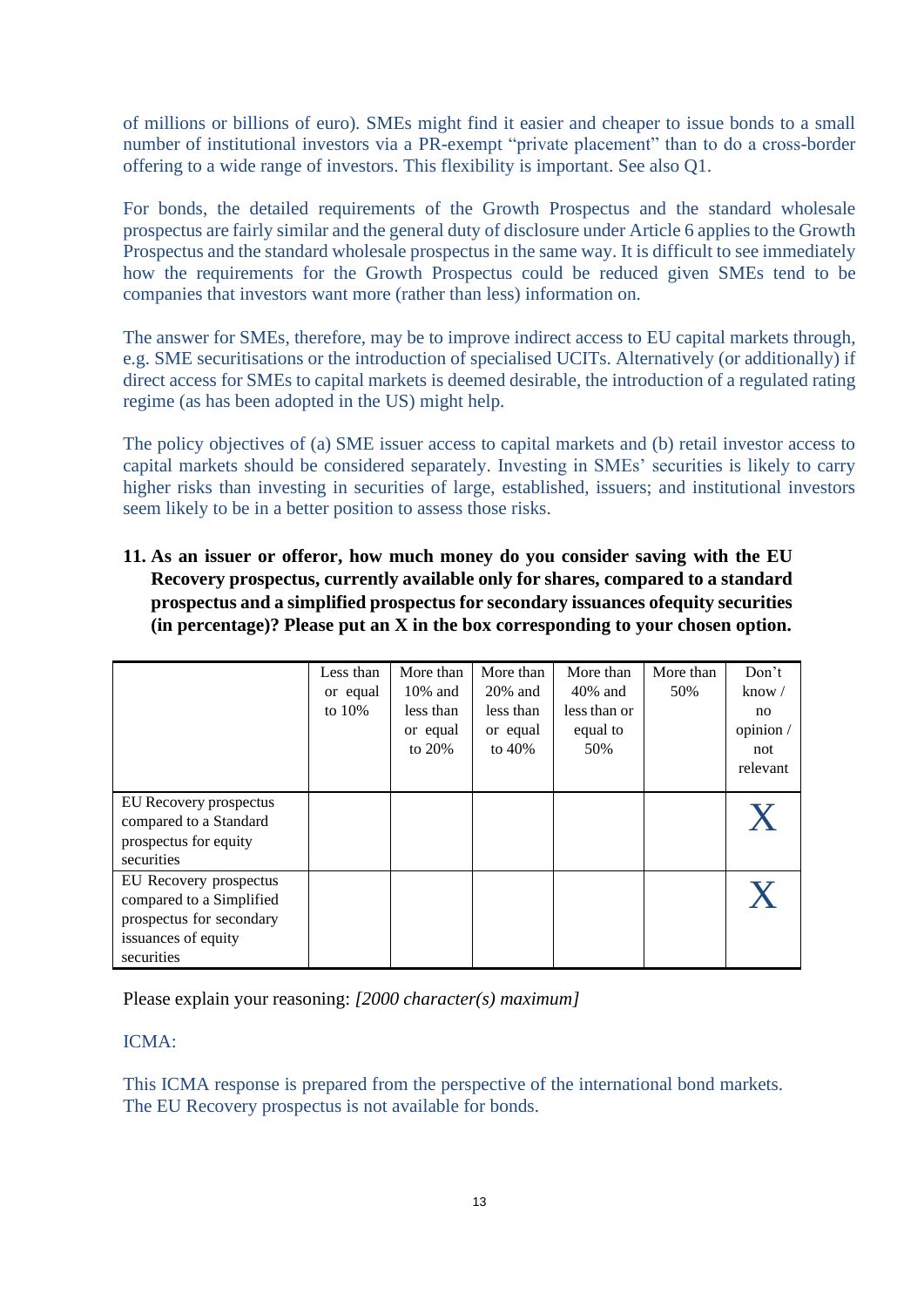of millions or billions of euro). SMEs might find it easier and cheaper to issue bonds to a small number of institutional investors via a PR-exempt "private placement" than to do a cross-border offering to a wide range of investors. This flexibility is important. See also Q1.

For bonds, the detailed requirements of the Growth Prospectus and the standard wholesale prospectus are fairly similar and the general duty of disclosure under Article 6 applies to the Growth Prospectus and the standard wholesale prospectus in the same way. It is difficult to see immediately how the requirements for the Growth Prospectus could be reduced given SMEs tend to be companies that investors want more (rather than less) information on.

The answer for SMEs, therefore, may be to improve indirect access to EU capital markets through, e.g. SME securitisations or the introduction of specialised UCITs. Alternatively (or additionally) if direct access for SMEs to capital markets is deemed desirable, the introduction of a regulated rating regime (as has been adopted in the US) might help.

The policy objectives of (a) SME issuer access to capital markets and (b) retail investor access to capital markets should be considered separately. Investing in SMEs' securities is likely to carry higher risks than investing in securities of large, established, issuers; and institutional investors seem likely to be in a better position to assess those risks.

**11. As an issuer or offeror, how much money do you consider saving with the EU Recovery prospectus, currently available only for shares, compared to a standard prospectus and a simplified prospectus for secondary issuances ofequity securities (in percentage)? Please put an X in the box corresponding to your chosen option.**

| | Less than or equal to 10% | More than 10% and less than or equal to 20% | More than 20% and less than or equal to 40% | More than 40% and less than or equal to 50% | More than 50% | Don't know / no opinion / not relevant |
|---|---|---|---|---|---|---|
| EU Recovery prospectus compared to a Standard prospectus for equity securities | | | | | | X |
| EU Recovery prospectus compared to a Simplified prospectus for secondary issuances of equity securities | | | | | | X |

Please explain your reasoning: *[2000 character(s) maximum]*

ICMA:

This ICMA response is prepared from the perspective of the international bond markets. The EU Recovery prospectus is not available for bonds.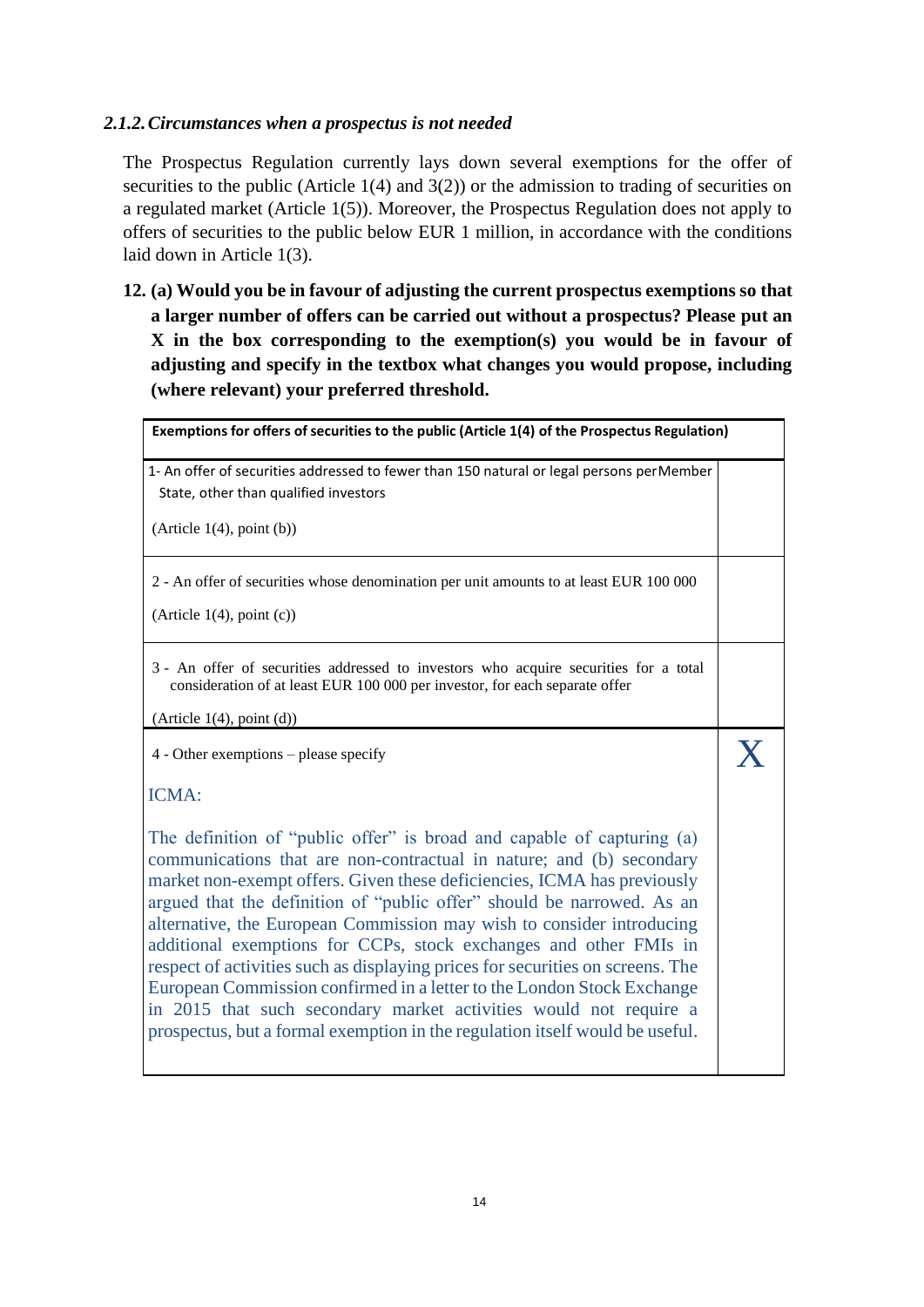### *2.1.2. Circumstances when a prospectus is not needed*

The Prospectus Regulation currently lays down several exemptions for the offer of securities to the public (Article 1(4) and 3(2)) or the admission to trading of securities on a regulated market (Article 1(5)). Moreover, the Prospectus Regulation does not apply to offers of securities to the public below EUR 1 million, in accordance with the conditions laid down in Article 1(3).

**12. (a) Would you be in favour of adjusting the current prospectus exemptions so that a larger number of offers can be carried out without a prospectus? Please put an X in the box corresponding to the exemption(s) you would be in favour of adjusting and specify in the textbox what changes you would propose, including (where relevant) your preferred threshold.**

| Exemptions for offers of securities to the public (Article 1(4) of the Prospectus Regulation) | |
|---|---|
| 1- An offer of securities addressed to fewer than 150 natural or legal persons per Member State, other than qualified investors<br><br>(Article 1(4), point (b)) | |
| 2 - An offer of securities whose denomination per unit amounts to at least EUR 100 000<br><br>(Article 1(4), point (c)) | |
| 3 - An offer of securities addressed to investors who acquire securities for a total consideration of at least EUR 100 000 per investor, for each separate offer<br><br>(Article 1(4), point (d)) | |
| 4 - Other exemptions – please specify<br><br>ICMA:<br><br>The definition of "public offer" is broad and capable of capturing (a) communications that are non-contractual in nature; and (b) secondary market non-exempt offers. Given these deficiencies, ICMA has previously argued that the definition of "public offer" should be narrowed. As an alternative, the European Commission may wish to consider introducing additional exemptions for CCPs, stock exchanges and other FMIs in respect of activities such as displaying prices for securities on screens. The European Commission confirmed in a letter to the London Stock Exchange in 2015 that such secondary market activities would not require a prospectus, but a formal exemption in the regulation itself would be useful. | X |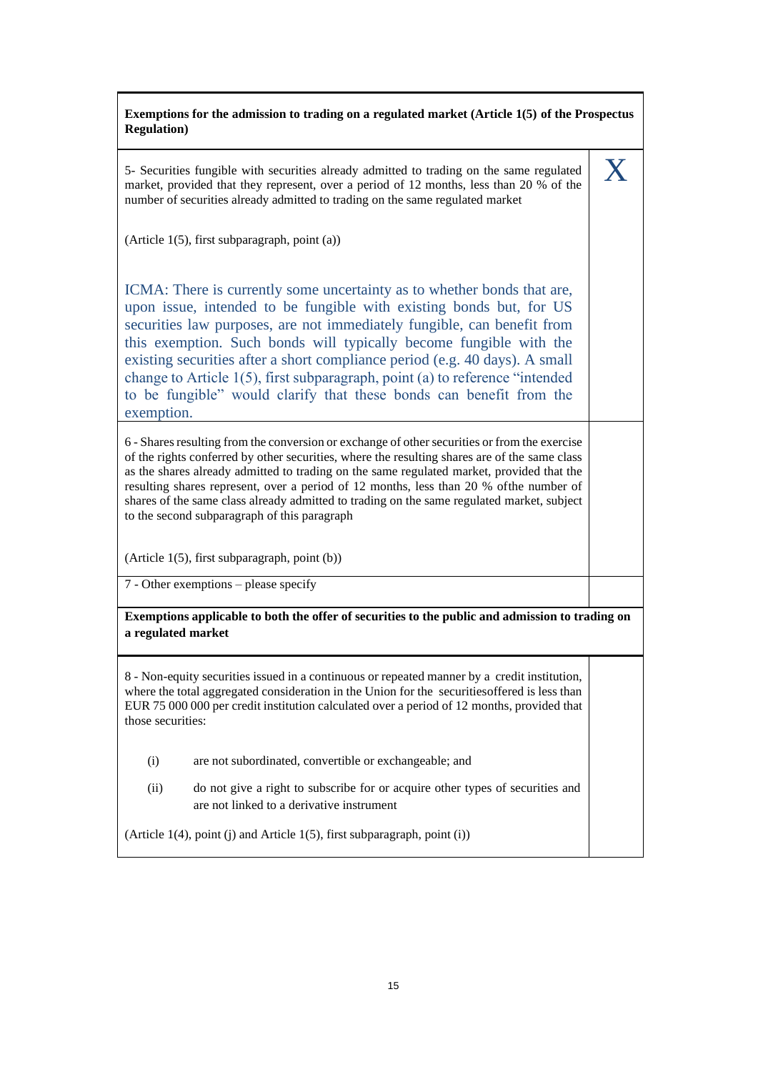| **Exemptions for the admission to trading on a regulated market (Article 1(5) of the Prospectus Regulation)** | |
|---|---|
| 5- Securities fungible with securities already admitted to trading on the same regulated market, provided that they represent, over a period of 12 months, less than 20 % of the number of securities already admitted to trading on the same regulated market<br><br>(Article 1(5), first subparagraph, point (a))<br><br>ICMA: There is currently some uncertainty as to whether bonds that are, upon issue, intended to be fungible with existing bonds but, for US securities law purposes, are not immediately fungible, can benefit from this exemption. Such bonds will typically become fungible with the existing securities after a short compliance period (e.g. 40 days). A small change to Article 1(5), first subparagraph, point (a) to reference "intended to be fungible" would clarify that these bonds can benefit from the exemption. | X |
| 6 - Shares resulting from the conversion or exchange of other securities or from the exercise of the rights conferred by other securities, where the resulting shares are of the same class as the shares already admitted to trading on the same regulated market, provided that the resulting shares represent, over a period of 12 months, less than 20 % of the number of shares of the same class already admitted to trading on the same regulated market, subject to the second subparagraph of this paragraph<br><br>(Article 1(5), first subparagraph, point (b)) | |
| 7 - Other exemptions – please specify | |
| **Exemptions applicable to both the offer of securities to the public and admission to trading on a regulated market** | |
| 8 - Non-equity securities issued in a continuous or repeated manner by a credit institution, where the total aggregated consideration in the Union for the securities offered is less than EUR 75 000 000 per credit institution calculated over a period of 12 months, provided that those securities:<br><br>(i) are not subordinated, convertible or exchangeable; and<br><br>(ii) do not give a right to subscribe for or acquire other types of securities and are not linked to a derivative instrument<br><br>(Article 1(4), point (j) and Article 1(5), first subparagraph, point (i)) | |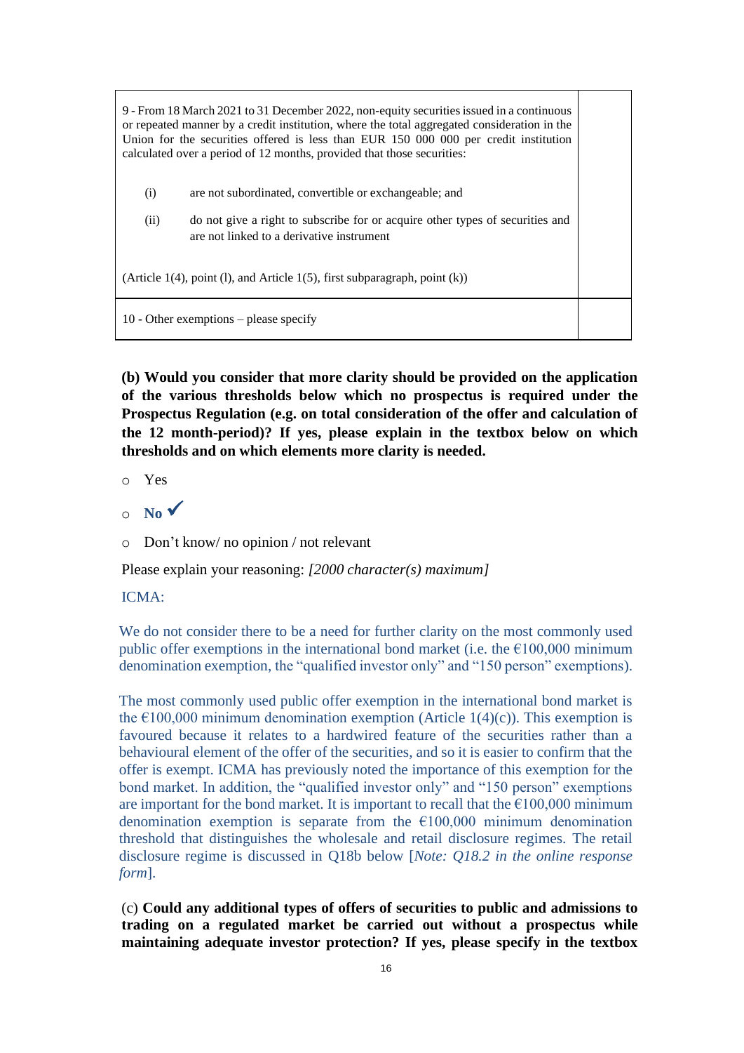| | |
|---|---|
| 9 - From 18 March 2021 to 31 December 2022, non-equity securities issued in a continuous or repeated manner by a credit institution, where the total aggregated consideration in the Union for the securities offered is less than EUR 150 000 000 per credit institution calculated over a period of 12 months, provided that those securities:<br><br>(i) are not subordinated, convertible or exchangeable; and<br><br>(ii) do not give a right to subscribe for or acquire other types of securities and are not linked to a derivative instrument<br><br>(Article 1(4), point (l), and Article 1(5), first subparagraph, point (k)) | |
| 10 - Other exemptions – please specify | |

**(b) Would you consider that more clarity should be provided on the application of the various thresholds below which no prospectus is required under the Prospectus Regulation (e.g. on total consideration of the offer and calculation of the 12 month-period)? If yes, please explain in the textbox below on which thresholds and on which elements more clarity is needed.**

- Yes
- **No** ✓
- Don't know/ no opinion / not relevant

Please explain your reasoning: *[2000 character(s) maximum]*

ICMA:

We do not consider there to be a need for further clarity on the most commonly used public offer exemptions in the international bond market (i.e. the €100,000 minimum denomination exemption, the "qualified investor only" and "150 person" exemptions).

The most commonly used public offer exemption in the international bond market is the €100,000 minimum denomination exemption (Article 1(4)(c)). This exemption is favoured because it relates to a hardwired feature of the securities rather than a behavioural element of the offer of the securities, and so it is easier to confirm that the offer is exempt. ICMA has previously noted the importance of this exemption for the bond market. In addition, the "qualified investor only" and "150 person" exemptions are important for the bond market. It is important to recall that the €100,000 minimum denomination exemption is separate from the €100,000 minimum denomination threshold that distinguishes the wholesale and retail disclosure regimes. The retail disclosure regime is discussed in Q18b below [*Note: Q18.2 in the online response form*].

(c) **Could any additional types of offers of securities to public and admissions to trading on a regulated market be carried out without a prospectus while maintaining adequate investor protection? If yes, please specify in the textbox**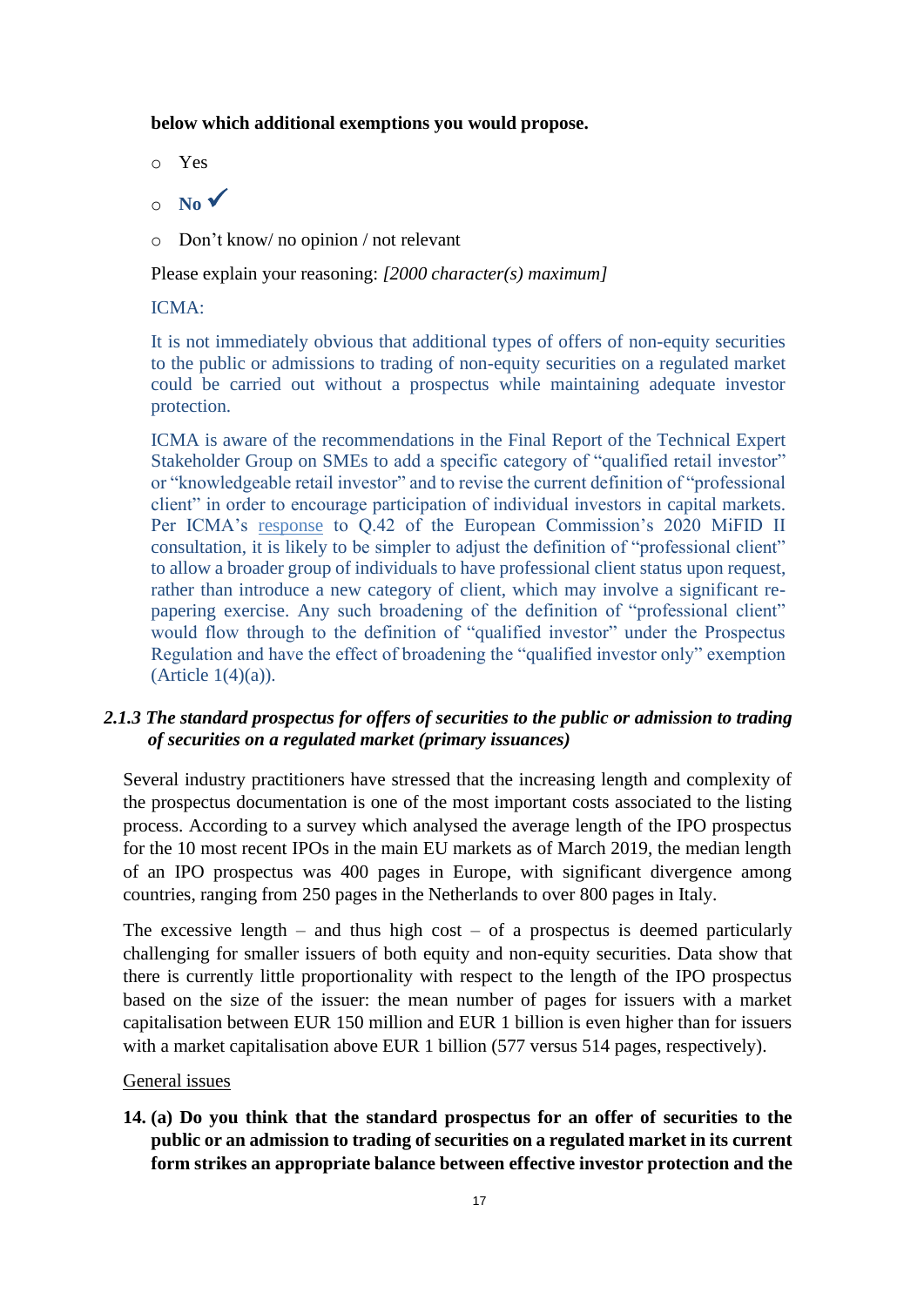**below which additional exemptions you would propose.**

- Yes
- **No** ✓
- Don't know/ no opinion / not relevant

Please explain your reasoning: *[2000 character(s) maximum]*

ICMA:

It is not immediately obvious that additional types of offers of non-equity securities to the public or admissions to trading of non-equity securities on a regulated market could be carried out without a prospectus while maintaining adequate investor protection.

ICMA is aware of the recommendations in the Final Report of the Technical Expert Stakeholder Group on SMEs to add a specific category of "qualified retail investor" or "knowledgeable retail investor" and to revise the current definition of "professional client" in order to encourage participation of individual investors in capital markets. Per ICMA's response to Q.42 of the European Commission's 2020 MiFID II consultation, it is likely to be simpler to adjust the definition of "professional client" to allow a broader group of individuals to have professional client status upon request, rather than introduce a new category of client, which may involve a significant re-papering exercise. Any such broadening of the definition of "professional client" would flow through to the definition of "qualified investor" under the Prospectus Regulation and have the effect of broadening the "qualified investor only" exemption (Article 1(4)(a)).

### *2.1.3 The standard prospectus for offers of securities to the public or admission to trading of securities on a regulated market (primary issuances)*

Several industry practitioners have stressed that the increasing length and complexity of the prospectus documentation is one of the most important costs associated to the listing process. According to a survey which analysed the average length of the IPO prospectus for the 10 most recent IPOs in the main EU markets as of March 2019, the median length of an IPO prospectus was 400 pages in Europe, with significant divergence among countries, ranging from 250 pages in the Netherlands to over 800 pages in Italy.

The excessive length – and thus high cost – of a prospectus is deemed particularly challenging for smaller issuers of both equity and non-equity securities. Data show that there is currently little proportionality with respect to the length of the IPO prospectus based on the size of the issuer: the mean number of pages for issuers with a market capitalisation between EUR 150 million and EUR 1 billion is even higher than for issuers with a market capitalisation above EUR 1 billion (577 versus 514 pages, respectively).

General issues

**14. (a) Do you think that the standard prospectus for an offer of securities to the public or an admission to trading of securities on a regulated market in its current form strikes an appropriate balance between effective investor protection and the**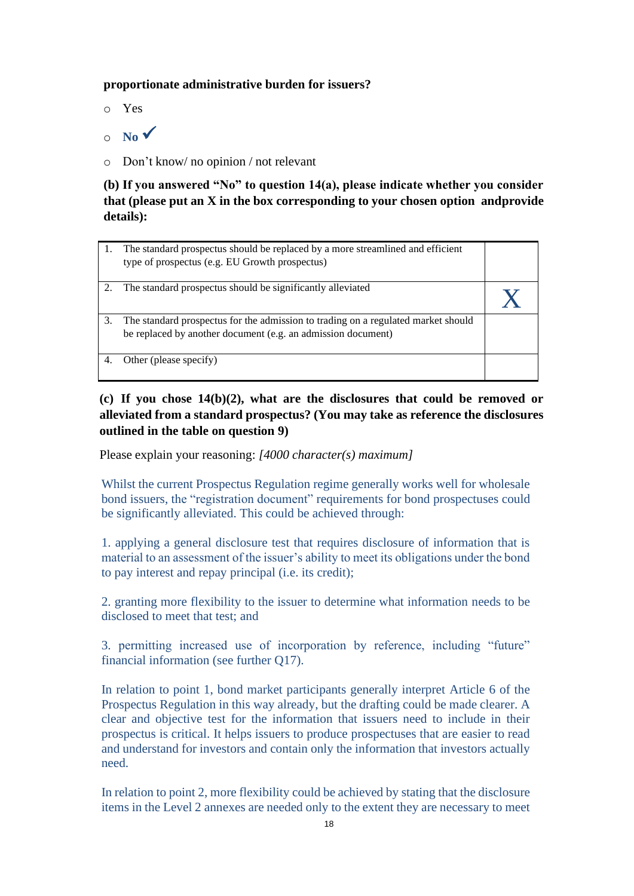**proportionate administrative burden for issuers?**

- ○ Yes
- ○ **No** ✓
- ○ Don't know/ no opinion / not relevant

**(b) If you answered "No" to question 14(a), please indicate whether you consider that (please put an X in the box corresponding to your chosen option andprovide details):**

| | |
|---|---|
| 1. The standard prospectus should be replaced by a more streamlined and efficient type of prospectus (e.g. EU Growth prospectus) | |
| 2. The standard prospectus should be significantly alleviated | X |
| 3. The standard prospectus for the admission to trading on a regulated market should be replaced by another document (e.g. an admission document) | |
| 4. Other (please specify) | |

**(c) If you chose 14(b)(2), what are the disclosures that could be removed or alleviated from a standard prospectus? (You may take as reference the disclosures outlined in the table on question 9)**

Please explain your reasoning: *[4000 character(s) maximum]*

Whilst the current Prospectus Regulation regime generally works well for wholesale bond issuers, the "registration document" requirements for bond prospectuses could be significantly alleviated. This could be achieved through:

1. applying a general disclosure test that requires disclosure of information that is material to an assessment of the issuer's ability to meet its obligations under the bond to pay interest and repay principal (i.e. its credit);

2. granting more flexibility to the issuer to determine what information needs to be disclosed to meet that test; and

3. permitting increased use of incorporation by reference, including "future" financial information (see further Q17).

In relation to point 1, bond market participants generally interpret Article 6 of the Prospectus Regulation in this way already, but the drafting could be made clearer. A clear and objective test for the information that issuers need to include in their prospectus is critical. It helps issuers to produce prospectuses that are easier to read and understand for investors and contain only the information that investors actually need.

In relation to point 2, more flexibility could be achieved by stating that the disclosure items in the Level 2 annexes are needed only to the extent they are necessary to meet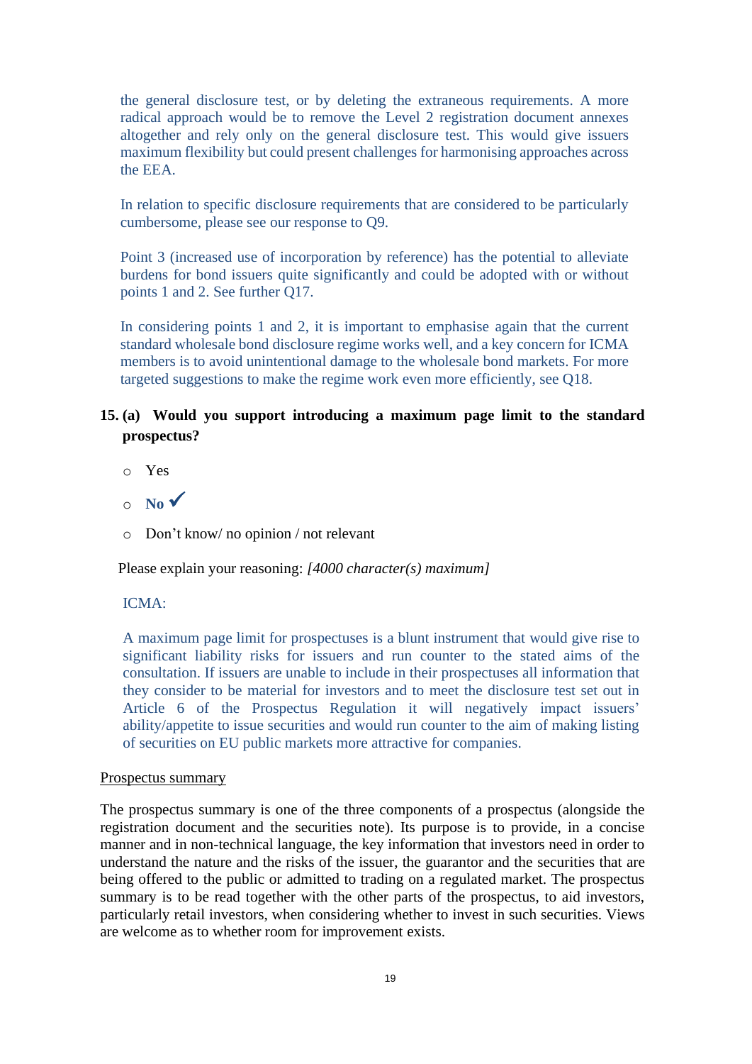the general disclosure test, or by deleting the extraneous requirements. A more radical approach would be to remove the Level 2 registration document annexes altogether and rely only on the general disclosure test. This would give issuers maximum flexibility but could present challenges for harmonising approaches across the EEA.

In relation to specific disclosure requirements that are considered to be particularly cumbersome, please see our response to Q9.

Point 3 (increased use of incorporation by reference) has the potential to alleviate burdens for bond issuers quite significantly and could be adopted with or without points 1 and 2. See further Q17.

In considering points 1 and 2, it is important to emphasise again that the current standard wholesale bond disclosure regime works well, and a key concern for ICMA members is to avoid unintentional damage to the wholesale bond markets. For more targeted suggestions to make the regime work even more efficiently, see Q18.

**15. (a) Would you support introducing a maximum page limit to the standard prospectus?**

- Yes
- **No** ✓
- Don't know/ no opinion / not relevant

Please explain your reasoning: *[4000 character(s) maximum]*

ICMA:

A maximum page limit for prospectuses is a blunt instrument that would give rise to significant liability risks for issuers and run counter to the stated aims of the consultation. If issuers are unable to include in their prospectuses all information that they consider to be material for investors and to meet the disclosure test set out in Article 6 of the Prospectus Regulation it will negatively impact issuers' ability/appetite to issue securities and would run counter to the aim of making listing of securities on EU public markets more attractive for companies.

<u>Prospectus summary</u>

The prospectus summary is one of the three components of a prospectus (alongside the registration document and the securities note). Its purpose is to provide, in a concise manner and in non-technical language, the key information that investors need in order to understand the nature and the risks of the issuer, the guarantor and the securities that are being offered to the public or admitted to trading on a regulated market. The prospectus summary is to be read together with the other parts of the prospectus, to aid investors, particularly retail investors, when considering whether to invest in such securities. Views are welcome as to whether room for improvement exists.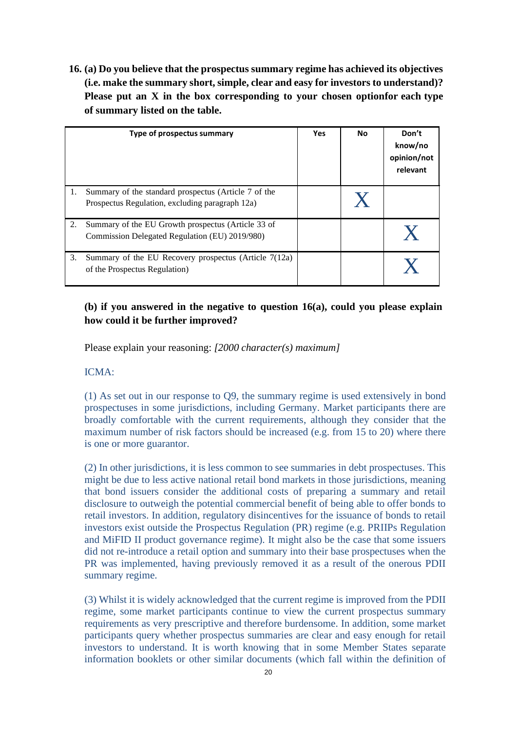**16. (a) Do you believe that the prospectus summary regime has achieved its objectives (i.e. make the summary short, simple, clear and easy for investors to understand)? Please put an X in the box corresponding to your chosen optionfor each type of summary listed on the table.**

| Type of prospectus summary | Yes | No | Don't know/no opinion/not relevant |
|---|---|---|---|
| 1. Summary of the standard prospectus (Article 7 of the Prospectus Regulation, excluding paragraph 12a) | | X | |
| 2. Summary of the EU Growth prospectus (Article 33 of Commission Delegated Regulation (EU) 2019/980) | | | X |
| 3. Summary of the EU Recovery prospectus (Article 7(12a) of the Prospectus Regulation) | | | X |

**(b) if you answered in the negative to question 16(a), could you please explain how could it be further improved?**

Please explain your reasoning: *[2000 character(s) maximum]*

ICMA:

(1) As set out in our response to Q9, the summary regime is used extensively in bond prospectuses in some jurisdictions, including Germany. Market participants there are broadly comfortable with the current requirements, although they consider that the maximum number of risk factors should be increased (e.g. from 15 to 20) where there is one or more guarantor.

(2) In other jurisdictions, it is less common to see summaries in debt prospectuses. This might be due to less active national retail bond markets in those jurisdictions, meaning that bond issuers consider the additional costs of preparing a summary and retail disclosure to outweigh the potential commercial benefit of being able to offer bonds to retail investors. In addition, regulatory disincentives for the issuance of bonds to retail investors exist outside the Prospectus Regulation (PR) regime (e.g. PRIIPs Regulation and MiFID II product governance regime). It might also be the case that some issuers did not re-introduce a retail option and summary into their base prospectuses when the PR was implemented, having previously removed it as a result of the onerous PDII summary regime.

(3) Whilst it is widely acknowledged that the current regime is improved from the PDII regime, some market participants continue to view the current prospectus summary requirements as very prescriptive and therefore burdensome. In addition, some market participants query whether prospectus summaries are clear and easy enough for retail investors to understand. It is worth knowing that in some Member States separate information booklets or other similar documents (which fall within the definition of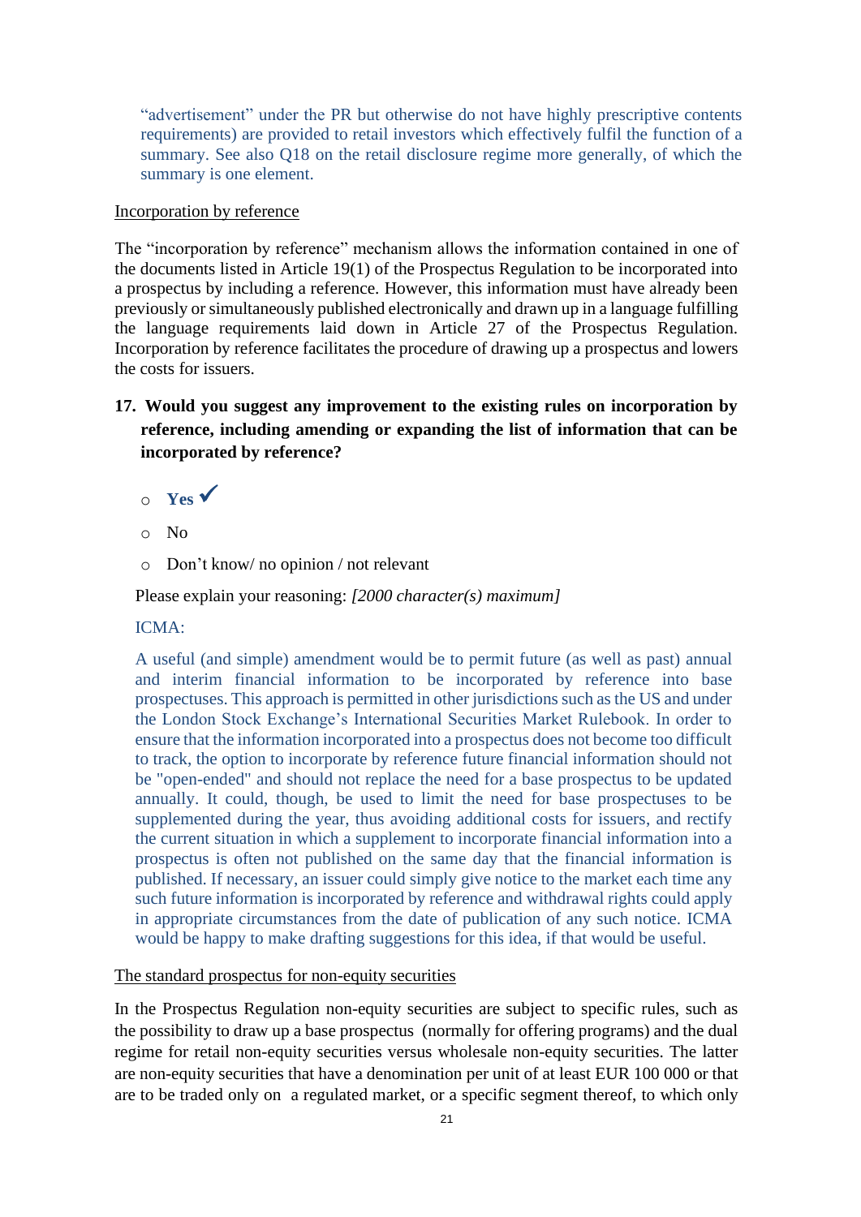"advertisement" under the PR but otherwise do not have highly prescriptive contents requirements) are provided to retail investors which effectively fulfil the function of a summary. See also Q18 on the retail disclosure regime more generally, of which the summary is one element.

Incorporation by reference

The "incorporation by reference" mechanism allows the information contained in one of the documents listed in Article 19(1) of the Prospectus Regulation to be incorporated into a prospectus by including a reference. However, this information must have already been previously or simultaneously published electronically and drawn up in a language fulfilling the language requirements laid down in Article 27 of the Prospectus Regulation. Incorporation by reference facilitates the procedure of drawing up a prospectus and lowers the costs for issuers.

**17. Would you suggest any improvement to the existing rules on incorporation by reference, including amending or expanding the list of information that can be incorporated by reference?**

- **Yes** ✓
- No
- Don't know/ no opinion / not relevant

Please explain your reasoning: *[2000 character(s) maximum]*

ICMA:

A useful (and simple) amendment would be to permit future (as well as past) annual and interim financial information to be incorporated by reference into base prospectuses. This approach is permitted in other jurisdictions such as the US and under the London Stock Exchange's International Securities Market Rulebook. In order to ensure that the information incorporated into a prospectus does not become too difficult to track, the option to incorporate by reference future financial information should not be "open-ended" and should not replace the need for a base prospectus to be updated annually. It could, though, be used to limit the need for base prospectuses to be supplemented during the year, thus avoiding additional costs for issuers, and rectify the current situation in which a supplement to incorporate financial information into a prospectus is often not published on the same day that the financial information is published. If necessary, an issuer could simply give notice to the market each time any such future information is incorporated by reference and withdrawal rights could apply in appropriate circumstances from the date of publication of any such notice. ICMA would be happy to make drafting suggestions for this idea, if that would be useful.

The standard prospectus for non-equity securities

In the Prospectus Regulation non-equity securities are subject to specific rules, such as the possibility to draw up a base prospectus (normally for offering programs) and the dual regime for retail non-equity securities versus wholesale non-equity securities. The latter are non-equity securities that have a denomination per unit of at least EUR 100 000 or that are to be traded only on a regulated market, or a specific segment thereof, to which only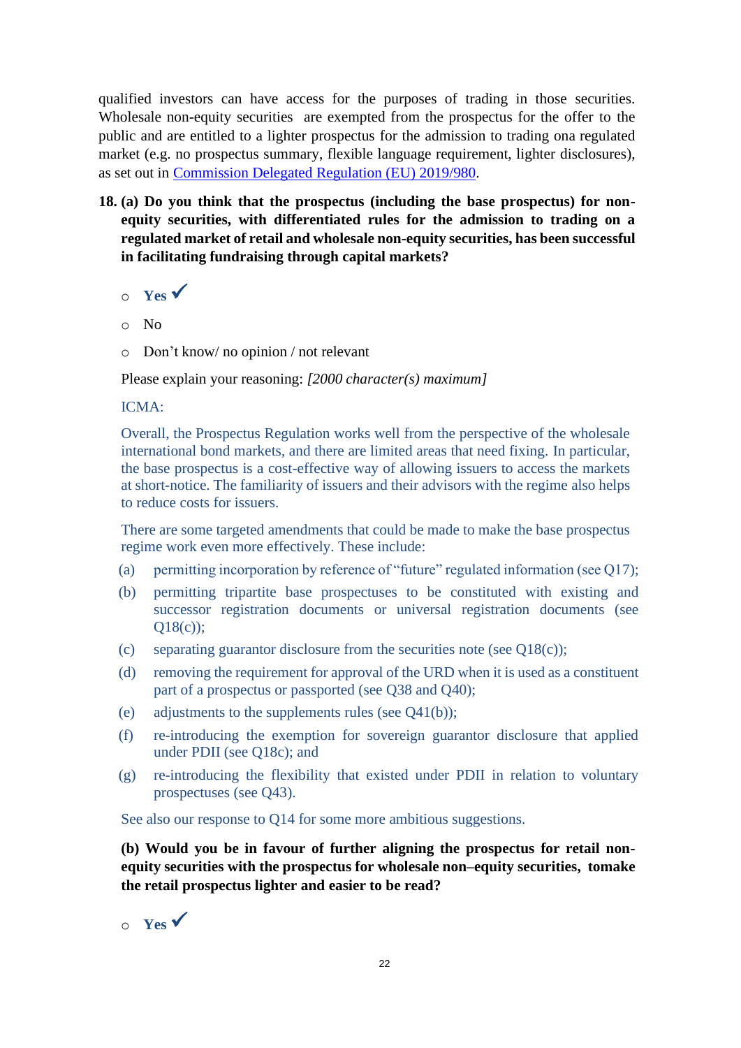qualified investors can have access for the purposes of trading in those securities. Wholesale non-equity securities are exempted from the prospectus for the offer to the public and are entitled to a lighter prospectus for the admission to trading ona regulated market (e.g. no prospectus summary, flexible language requirement, lighter disclosures), as set out in [Commission Delegated Regulation (EU) 2019/980](#).

**18. (a) Do you think that the prospectus (including the base prospectus) for non-equity securities, with differentiated rules for the admission to trading on a regulated market of retail and wholesale non-equity securities, has been successful in facilitating fundraising through capital markets?**

- **Yes** ✓
- No
- Don't know/ no opinion / not relevant

Please explain your reasoning: *[2000 character(s) maximum]*

ICMA:

Overall, the Prospectus Regulation works well from the perspective of the wholesale international bond markets, and there are limited areas that need fixing. In particular, the base prospectus is a cost-effective way of allowing issuers to access the markets at short-notice. The familiarity of issuers and their advisors with the regime also helps to reduce costs for issuers.

There are some targeted amendments that could be made to make the base prospectus regime work even more effectively. These include:

(a) permitting incorporation by reference of "future" regulated information (see Q17);

(b) permitting tripartite base prospectuses to be constituted with existing and successor registration documents or universal registration documents (see Q18(c));

(c) separating guarantor disclosure from the securities note (see Q18(c));

(d) removing the requirement for approval of the URD when it is used as a constituent part of a prospectus or passported (see Q38 and Q40);

(e) adjustments to the supplements rules (see Q41(b));

(f) re-introducing the exemption for sovereign guarantor disclosure that applied under PDII (see Q18c); and

(g) re-introducing the flexibility that existed under PDII in relation to voluntary prospectuses (see Q43).

See also our response to Q14 for some more ambitious suggestions.

**(b) Would you be in favour of further aligning the prospectus for retail non-equity securities with the prospectus for wholesale non–equity securities, tomake the retail prospectus lighter and easier to be read?**

- **Yes** ✓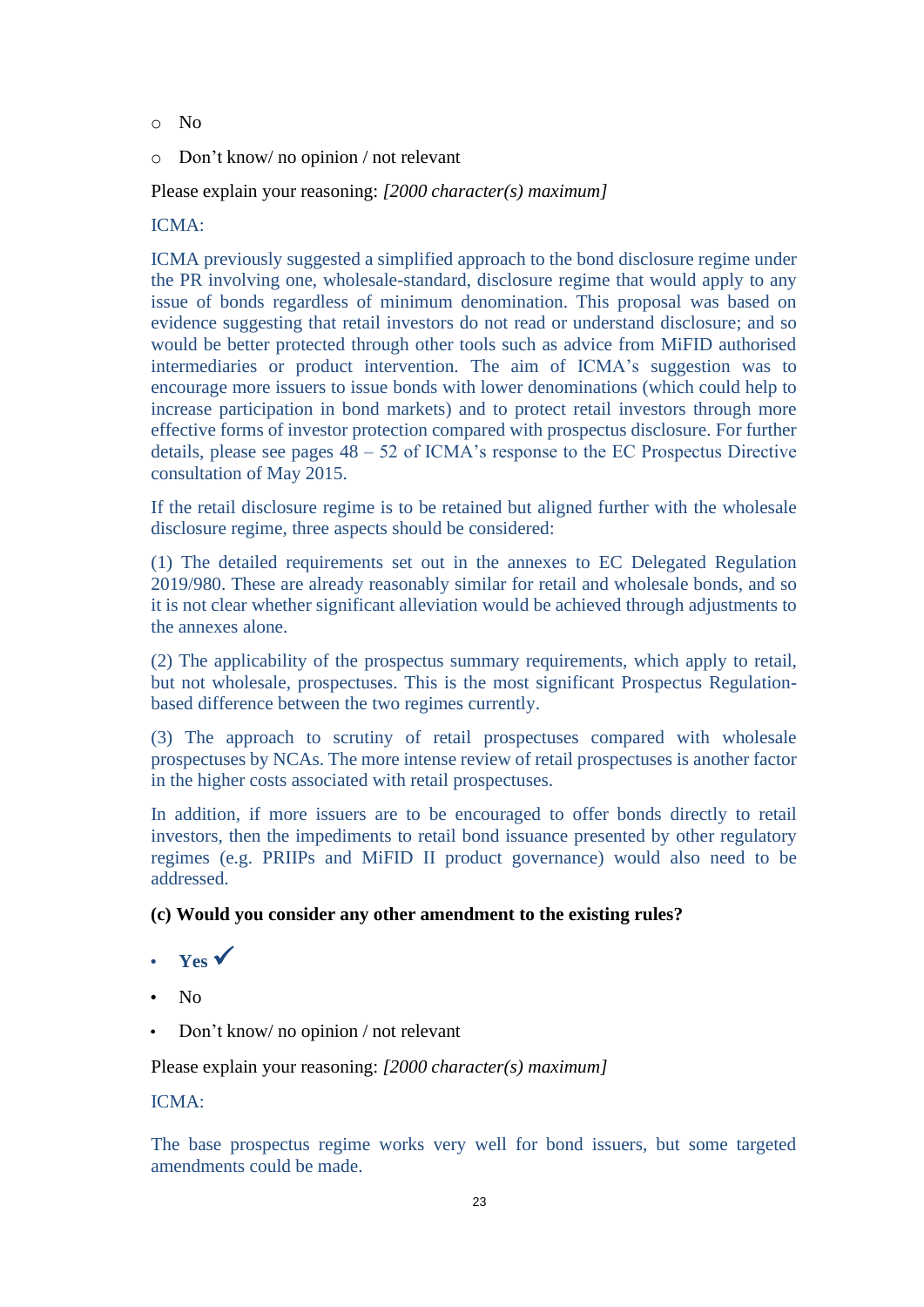- No
- Don't know/ no opinion / not relevant

Please explain your reasoning: *[2000 character(s) maximum]*

ICMA:

ICMA previously suggested a simplified approach to the bond disclosure regime under the PR involving one, wholesale-standard, disclosure regime that would apply to any issue of bonds regardless of minimum denomination. This proposal was based on evidence suggesting that retail investors do not read or understand disclosure; and so would be better protected through other tools such as advice from MiFID authorised intermediaries or product intervention. The aim of ICMA's suggestion was to encourage more issuers to issue bonds with lower denominations (which could help to increase participation in bond markets) and to protect retail investors through more effective forms of investor protection compared with prospectus disclosure. For further details, please see pages 48 – 52 of ICMA's response to the EC Prospectus Directive consultation of May 2015.

If the retail disclosure regime is to be retained but aligned further with the wholesale disclosure regime, three aspects should be considered:

(1) The detailed requirements set out in the annexes to EC Delegated Regulation 2019/980. These are already reasonably similar for retail and wholesale bonds, and so it is not clear whether significant alleviation would be achieved through adjustments to the annexes alone.

(2) The applicability of the prospectus summary requirements, which apply to retail, but not wholesale, prospectuses. This is the most significant Prospectus Regulation-based difference between the two regimes currently.

(3) The approach to scrutiny of retail prospectuses compared with wholesale prospectuses by NCAs. The more intense review of retail prospectuses is another factor in the higher costs associated with retail prospectuses.

In addition, if more issuers are to be encouraged to offer bonds directly to retail investors, then the impediments to retail bond issuance presented by other regulatory regimes (e.g. PRIIPs and MiFID II product governance) would also need to be addressed.

**(c) Would you consider any other amendment to the existing rules?**

- **Yes** ✓
- No
- Don't know/ no opinion / not relevant

Please explain your reasoning: *[2000 character(s) maximum]*

ICMA:

The base prospectus regime works very well for bond issuers, but some targeted amendments could be made.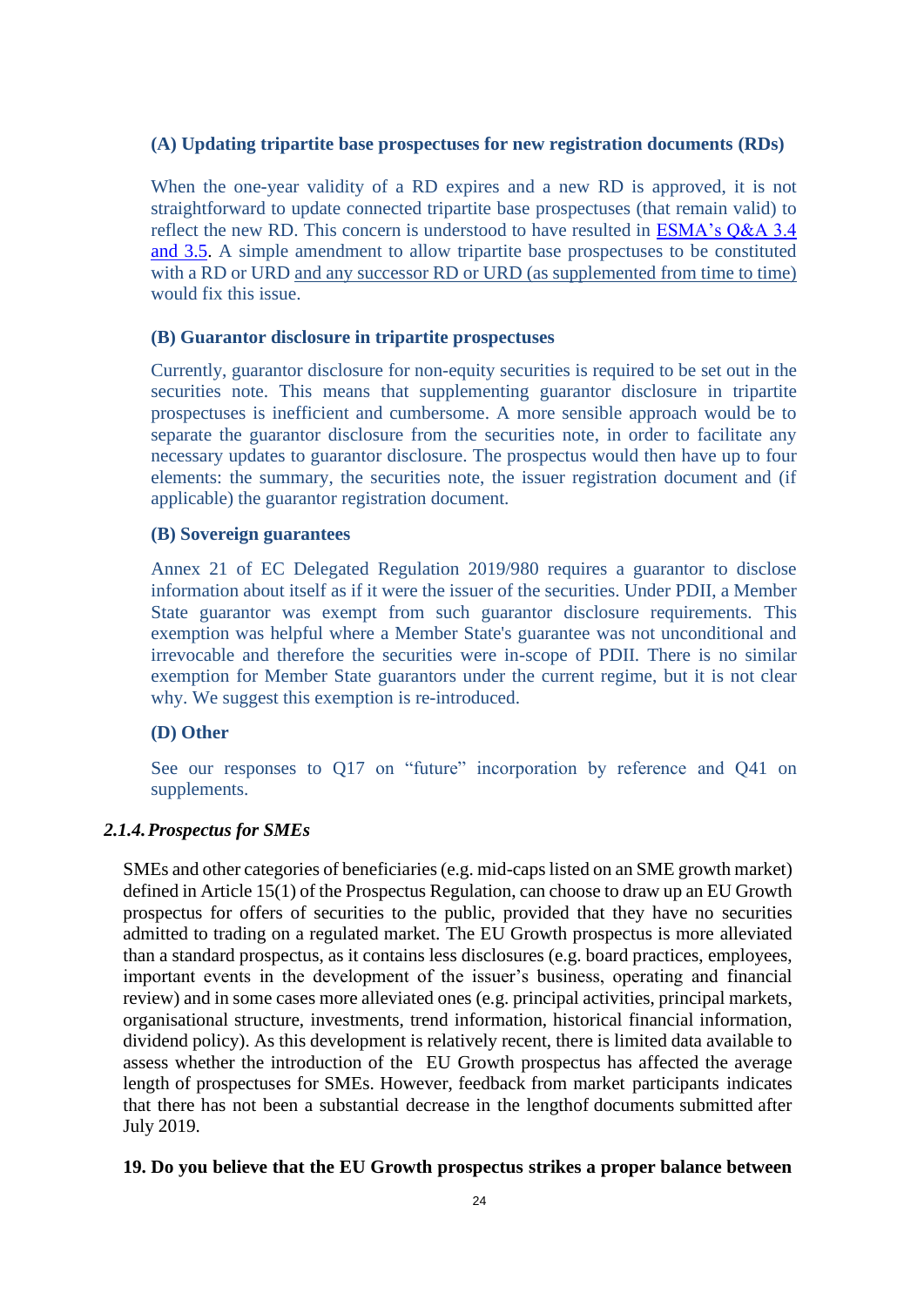**(A) Updating tripartite base prospectuses for new registration documents (RDs)**

When the one-year validity of a RD expires and a new RD is approved, it is not straightforward to update connected tripartite base prospectuses (that remain valid) to reflect the new RD. This concern is understood to have resulted in ESMA's Q&A 3.4 and 3.5. A simple amendment to allow tripartite base prospectuses to be constituted with a RD or URD and any successor RD or URD (as supplemented from time to time) would fix this issue.

**(B) Guarantor disclosure in tripartite prospectuses**

Currently, guarantor disclosure for non-equity securities is required to be set out in the securities note. This means that supplementing guarantor disclosure in tripartite prospectuses is inefficient and cumbersome. A more sensible approach would be to separate the guarantor disclosure from the securities note, in order to facilitate any necessary updates to guarantor disclosure. The prospectus would then have up to four elements: the summary, the securities note, the issuer registration document and (if applicable) the guarantor registration document.

**(B) Sovereign guarantees**

Annex 21 of EC Delegated Regulation 2019/980 requires a guarantor to disclose information about itself as if it were the issuer of the securities. Under PDII, a Member State guarantor was exempt from such guarantor disclosure requirements. This exemption was helpful where a Member State's guarantee was not unconditional and irrevocable and therefore the securities were in-scope of PDII. There is no similar exemption for Member State guarantors under the current regime, but it is not clear why. We suggest this exemption is re-introduced.

**(D) Other**

See our responses to Q17 on "future" incorporation by reference and Q41 on supplements.

### *2.1.4. Prospectus for SMEs*

SMEs and other categories of beneficiaries (e.g. mid-caps listed on an SME growth market) defined in Article 15(1) of the Prospectus Regulation, can choose to draw up an EU Growth prospectus for offers of securities to the public, provided that they have no securities admitted to trading on a regulated market. The EU Growth prospectus is more alleviated than a standard prospectus, as it contains less disclosures (e.g. board practices, employees, important events in the development of the issuer's business, operating and financial review) and in some cases more alleviated ones (e.g. principal activities, principal markets, organisational structure, investments, trend information, historical financial information, dividend policy). As this development is relatively recent, there is limited data available to assess whether the introduction of the EU Growth prospectus has affected the average length of prospectuses for SMEs. However, feedback from market participants indicates that there has not been a substantial decrease in the lengthof documents submitted after July 2019.

**19. Do you believe that the EU Growth prospectus strikes a proper balance between**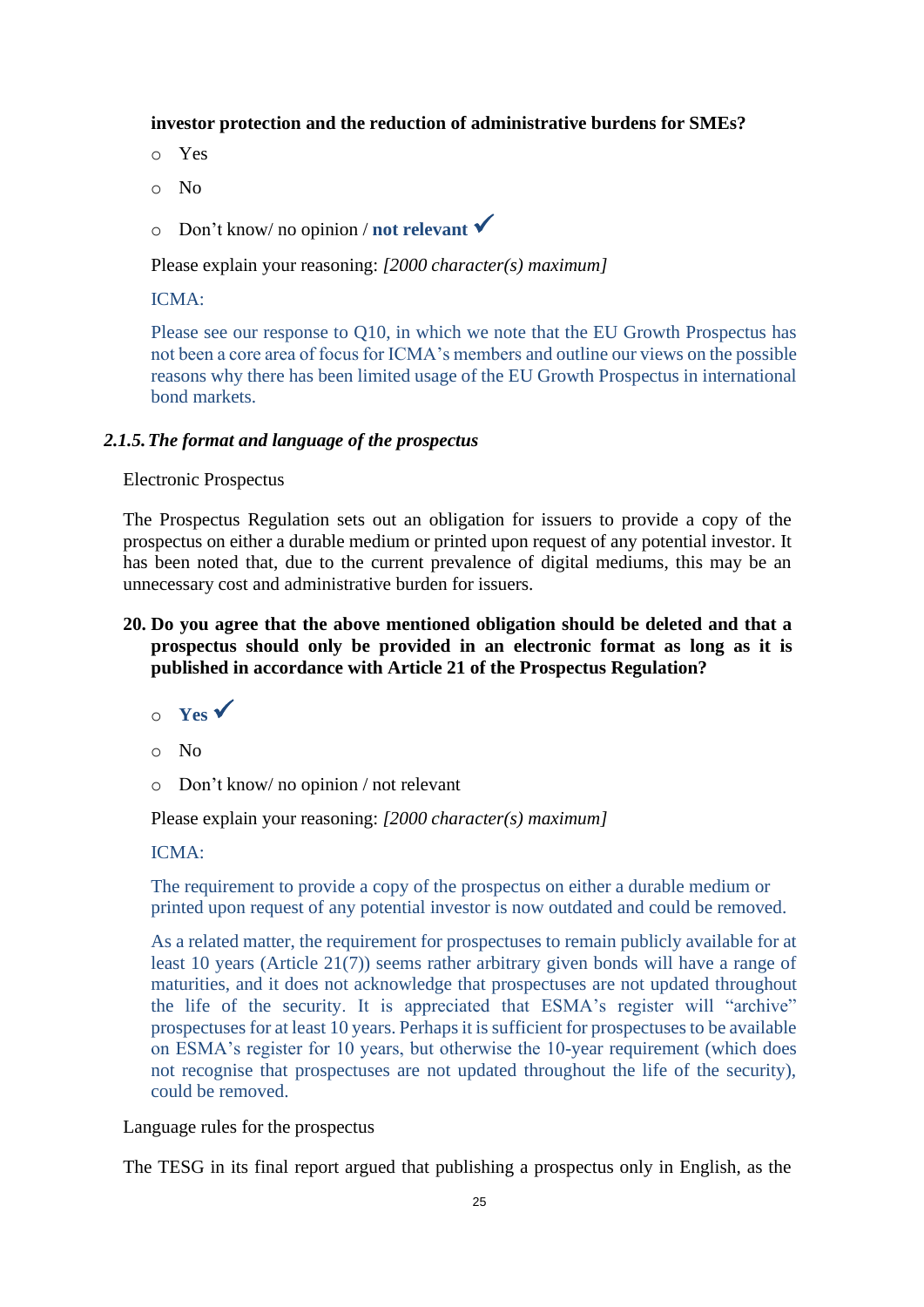**investor protection and the reduction of administrative burdens for SMEs?**

- Yes
- No
- Don't know/ no opinion / **not relevant** ✓

Please explain your reasoning: *[2000 character(s) maximum]*

ICMA:

Please see our response to Q10, in which we note that the EU Growth Prospectus has not been a core area of focus for ICMA's members and outline our views on the possible reasons why there has been limited usage of the EU Growth Prospectus in international bond markets.

### *2.1.5. The format and language of the prospectus*

Electronic Prospectus

The Prospectus Regulation sets out an obligation for issuers to provide a copy of the prospectus on either a durable medium or printed upon request of any potential investor. It has been noted that, due to the current prevalence of digital mediums, this may be an unnecessary cost and administrative burden for issuers.

**20. Do you agree that the above mentioned obligation should be deleted and that a prospectus should only be provided in an electronic format as long as it is published in accordance with Article 21 of the Prospectus Regulation?**

- **Yes** ✓
- No
- Don't know/ no opinion / not relevant

Please explain your reasoning: *[2000 character(s) maximum]*

ICMA:

The requirement to provide a copy of the prospectus on either a durable medium or printed upon request of any potential investor is now outdated and could be removed.

As a related matter, the requirement for prospectuses to remain publicly available for at least 10 years (Article 21(7)) seems rather arbitrary given bonds will have a range of maturities, and it does not acknowledge that prospectuses are not updated throughout the life of the security. It is appreciated that ESMA's register will "archive" prospectuses for at least 10 years. Perhaps it is sufficient for prospectuses to be available on ESMA's register for 10 years, but otherwise the 10-year requirement (which does not recognise that prospectuses are not updated throughout the life of the security), could be removed.

Language rules for the prospectus

The TESG in its final report argued that publishing a prospectus only in English, as the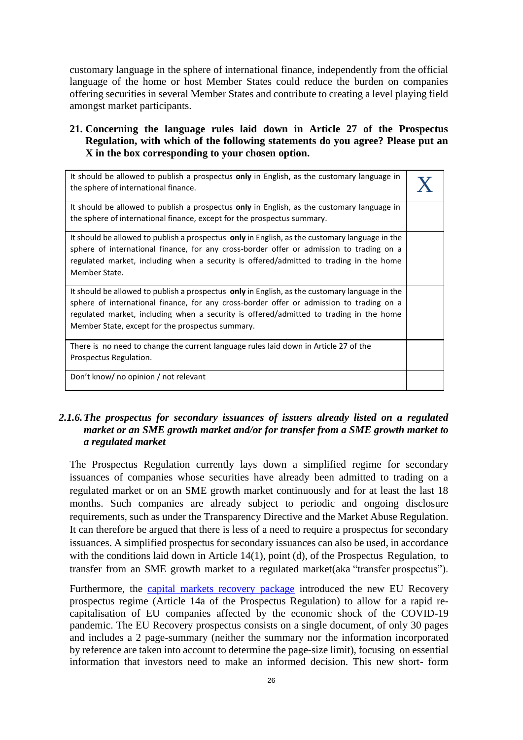customary language in the sphere of international finance, independently from the official language of the home or host Member States could reduce the burden on companies offering securities in several Member States and contribute to creating a level playing field amongst market participants.

**21. Concerning the language rules laid down in Article 27 of the Prospectus Regulation, with which of the following statements do you agree? Please put an X in the box corresponding to your chosen option.**

| | |
|---|---|
| It should be allowed to publish a prospectus **only** in English, as the customary language in the sphere of international finance. | X |
| It should be allowed to publish a prospectus **only** in English, as the customary language in the sphere of international finance, except for the prospectus summary. | |
| It should be allowed to publish a prospectus **only** in English, as the customary language in the sphere of international finance, for any cross-border offer or admission to trading on a regulated market, including when a security is offered/admitted to trading in the home Member State. | |
| It should be allowed to publish a prospectus **only** in English, as the customary language in the sphere of international finance, for any cross-border offer or admission to trading on a regulated market, including when a security is offered/admitted to trading in the home Member State, except for the prospectus summary. | |
| There is no need to change the current language rules laid down in Article 27 of the Prospectus Regulation. | |
| Don't know/ no opinion / not relevant | |

### *2.1.6. The prospectus for secondary issuances of issuers already listed on a regulated market or an SME growth market and/or for transfer from a SME growth market to a regulated market*

The Prospectus Regulation currently lays down a simplified regime for secondary issuances of companies whose securities have already been admitted to trading on a regulated market or on an SME growth market continuously and for at least the last 18 months. Such companies are already subject to periodic and ongoing disclosure requirements, such as under the Transparency Directive and the Market Abuse Regulation. It can therefore be argued that there is less of a need to require a prospectus for secondary issuances. A simplified prospectus for secondary issuances can also be used, in accordance with the conditions laid down in Article 14(1), point (d), of the Prospectus Regulation, to transfer from an SME growth market to a regulated market(aka "transfer prospectus").

Furthermore, the capital markets recovery package introduced the new EU Recovery prospectus regime (Article 14a of the Prospectus Regulation) to allow for a rapid re-capitalisation of EU companies affected by the economic shock of the COVID-19 pandemic. The EU Recovery prospectus consists on a single document, of only 30 pages and includes a 2 page-summary (neither the summary nor the information incorporated by reference are taken into account to determine the page-size limit), focusing on essential information that investors need to make an informed decision. This new short- form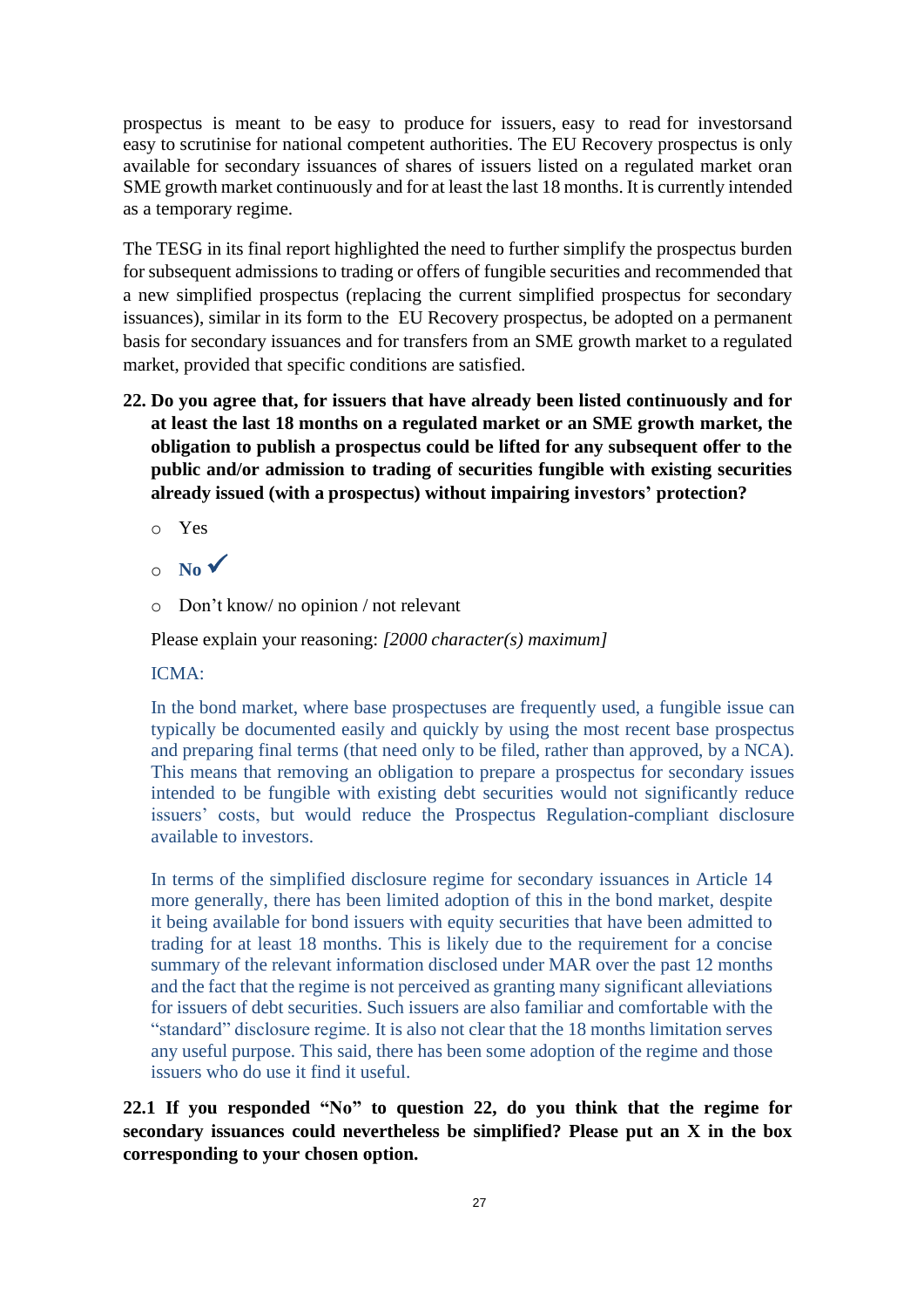prospectus is meant to be easy to produce for issuers, easy to read for investorsand easy to scrutinise for national competent authorities. The EU Recovery prospectus is only available for secondary issuances of shares of issuers listed on a regulated market oran SME growth market continuously and for at least the last 18 months. It is currently intended as a temporary regime.

The TESG in its final report highlighted the need to further simplify the prospectus burden for subsequent admissions to trading or offers of fungible securities and recommended that a new simplified prospectus (replacing the current simplified prospectus for secondary issuances), similar in its form to the EU Recovery prospectus, be adopted on a permanent basis for secondary issuances and for transfers from an SME growth market to a regulated market, provided that specific conditions are satisfied.

**22. Do you agree that, for issuers that have already been listed continuously and for at least the last 18 months on a regulated market or an SME growth market, the obligation to publish a prospectus could be lifted for any subsequent offer to the public and/or admission to trading of securities fungible with existing securities already issued (with a prospectus) without impairing investors' protection?**

- Yes
- **No** ✓
- Don't know/ no opinion / not relevant

Please explain your reasoning: *[2000 character(s) maximum]*

ICMA:

In the bond market, where base prospectuses are frequently used, a fungible issue can typically be documented easily and quickly by using the most recent base prospectus and preparing final terms (that need only to be filed, rather than approved, by a NCA). This means that removing an obligation to prepare a prospectus for secondary issues intended to be fungible with existing debt securities would not significantly reduce issuers' costs, but would reduce the Prospectus Regulation-compliant disclosure available to investors.

In terms of the simplified disclosure regime for secondary issuances in Article 14 more generally, there has been limited adoption of this in the bond market, despite it being available for bond issuers with equity securities that have been admitted to trading for at least 18 months. This is likely due to the requirement for a concise summary of the relevant information disclosed under MAR over the past 12 months and the fact that the regime is not perceived as granting many significant alleviations for issuers of debt securities. Such issuers are also familiar and comfortable with the "standard" disclosure regime. It is also not clear that the 18 months limitation serves any useful purpose. This said, there has been some adoption of the regime and those issuers who do use it find it useful.

**22.1 If you responded "No" to question 22, do you think that the regime for secondary issuances could nevertheless be simplified? Please put an X in the box corresponding to your chosen option.**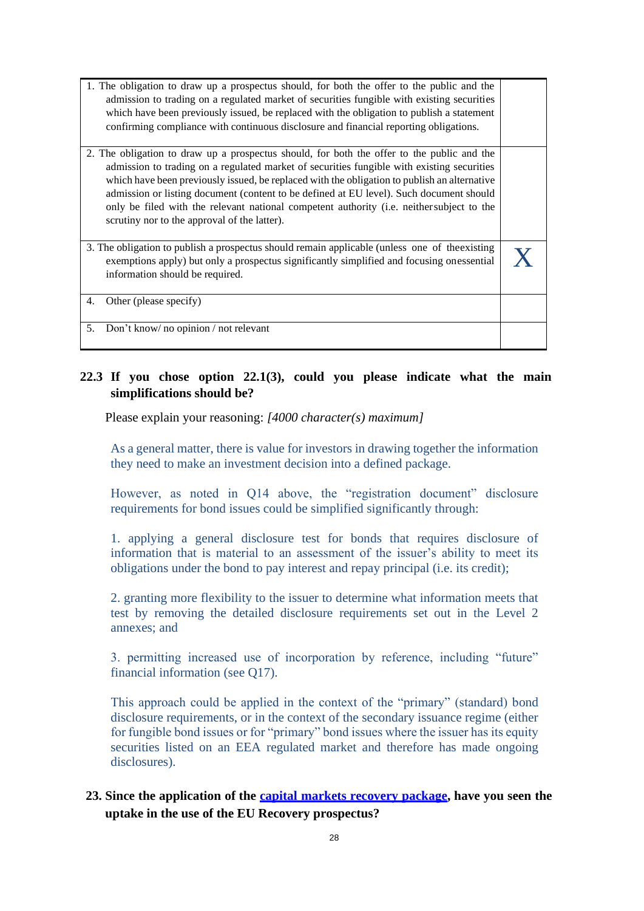| | |
|---|---|
| 1. The obligation to draw up a prospectus should, for both the offer to the public and the admission to trading on a regulated market of securities fungible with existing securities which have been previously issued, be replaced with the obligation to publish a statement confirming compliance with continuous disclosure and financial reporting obligations. | |
| 2. The obligation to draw up a prospectus should, for both the offer to the public and the admission to trading on a regulated market of securities fungible with existing securities which have been previously issued, be replaced with the obligation to publish an alternative admission or listing document (content to be defined at EU level). Such document should only be filed with the relevant national competent authority (i.e. neither subject to the scrutiny nor to the approval of the latter). | |
| 3. The obligation to publish a prospectus should remain applicable (unless one of the existing exemptions apply) but only a prospectus significantly simplified and focusing on essential information should be required. | X |
| 4. Other (please specify) | |
| 5. Don't know/ no opinion / not relevant | |

**22.3 If you chose option 22.1(3), could you please indicate what the main simplifications should be?**

Please explain your reasoning: *[4000 character(s) maximum]*

As a general matter, there is value for investors in drawing together the information they need to make an investment decision into a defined package.

However, as noted in Q14 above, the "registration document" disclosure requirements for bond issues could be simplified significantly through:

1. applying a general disclosure test for bonds that requires disclosure of information that is material to an assessment of the issuer's ability to meet its obligations under the bond to pay interest and repay principal (i.e. its credit);

2. granting more flexibility to the issuer to determine what information meets that test by removing the detailed disclosure requirements set out in the Level 2 annexes; and

3. permitting increased use of incorporation by reference, including "future" financial information (see Q17).

This approach could be applied in the context of the "primary" (standard) bond disclosure requirements, or in the context of the secondary issuance regime (either for fungible bond issues or for "primary" bond issues where the issuer has its equity securities listed on an EEA regulated market and therefore has made ongoing disclosures).

**23. Since the application of the capital markets recovery package, have you seen the uptake in the use of the EU Recovery prospectus?**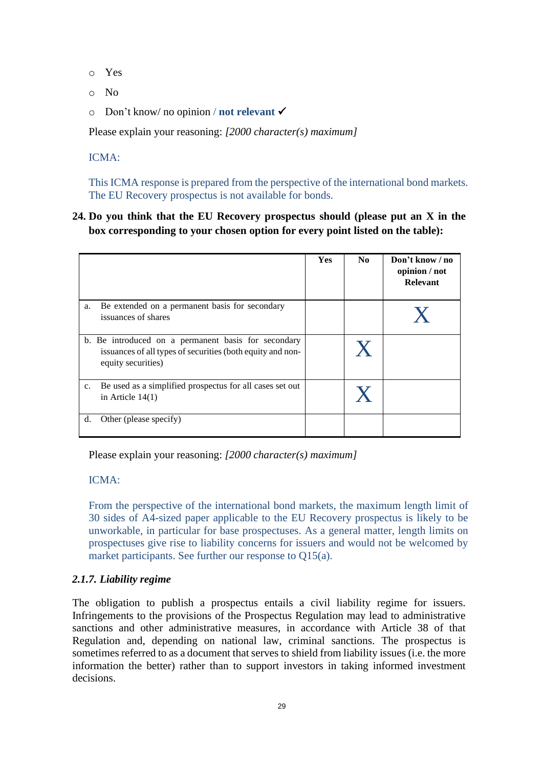- Yes
- No
- Don't know/ no opinion / **not relevant** ✓

Please explain your reasoning: *[2000 character(s) maximum]*

ICMA:

This ICMA response is prepared from the perspective of the international bond markets. The EU Recovery prospectus is not available for bonds.

**24. Do you think that the EU Recovery prospectus should (please put an X in the box corresponding to your chosen option for every point listed on the table):**

| | Yes | No | Don't know / no opinion / not Relevant |
|---|---|---|---|
| a. Be extended on a permanent basis for secondary issuances of shares | | | X |
| b. Be introduced on a permanent basis for secondary issuances of all types of securities (both equity and non-equity securities) | | X | |
| c. Be used as a simplified prospectus for all cases set out in Article 14(1) | | X | |
| d. Other (please specify) | | | |

Please explain your reasoning: *[2000 character(s) maximum]*

ICMA:

From the perspective of the international bond markets, the maximum length limit of 30 sides of A4-sized paper applicable to the EU Recovery prospectus is likely to be unworkable, in particular for base prospectuses. As a general matter, length limits on prospectuses give rise to liability concerns for issuers and would not be welcomed by market participants. See further our response to Q15(a).

### *2.1.7. Liability regime*

The obligation to publish a prospectus entails a civil liability regime for issuers. Infringements to the provisions of the Prospectus Regulation may lead to administrative sanctions and other administrative measures, in accordance with Article 38 of that Regulation and, depending on national law, criminal sanctions. The prospectus is sometimes referred to as a document that serves to shield from liability issues (i.e. the more information the better) rather than to support investors in taking informed investment decisions.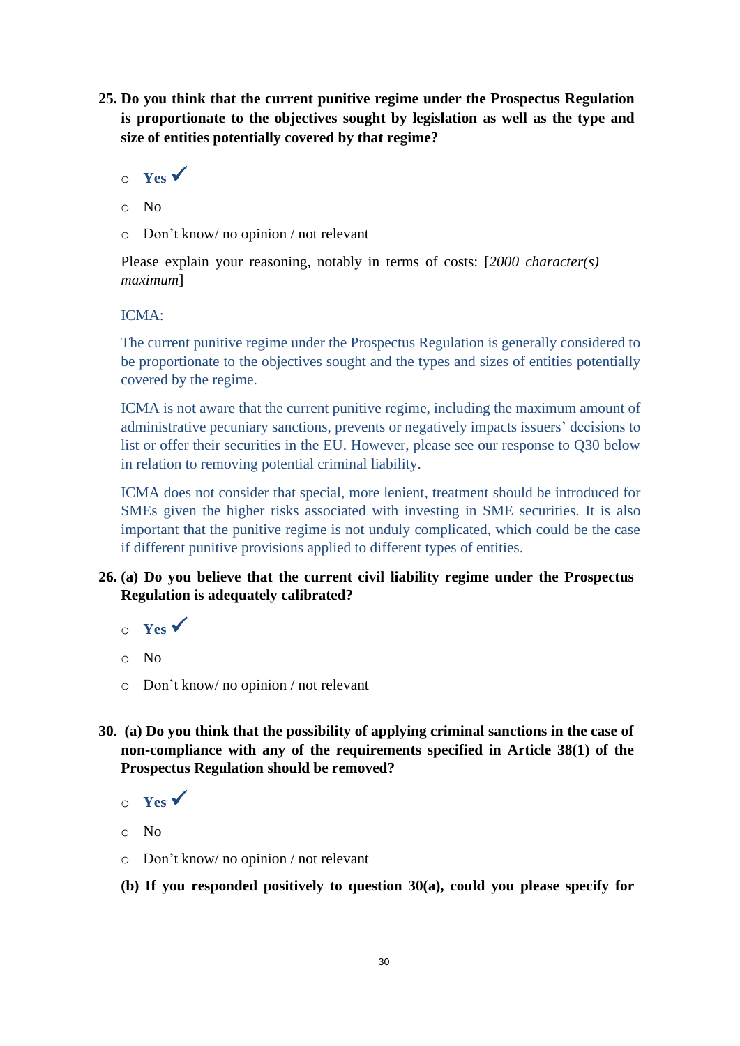**25. Do you think that the current punitive regime under the Prospectus Regulation is proportionate to the objectives sought by legislation as well as the type and size of entities potentially covered by that regime?**

- **Yes** ✓
- No
- Don't know/ no opinion / not relevant

Please explain your reasoning, notably in terms of costs: [*2000 character(s) maximum*]

ICMA:

The current punitive regime under the Prospectus Regulation is generally considered to be proportionate to the objectives sought and the types and sizes of entities potentially covered by the regime.

ICMA is not aware that the current punitive regime, including the maximum amount of administrative pecuniary sanctions, prevents or negatively impacts issuers' decisions to list or offer their securities in the EU. However, please see our response to Q30 below in relation to removing potential criminal liability.

ICMA does not consider that special, more lenient, treatment should be introduced for SMEs given the higher risks associated with investing in SME securities. It is also important that the punitive regime is not unduly complicated, which could be the case if different punitive provisions applied to different types of entities.

**26. (a) Do you believe that the current civil liability regime under the Prospectus Regulation is adequately calibrated?**

- **Yes** ✓
- No
- Don't know/ no opinion / not relevant

**30. (a) Do you think that the possibility of applying criminal sanctions in the case of non-compliance with any of the requirements specified in Article 38(1) of the Prospectus Regulation should be removed?**

- **Yes** ✓
- No
- Don't know/ no opinion / not relevant

**(b) If you responded positively to question 30(a), could you please specify for**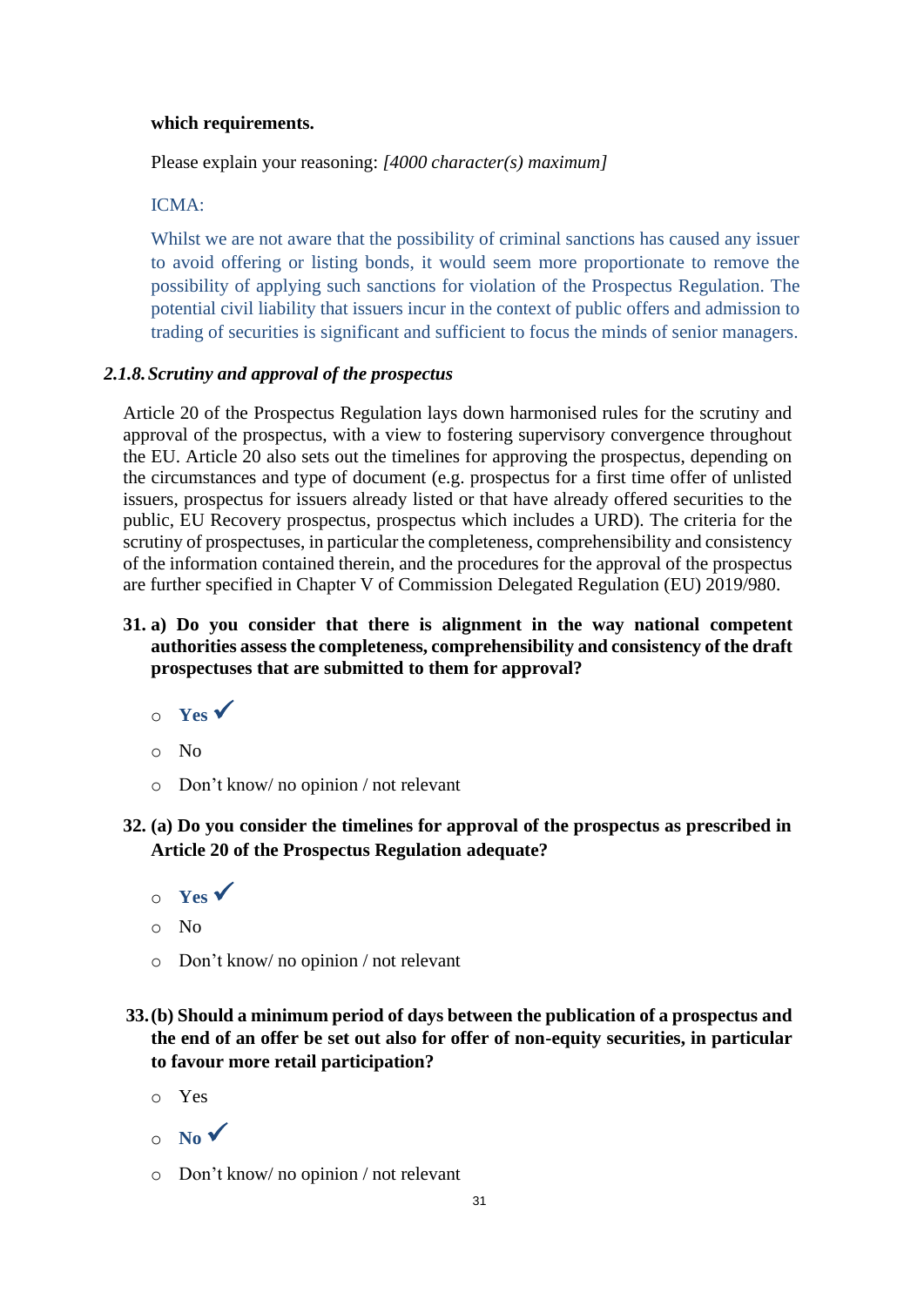**which requirements.**

Please explain your reasoning: *[4000 character(s) maximum]*

ICMA:

Whilst we are not aware that the possibility of criminal sanctions has caused any issuer to avoid offering or listing bonds, it would seem more proportionate to remove the possibility of applying such sanctions for violation of the Prospectus Regulation. The potential civil liability that issuers incur in the context of public offers and admission to trading of securities is significant and sufficient to focus the minds of senior managers.

### *2.1.8. Scrutiny and approval of the prospectus*

Article 20 of the Prospectus Regulation lays down harmonised rules for the scrutiny and approval of the prospectus, with a view to fostering supervisory convergence throughout the EU. Article 20 also sets out the timelines for approving the prospectus, depending on the circumstances and type of document (e.g. prospectus for a first time offer of unlisted issuers, prospectus for issuers already listed or that have already offered securities to the public, EU Recovery prospectus, prospectus which includes a URD). The criteria for the scrutiny of prospectuses, in particular the completeness, comprehensibility and consistency of the information contained therein, and the procedures for the approval of the prospectus are further specified in Chapter V of Commission Delegated Regulation (EU) 2019/980.

**31. a) Do you consider that there is alignment in the way national competent authorities assess the completeness, comprehensibility and consistency of the draft prospectuses that are submitted to them for approval?**

- **Yes** ✓
- No
- Don't know/ no opinion / not relevant

**32. (a) Do you consider the timelines for approval of the prospectus as prescribed in Article 20 of the Prospectus Regulation adequate?**

- **Yes** ✓
- No
- Don't know/ no opinion / not relevant

**33. (b) Should a minimum period of days between the publication of a prospectus and the end of an offer be set out also for offer of non-equity securities, in particular to favour more retail participation?**

- Yes
- **No** ✓
- Don't know/ no opinion / not relevant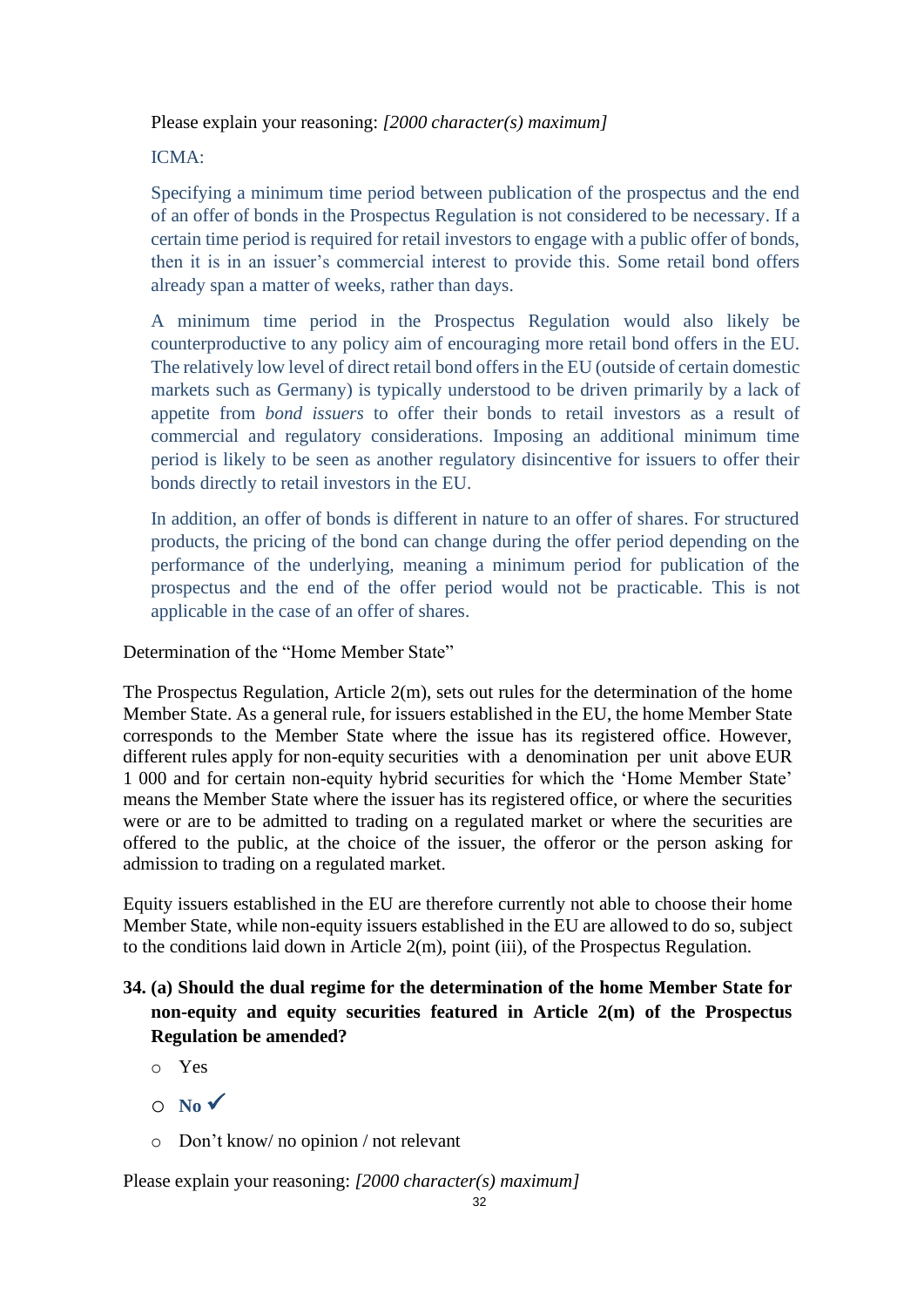Please explain your reasoning: *[2000 character(s) maximum]*

ICMA:

Specifying a minimum time period between publication of the prospectus and the end of an offer of bonds in the Prospectus Regulation is not considered to be necessary. If a certain time period is required for retail investors to engage with a public offer of bonds, then it is in an issuer's commercial interest to provide this. Some retail bond offers already span a matter of weeks, rather than days.

A minimum time period in the Prospectus Regulation would also likely be counterproductive to any policy aim of encouraging more retail bond offers in the EU. The relatively low level of direct retail bond offers in the EU (outside of certain domestic markets such as Germany) is typically understood to be driven primarily by a lack of appetite from *bond issuers* to offer their bonds to retail investors as a result of commercial and regulatory considerations. Imposing an additional minimum time period is likely to be seen as another regulatory disincentive for issuers to offer their bonds directly to retail investors in the EU.

In addition, an offer of bonds is different in nature to an offer of shares. For structured products, the pricing of the bond can change during the offer period depending on the performance of the underlying, meaning a minimum period for publication of the prospectus and the end of the offer period would not be practicable. This is not applicable in the case of an offer of shares.

Determination of the "Home Member State"

The Prospectus Regulation, Article 2(m), sets out rules for the determination of the home Member State. As a general rule, for issuers established in the EU, the home Member State corresponds to the Member State where the issue has its registered office. However, different rules apply for non-equity securities with a denomination per unit above EUR 1 000 and for certain non-equity hybrid securities for which the 'Home Member State' means the Member State where the issuer has its registered office, or where the securities were or are to be admitted to trading on a regulated market or where the securities are offered to the public, at the choice of the issuer, the offeror or the person asking for admission to trading on a regulated market.

Equity issuers established in the EU are therefore currently not able to choose their home Member State, while non-equity issuers established in the EU are allowed to do so, subject to the conditions laid down in Article 2(m), point (iii), of the Prospectus Regulation.

**34. (a) Should the dual regime for the determination of the home Member State for non-equity and equity securities featured in Article 2(m) of the Prospectus Regulation be amended?**

- Yes
- **No** ✓
- Don't know/ no opinion / not relevant

Please explain your reasoning: *[2000 character(s) maximum]*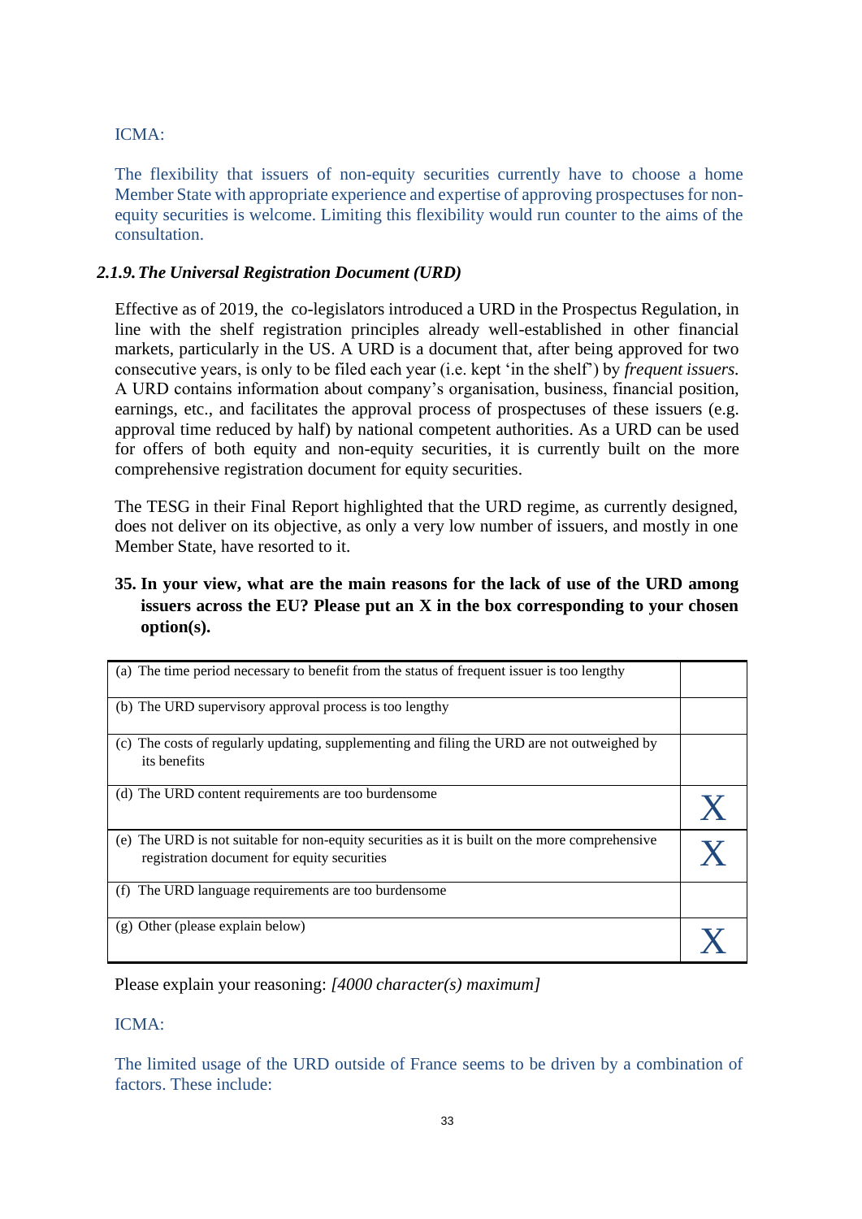ICMA:

The flexibility that issuers of non-equity securities currently have to choose a home Member State with appropriate experience and expertise of approving prospectuses for non-equity securities is welcome. Limiting this flexibility would run counter to the aims of the consultation.

### *2.1.9. The Universal Registration Document (URD)*

Effective as of 2019, the co-legislators introduced a URD in the Prospectus Regulation, in line with the shelf registration principles already well-established in other financial markets, particularly in the US. A URD is a document that, after being approved for two consecutive years, is only to be filed each year (i.e. kept 'in the shelf') by *frequent issuers.* A URD contains information about company's organisation, business, financial position, earnings, etc., and facilitates the approval process of prospectuses of these issuers (e.g. approval time reduced by half) by national competent authorities. As a URD can be used for offers of both equity and non-equity securities, it is currently built on the more comprehensive registration document for equity securities.

The TESG in their Final Report highlighted that the URD regime, as currently designed, does not deliver on its objective, as only a very low number of issuers, and mostly in one Member State, have resorted to it.

**35. In your view, what are the main reasons for the lack of use of the URD among issuers across the EU? Please put an X in the box corresponding to your chosen option(s).**

| | |
|---|---|
| (a) The time period necessary to benefit from the status of frequent issuer is too lengthy | |
| (b) The URD supervisory approval process is too lengthy | |
| (c) The costs of regularly updating, supplementing and filing the URD are not outweighed by its benefits | |
| (d) The URD content requirements are too burdensome | X |
| (e) The URD is not suitable for non-equity securities as it is built on the more comprehensive registration document for equity securities | X |
| (f) The URD language requirements are too burdensome | |
| (g) Other (please explain below) | X |

Please explain your reasoning: *[4000 character(s) maximum]*

ICMA:

The limited usage of the URD outside of France seems to be driven by a combination of factors. These include: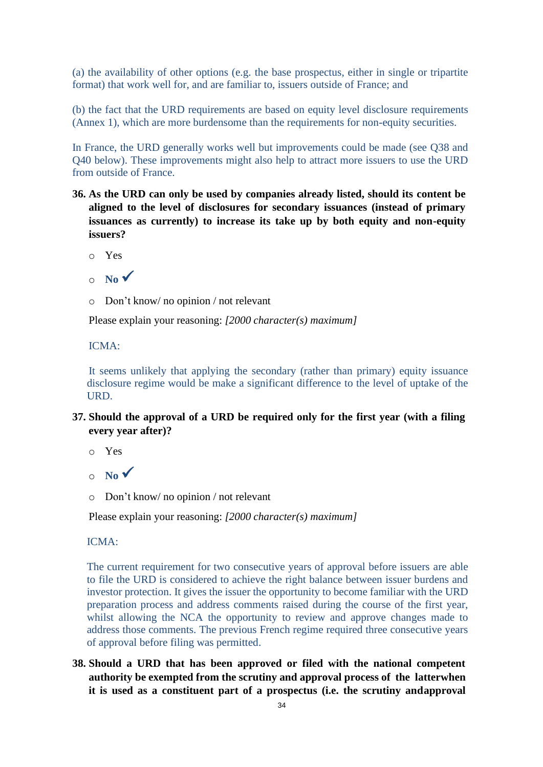(a) the availability of other options (e.g. the base prospectus, either in single or tripartite format) that work well for, and are familiar to, issuers outside of France; and

(b) the fact that the URD requirements are based on equity level disclosure requirements (Annex 1), which are more burdensome than the requirements for non-equity securities.

In France, the URD generally works well but improvements could be made (see Q38 and Q40 below). These improvements might also help to attract more issuers to use the URD from outside of France.

**36. As the URD can only be used by companies already listed, should its content be aligned to the level of disclosures for secondary issuances (instead of primary issuances as currently) to increase its take up by both equity and non-equity issuers?**

- Yes
- **No** ✓
- Don't know/ no opinion / not relevant

Please explain your reasoning: *[2000 character(s) maximum]*

ICMA:

It seems unlikely that applying the secondary (rather than primary) equity issuance disclosure regime would be make a significant difference to the level of uptake of the URD.

**37. Should the approval of a URD be required only for the first year (with a filing every year after)?**

- Yes
- **No** ✓
- Don't know/ no opinion / not relevant

Please explain your reasoning: *[2000 character(s) maximum]*

ICMA:

The current requirement for two consecutive years of approval before issuers are able to file the URD is considered to achieve the right balance between issuer burdens and investor protection. It gives the issuer the opportunity to become familiar with the URD preparation process and address comments raised during the course of the first year, whilst allowing the NCA the opportunity to review and approve changes made to address those comments. The previous French regime required three consecutive years of approval before filing was permitted.

**38. Should a URD that has been approved or filed with the national competent authority be exempted from the scrutiny and approval process of the latterwhen it is used as a constituent part of a prospectus (i.e. the scrutiny andapproval**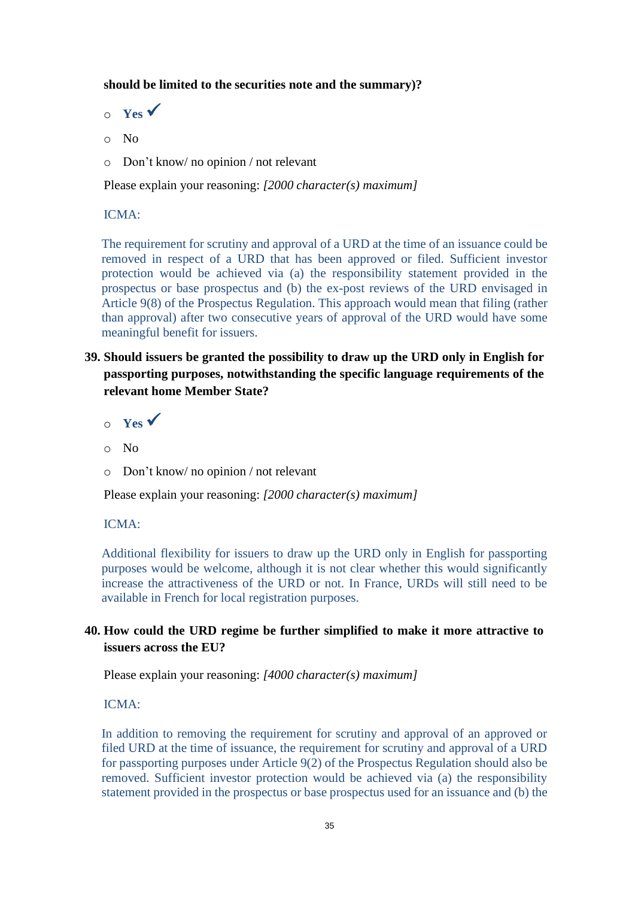**should be limited to the securities note and the summary)?**

- **Yes** ✓
- No
- Don't know/ no opinion / not relevant

Please explain your reasoning: *[2000 character(s) maximum]*

ICMA:

The requirement for scrutiny and approval of a URD at the time of an issuance could be removed in respect of a URD that has been approved or filed. Sufficient investor protection would be achieved via (a) the responsibility statement provided in the prospectus or base prospectus and (b) the ex-post reviews of the URD envisaged in Article 9(8) of the Prospectus Regulation. This approach would mean that filing (rather than approval) after two consecutive years of approval of the URD would have some meaningful benefit for issuers.

**39. Should issuers be granted the possibility to draw up the URD only in English for passporting purposes, notwithstanding the specific language requirements of the relevant home Member State?**

- **Yes** ✓
- No
- Don't know/ no opinion / not relevant

Please explain your reasoning: *[2000 character(s) maximum]*

ICMA:

Additional flexibility for issuers to draw up the URD only in English for passporting purposes would be welcome, although it is not clear whether this would significantly increase the attractiveness of the URD or not. In France, URDs will still need to be available in French for local registration purposes.

**40. How could the URD regime be further simplified to make it more attractive to issuers across the EU?**

Please explain your reasoning: *[4000 character(s) maximum]*

ICMA:

In addition to removing the requirement for scrutiny and approval of an approved or filed URD at the time of issuance, the requirement for scrutiny and approval of a URD for passporting purposes under Article 9(2) of the Prospectus Regulation should also be removed. Sufficient investor protection would be achieved via (a) the responsibility statement provided in the prospectus or base prospectus used for an issuance and (b) the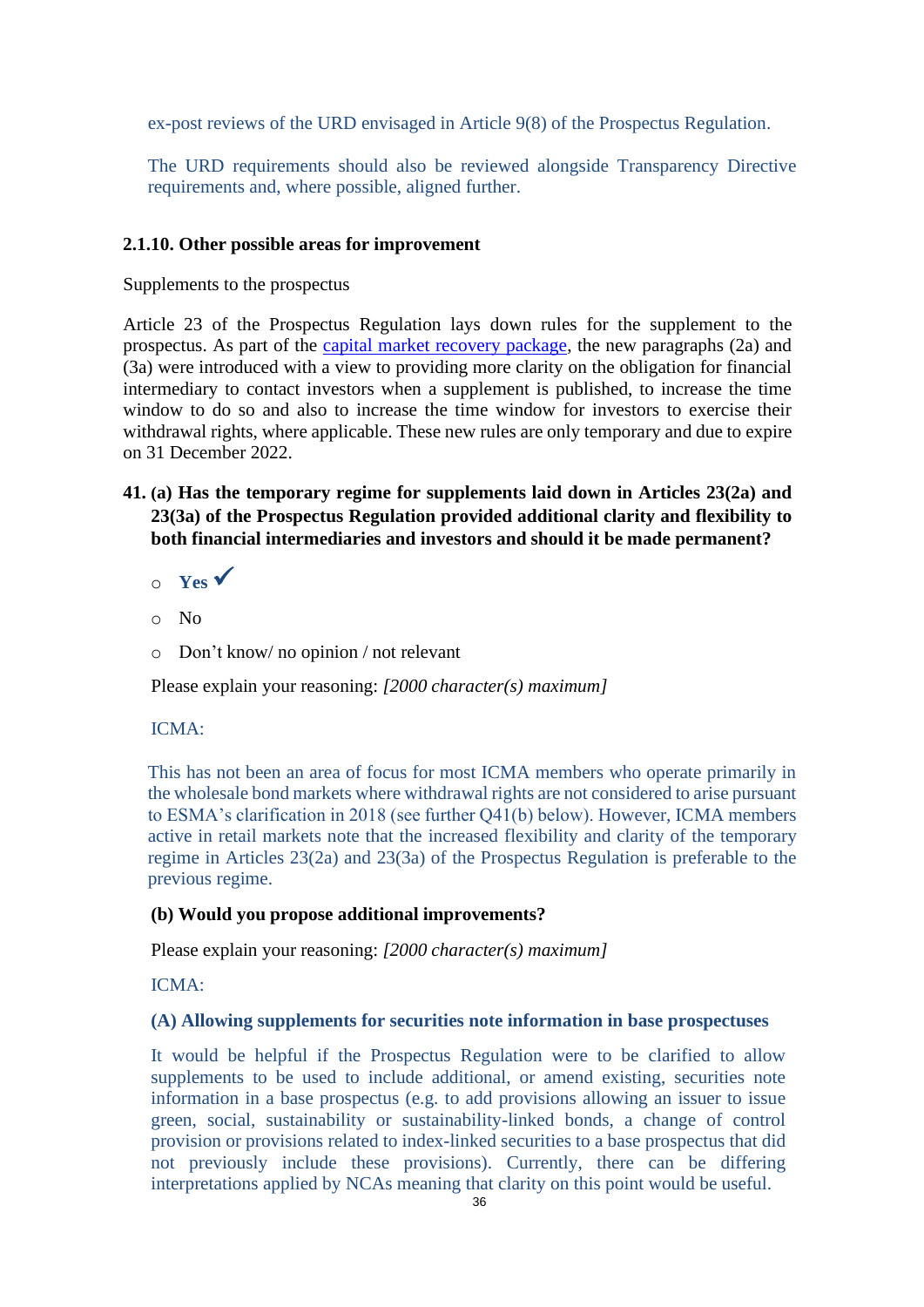ex-post reviews of the URD envisaged in Article 9(8) of the Prospectus Regulation.

The URD requirements should also be reviewed alongside Transparency Directive requirements and, where possible, aligned further.

### 2.1.10. Other possible areas for improvement

Supplements to the prospectus

Article 23 of the Prospectus Regulation lays down rules for the supplement to the prospectus. As part of the capital market recovery package, the new paragraphs (2a) and (3a) were introduced with a view to providing more clarity on the obligation for financial intermediary to contact investors when a supplement is published, to increase the time window to do so and also to increase the time window for investors to exercise their withdrawal rights, where applicable. These new rules are only temporary and due to expire on 31 December 2022.

**41. (a) Has the temporary regime for supplements laid down in Articles 23(2a) and 23(3a) of the Prospectus Regulation provided additional clarity and flexibility to both financial intermediaries and investors and should it be made permanent?**

- **Yes** ✓
- No
- Don't know/ no opinion / not relevant

Please explain your reasoning: *[2000 character(s) maximum]*

ICMA:

This has not been an area of focus for most ICMA members who operate primarily in the wholesale bond markets where withdrawal rights are not considered to arise pursuant to ESMA's clarification in 2018 (see further Q41(b) below). However, ICMA members active in retail markets note that the increased flexibility and clarity of the temporary regime in Articles 23(2a) and 23(3a) of the Prospectus Regulation is preferable to the previous regime.

**(b) Would you propose additional improvements?**

Please explain your reasoning: *[2000 character(s) maximum]*

ICMA:

**(A) Allowing supplements for securities note information in base prospectuses**

It would be helpful if the Prospectus Regulation were to be clarified to allow supplements to be used to include additional, or amend existing, securities note information in a base prospectus (e.g. to add provisions allowing an issuer to issue green, social, sustainability or sustainability-linked bonds, a change of control provision or provisions related to index-linked securities to a base prospectus that did not previously include these provisions). Currently, there can be differing interpretations applied by NCAs meaning that clarity on this point would be useful.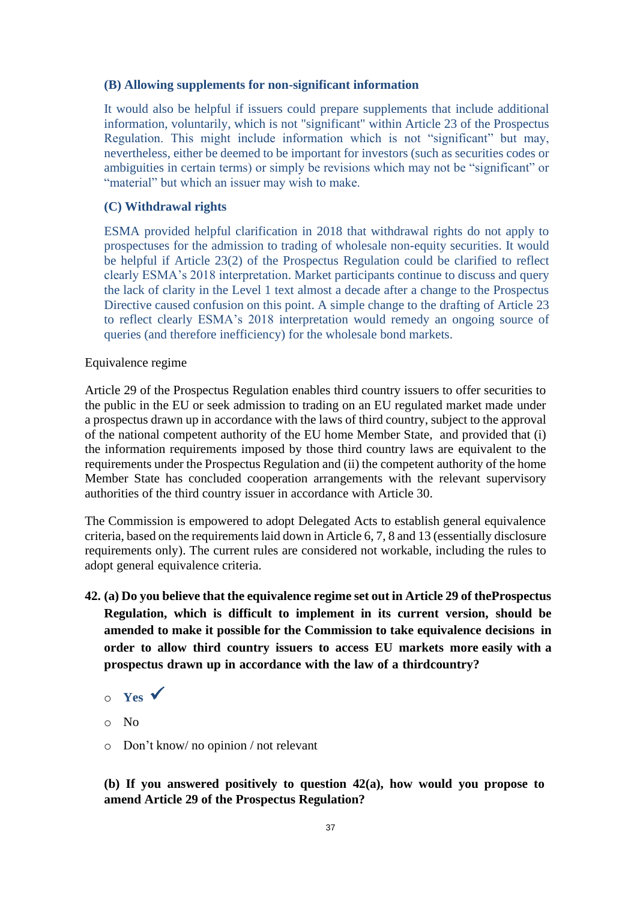**(B) Allowing supplements for non-significant information**

It would also be helpful if issuers could prepare supplements that include additional information, voluntarily, which is not "significant" within Article 23 of the Prospectus Regulation. This might include information which is not "significant" but may, nevertheless, either be deemed to be important for investors (such as securities codes or ambiguities in certain terms) or simply be revisions which may not be "significant" or "material" but which an issuer may wish to make.

**(C) Withdrawal rights**

ESMA provided helpful clarification in 2018 that withdrawal rights do not apply to prospectuses for the admission to trading of wholesale non-equity securities. It would be helpful if Article 23(2) of the Prospectus Regulation could be clarified to reflect clearly ESMA's 2018 interpretation. Market participants continue to discuss and query the lack of clarity in the Level 1 text almost a decade after a change to the Prospectus Directive caused confusion on this point. A simple change to the drafting of Article 23 to reflect clearly ESMA's 2018 interpretation would remedy an ongoing source of queries (and therefore inefficiency) for the wholesale bond markets.

Equivalence regime

Article 29 of the Prospectus Regulation enables third country issuers to offer securities to the public in the EU or seek admission to trading on an EU regulated market made under a prospectus drawn up in accordance with the laws of third country, subject to the approval of the national competent authority of the EU home Member State, and provided that (i) the information requirements imposed by those third country laws are equivalent to the requirements under the Prospectus Regulation and (ii) the competent authority of the home Member State has concluded cooperation arrangements with the relevant supervisory authorities of the third country issuer in accordance with Article 30.

The Commission is empowered to adopt Delegated Acts to establish general equivalence criteria, based on the requirements laid down in Article 6, 7, 8 and 13 (essentially disclosure requirements only). The current rules are considered not workable, including the rules to adopt general equivalence criteria.

**42. (a) Do you believe that the equivalence regime set out in Article 29 of theProspectus Regulation, which is difficult to implement in its current version, should be amended to make it possible for the Commission to take equivalence decisions in order to allow third country issuers to access EU markets more easily with a prospectus drawn up in accordance with the law of a thirdcountry?**

- **Yes** ✓
- No
- Don't know/ no opinion / not relevant

**(b) If you answered positively to question 42(a), how would you propose to amend Article 29 of the Prospectus Regulation?**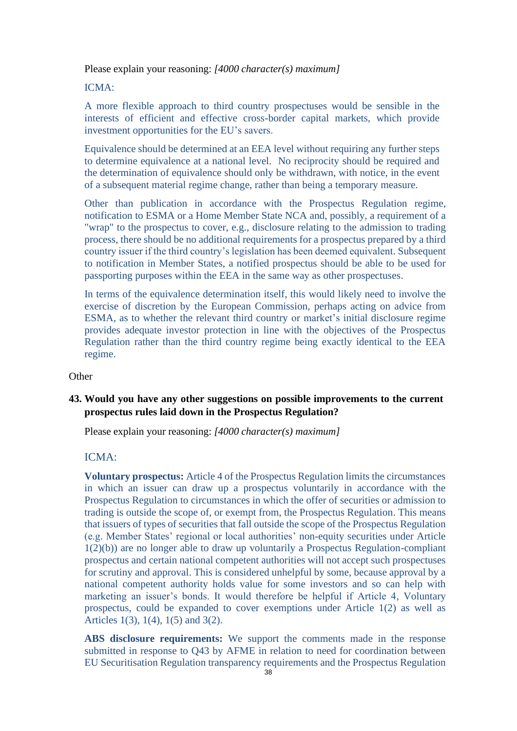Please explain your reasoning: *[4000 character(s) maximum]*

ICMA:

A more flexible approach to third country prospectuses would be sensible in the interests of efficient and effective cross-border capital markets, which provide investment opportunities for the EU's savers.

Equivalence should be determined at an EEA level without requiring any further steps to determine equivalence at a national level. No reciprocity should be required and the determination of equivalence should only be withdrawn, with notice, in the event of a subsequent material regime change, rather than being a temporary measure.

Other than publication in accordance with the Prospectus Regulation regime, notification to ESMA or a Home Member State NCA and, possibly, a requirement of a "wrap" to the prospectus to cover, e.g., disclosure relating to the admission to trading process, there should be no additional requirements for a prospectus prepared by a third country issuer if the third country's legislation has been deemed equivalent. Subsequent to notification in Member States, a notified prospectus should be able to be used for passporting purposes within the EEA in the same way as other prospectuses.

In terms of the equivalence determination itself, this would likely need to involve the exercise of discretion by the European Commission, perhaps acting on advice from ESMA, as to whether the relevant third country or market's initial disclosure regime provides adequate investor protection in line with the objectives of the Prospectus Regulation rather than the third country regime being exactly identical to the EEA regime.

Other

**43. Would you have any other suggestions on possible improvements to the current prospectus rules laid down in the Prospectus Regulation?**

Please explain your reasoning: *[4000 character(s) maximum]*

ICMA:

**Voluntary prospectus:** Article 4 of the Prospectus Regulation limits the circumstances in which an issuer can draw up a prospectus voluntarily in accordance with the Prospectus Regulation to circumstances in which the offer of securities or admission to trading is outside the scope of, or exempt from, the Prospectus Regulation. This means that issuers of types of securities that fall outside the scope of the Prospectus Regulation (e.g. Member States' regional or local authorities' non-equity securities under Article 1(2)(b)) are no longer able to draw up voluntarily a Prospectus Regulation-compliant prospectus and certain national competent authorities will not accept such prospectuses for scrutiny and approval. This is considered unhelpful by some, because approval by a national competent authority holds value for some investors and so can help with marketing an issuer's bonds. It would therefore be helpful if Article 4, Voluntary prospectus, could be expanded to cover exemptions under Article 1(2) as well as Articles 1(3), 1(4), 1(5) and 3(2).

**ABS disclosure requirements:** We support the comments made in the response submitted in response to Q43 by AFME in relation to need for coordination between EU Securitisation Regulation transparency requirements and the Prospectus Regulation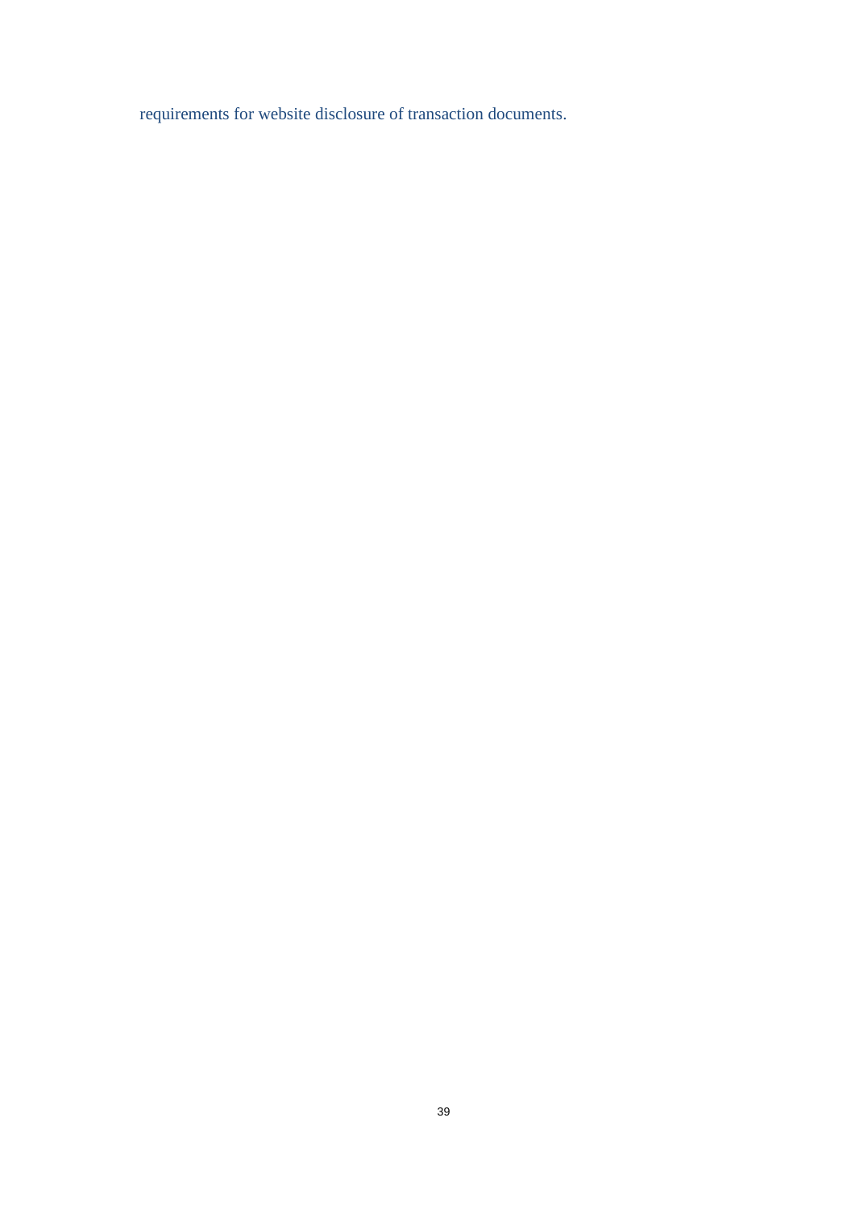requirements for website disclosure of transaction documents.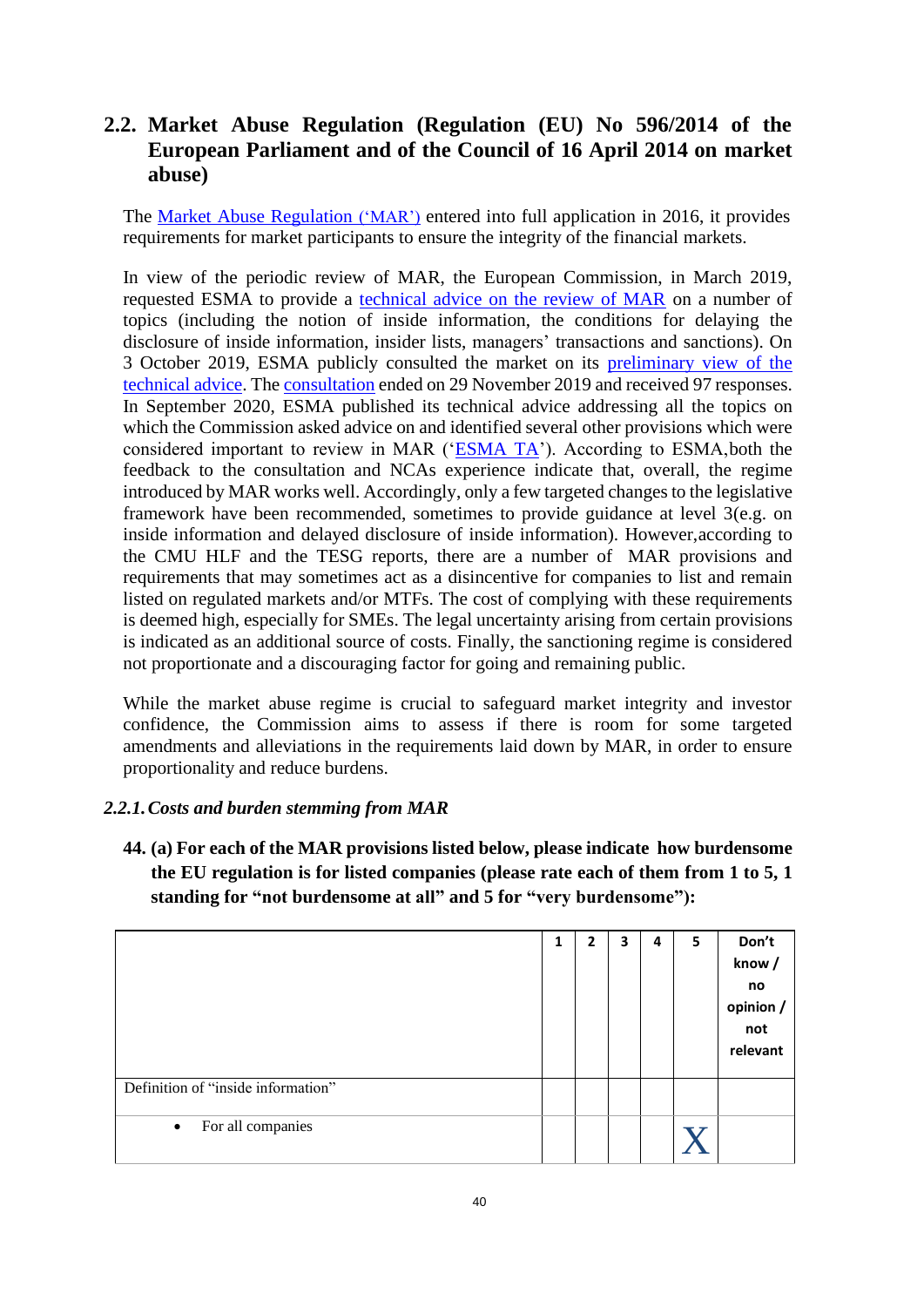## 2.2. Market Abuse Regulation (Regulation (EU) No 596/2014 of the European Parliament and of the Council of 16 April 2014 on market abuse)

The Market Abuse Regulation ('MAR') entered into full application in 2016, it provides requirements for market participants to ensure the integrity of the financial markets.

In view of the periodic review of MAR, the European Commission, in March 2019, requested ESMA to provide a technical advice on the review of MAR on a number of topics (including the notion of inside information, the conditions for delaying the disclosure of inside information, insider lists, managers' transactions and sanctions). On 3 October 2019, ESMA publicly consulted the market on its preliminary view of the technical advice. The consultation ended on 29 November 2019 and received 97 responses. In September 2020, ESMA published its technical advice addressing all the topics on which the Commission asked advice on and identified several other provisions which were considered important to review in MAR ('ESMA TA'). According to ESMA,both the feedback to the consultation and NCAs experience indicate that, overall, the regime introduced by MAR works well. Accordingly, only a few targeted changes to the legislative framework have been recommended, sometimes to provide guidance at level 3(e.g. on inside information and delayed disclosure of inside information). However,according to the CMU HLF and the TESG reports, there are a number of MAR provisions and requirements that may sometimes act as a disincentive for companies to list and remain listed on regulated markets and/or MTFs. The cost of complying with these requirements is deemed high, especially for SMEs. The legal uncertainty arising from certain provisions is indicated as an additional source of costs. Finally, the sanctioning regime is considered not proportionate and a discouraging factor for going and remaining public.

While the market abuse regime is crucial to safeguard market integrity and investor confidence, the Commission aims to assess if there is room for some targeted amendments and alleviations in the requirements laid down by MAR, in order to ensure proportionality and reduce burdens.

### *2.2.1. Costs and burden stemming from MAR*

**44. (a) For each of the MAR provisions listed below, please indicate how burdensome the EU regulation is for listed companies (please rate each of them from 1 to 5, 1 standing for "not burdensome at all" and 5 for "very burdensome"):**

| | 1 | 2 | 3 | 4 | 5 | Don't know / no opinion / not relevant |
|---|---|---|---|---|---|---|
| Definition of "inside information" | | | | | | |
| • For all companies | | | | | X | |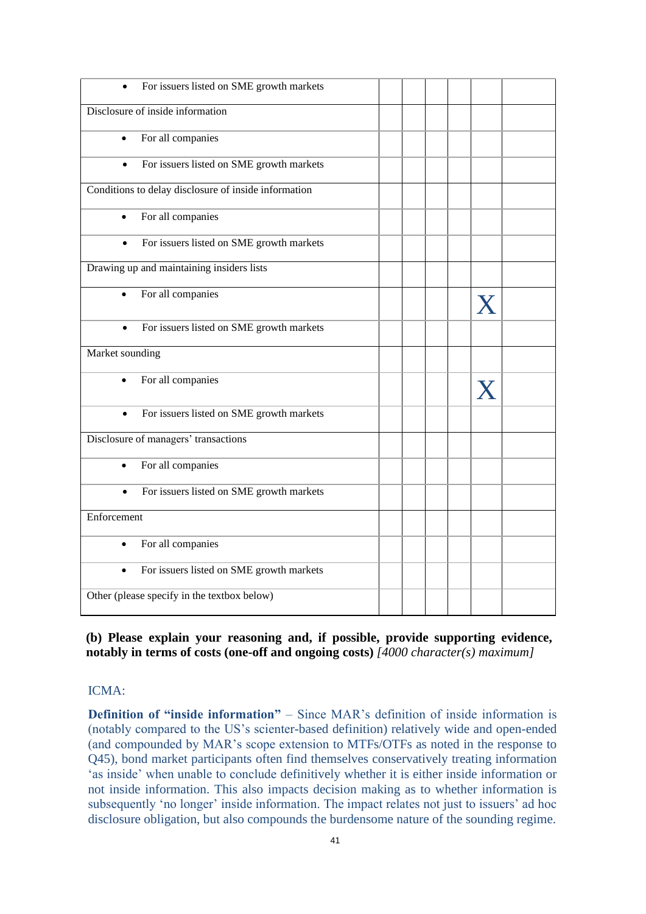| | | | | | | |
|---|---|---|---|---|---|---|
| • For issuers listed on SME growth markets | | | | | | |
| Disclosure of inside information | | | | | | |
| • For all companies | | | | | | |
| • For issuers listed on SME growth markets | | | | | | |
| Conditions to delay disclosure of inside information | | | | | | |
| • For all companies | | | | | | |
| • For issuers listed on SME growth markets | | | | | | |
| Drawing up and maintaining insiders lists | | | | | | |
| • For all companies | | | | | X | |
| • For issuers listed on SME growth markets | | | | | | |
| Market sounding | | | | | | |
| • For all companies | | | | | X | |
| • For issuers listed on SME growth markets | | | | | | |
| Disclosure of managers' transactions | | | | | | |
| • For all companies | | | | | | |
| • For issuers listed on SME growth markets | | | | | | |
| Enforcement | | | | | | |
| • For all companies | | | | | | |
| • For issuers listed on SME growth markets | | | | | | |
| Other (please specify in the textbox below) | | | | | | |

**(b) Please explain your reasoning and, if possible, provide supporting evidence, notably in terms of costs (one-off and ongoing costs)** *[4000 character(s) maximum]*

ICMA:

**Definition of "inside information"** – Since MAR's definition of inside information is (notably compared to the US's scienter-based definition) relatively wide and open-ended (and compounded by MAR's scope extension to MTFs/OTFs as noted in the response to Q45), bond market participants often find themselves conservatively treating information 'as inside' when unable to conclude definitively whether it is either inside information or not inside information. This also impacts decision making as to whether information is subsequently 'no longer' inside information. The impact relates not just to issuers' ad hoc disclosure obligation, but also compounds the burdensome nature of the sounding regime.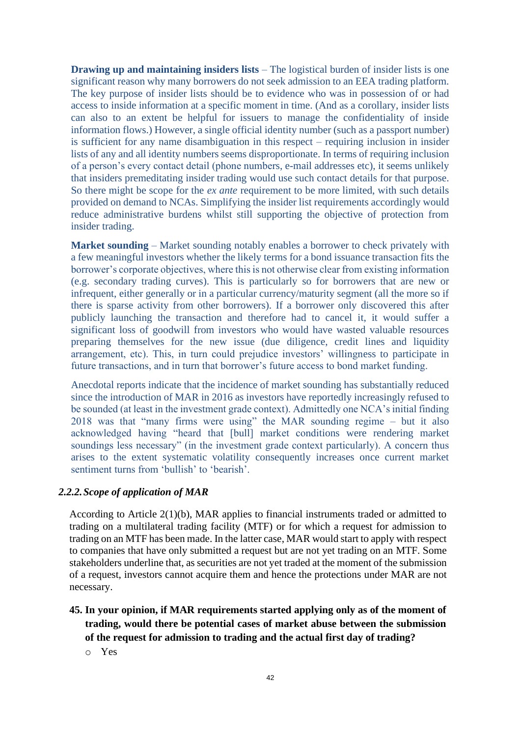**Drawing up and maintaining insiders lists** – The logistical burden of insider lists is one significant reason why many borrowers do not seek admission to an EEA trading platform. The key purpose of insider lists should be to evidence who was in possession of or had access to inside information at a specific moment in time. (And as a corollary, insider lists can also to an extent be helpful for issuers to manage the confidentiality of inside information flows.) However, a single official identity number (such as a passport number) is sufficient for any name disambiguation in this respect – requiring inclusion in insider lists of any and all identity numbers seems disproportionate. In terms of requiring inclusion of a person's every contact detail (phone numbers, e-mail addresses etc), it seems unlikely that insiders premeditating insider trading would use such contact details for that purpose. So there might be scope for the *ex ante* requirement to be more limited, with such details provided on demand to NCAs. Simplifying the insider list requirements accordingly would reduce administrative burdens whilst still supporting the objective of protection from insider trading.

**Market sounding** – Market sounding notably enables a borrower to check privately with a few meaningful investors whether the likely terms for a bond issuance transaction fits the borrower's corporate objectives, where this is not otherwise clear from existing information (e.g. secondary trading curves). This is particularly so for borrowers that are new or infrequent, either generally or in a particular currency/maturity segment (all the more so if there is sparse activity from other borrowers). If a borrower only discovered this after publicly launching the transaction and therefore had to cancel it, it would suffer a significant loss of goodwill from investors who would have wasted valuable resources preparing themselves for the new issue (due diligence, credit lines and liquidity arrangement, etc). This, in turn could prejudice investors' willingness to participate in future transactions, and in turn that borrower's future access to bond market funding.

Anecdotal reports indicate that the incidence of market sounding has substantially reduced since the introduction of MAR in 2016 as investors have reportedly increasingly refused to be sounded (at least in the investment grade context). Admittedly one NCA's initial finding 2018 was that "many firms were using" the MAR sounding regime – but it also acknowledged having "heard that [bull] market conditions were rendering market soundings less necessary" (in the investment grade context particularly). A concern thus arises to the extent systematic volatility consequently increases once current market sentiment turns from 'bullish' to 'bearish'.

### *2.2.2. Scope of application of MAR*

According to Article 2(1)(b), MAR applies to financial instruments traded or admitted to trading on a multilateral trading facility (MTF) or for which a request for admission to trading on an MTF has been made. In the latter case, MAR would start to apply with respect to companies that have only submitted a request but are not yet trading on an MTF. Some stakeholders underline that, as securities are not yet traded at the moment of the submission of a request, investors cannot acquire them and hence the protections under MAR are not necessary.

**45. In your opinion, if MAR requirements started applying only as of the moment of trading, would there be potential cases of market abuse between the submission of the request for admission to trading and the actual first day of trading?**

- o Yes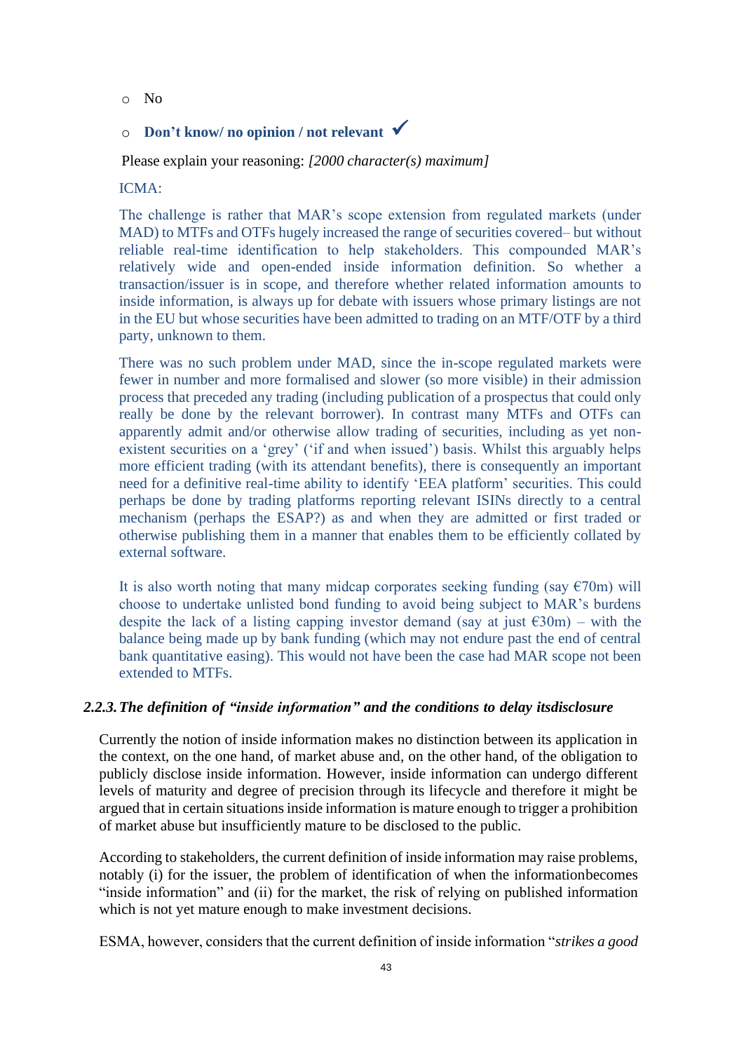- No
- **Don't know/ no opinion / not relevant** ✓

Please explain your reasoning: *[2000 character(s) maximum]*

ICMA:

The challenge is rather that MAR's scope extension from regulated markets (under MAD) to MTFs and OTFs hugely increased the range of securities covered– but without reliable real-time identification to help stakeholders. This compounded MAR's relatively wide and open-ended inside information definition. So whether a transaction/issuer is in scope, and therefore whether related information amounts to inside information, is always up for debate with issuers whose primary listings are not in the EU but whose securities have been admitted to trading on an MTF/OTF by a third party, unknown to them.

There was no such problem under MAD, since the in-scope regulated markets were fewer in number and more formalised and slower (so more visible) in their admission process that preceded any trading (including publication of a prospectus that could only really be done by the relevant borrower). In contrast many MTFs and OTFs can apparently admit and/or otherwise allow trading of securities, including as yet non-existent securities on a 'grey' ('if and when issued') basis. Whilst this arguably helps more efficient trading (with its attendant benefits), there is consequently an important need for a definitive real-time ability to identify 'EEA platform' securities. This could perhaps be done by trading platforms reporting relevant ISINs directly to a central mechanism (perhaps the ESAP?) as and when they are admitted or first traded or otherwise publishing them in a manner that enables them to be efficiently collated by external software.

It is also worth noting that many midcap corporates seeking funding (say €70m) will choose to undertake unlisted bond funding to avoid being subject to MAR's burdens despite the lack of a listing capping investor demand (say at just €30m) – with the balance being made up by bank funding (which may not endure past the end of central bank quantitative easing). This would not have been the case had MAR scope not been extended to MTFs.

### *2.2.3. The definition of "inside information" and the conditions to delay its disclosure*

Currently the notion of inside information makes no distinction between its application in the context, on the one hand, of market abuse and, on the other hand, of the obligation to publicly disclose inside information. However, inside information can undergo different levels of maturity and degree of precision through its lifecycle and therefore it might be argued that in certain situations inside information is mature enough to trigger a prohibition of market abuse but insufficiently mature to be disclosed to the public.

According to stakeholders, the current definition of inside information may raise problems, notably (i) for the issuer, the problem of identification of when the information becomes "inside information" and (ii) for the market, the risk of relying on published information which is not yet mature enough to make investment decisions.

ESMA, however, considers that the current definition of inside information "*strikes a good*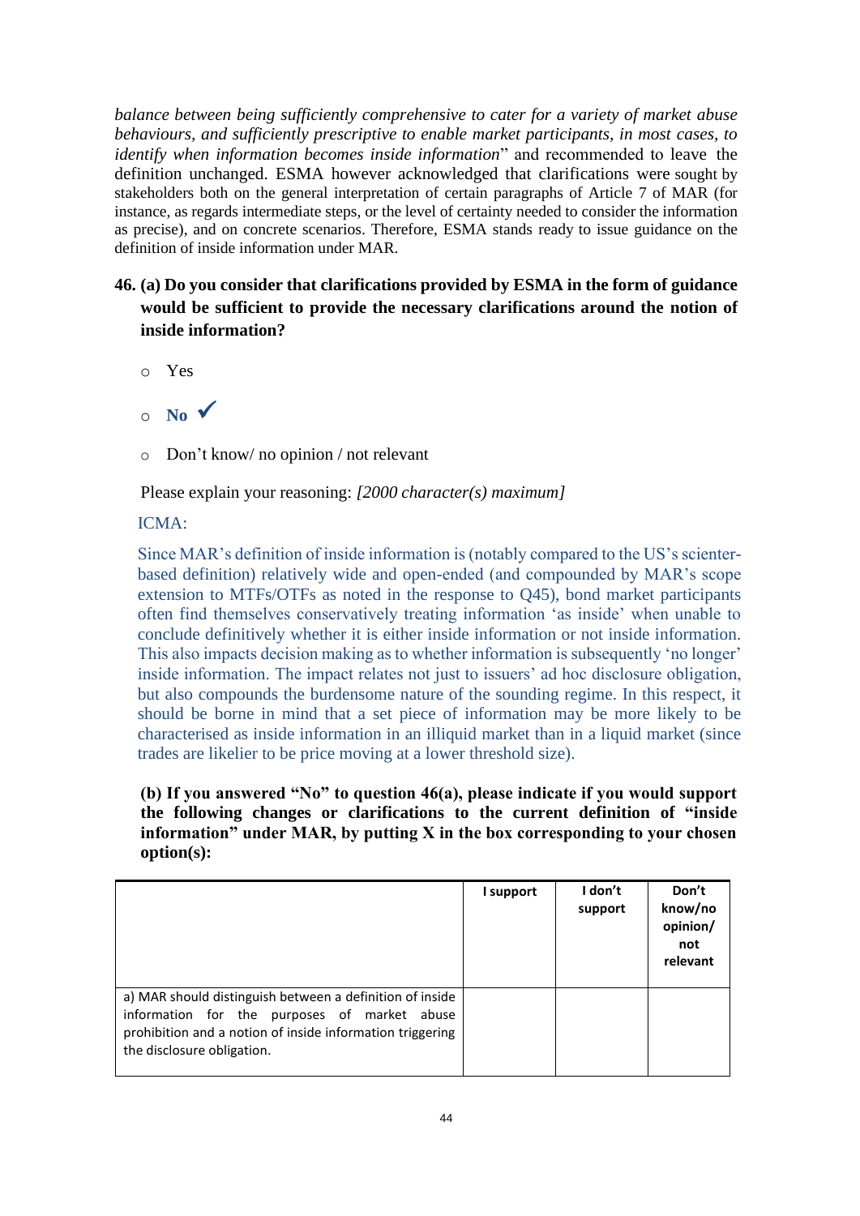*balance between being sufficiently comprehensive to cater for a variety of market abuse behaviours, and sufficiently prescriptive to enable market participants, in most cases, to identify when information becomes inside information*" and recommended to leave the definition unchanged. ESMA however acknowledged that clarifications were sought by stakeholders both on the general interpretation of certain paragraphs of Article 7 of MAR (for instance, as regards intermediate steps, or the level of certainty needed to consider the information as precise), and on concrete scenarios. Therefore, ESMA stands ready to issue guidance on the definition of inside information under MAR.

**46. (a) Do you consider that clarifications provided by ESMA in the form of guidance would be sufficient to provide the necessary clarifications around the notion of inside information?**

- Yes
- **No** ✓
- Don't know/ no opinion / not relevant

Please explain your reasoning: *[2000 character(s) maximum]*

ICMA:

Since MAR's definition of inside information is (notably compared to the US's scienter-based definition) relatively wide and open-ended (and compounded by MAR's scope extension to MTFs/OTFs as noted in the response to Q45), bond market participants often find themselves conservatively treating information 'as inside' when unable to conclude definitively whether it is either inside information or not inside information. This also impacts decision making as to whether information is subsequently 'no longer' inside information. The impact relates not just to issuers' ad hoc disclosure obligation, but also compounds the burdensome nature of the sounding regime. In this respect, it should be borne in mind that a set piece of information may be more likely to be characterised as inside information in an illiquid market than in a liquid market (since trades are likelier to be price moving at a lower threshold size).

**(b) If you answered "No" to question 46(a), please indicate if you would support the following changes or clarifications to the current definition of "inside information" under MAR, by putting X in the box corresponding to your chosen option(s):**

| | I support | I don't support | Don't know/no opinion/ not relevant |
|---|---|---|---|
| a) MAR should distinguish between a definition of inside information for the purposes of market abuse prohibition and a notion of inside information triggering the disclosure obligation. | | | |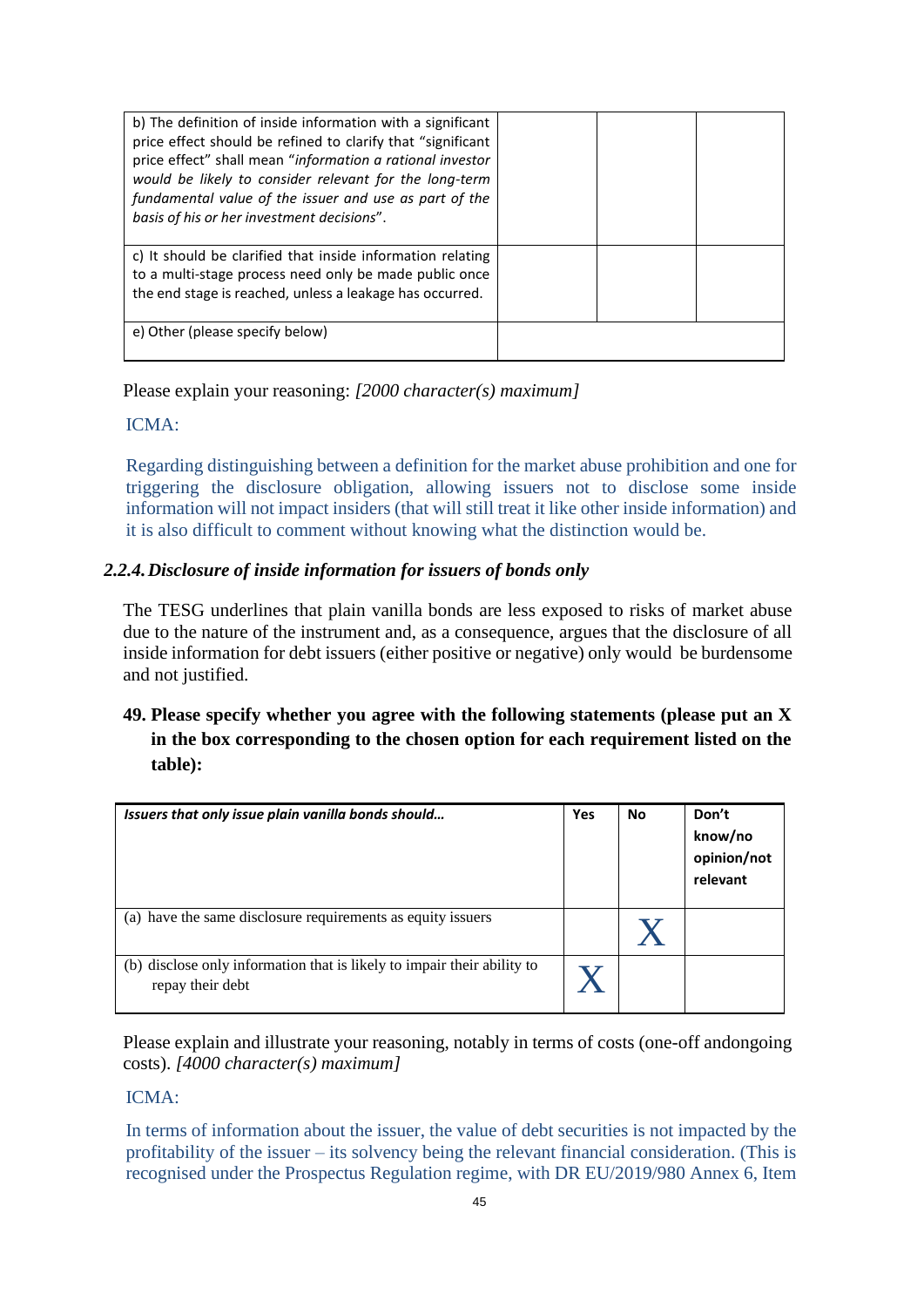| | | | |
|---|---|---|---|
| b) The definition of inside information with a significant price effect should be refined to clarify that "significant price effect" shall mean "*information a rational investor would be likely to consider relevant for the long-term fundamental value of the issuer and use as part of the basis of his or her investment decisions*". | | | |
| c) It should be clarified that inside information relating to a multi-stage process need only be made public once the end stage is reached, unless a leakage has occurred. | | | |
| e) Other (please specify below) | | | |

Please explain your reasoning: *[2000 character(s) maximum]*

ICMA:

Regarding distinguishing between a definition for the market abuse prohibition and one for triggering the disclosure obligation, allowing issuers not to disclose some inside information will not impact insiders (that will still treat it like other inside information) and it is also difficult to comment without knowing what the distinction would be.

### *2.2.4. Disclosure of inside information for issuers of bonds only*

The TESG underlines that plain vanilla bonds are less exposed to risks of market abuse due to the nature of the instrument and, as a consequence, argues that the disclosure of all inside information for debt issuers (either positive or negative) only would be burdensome and not justified.

**49. Please specify whether you agree with the following statements (please put an X in the box corresponding to the chosen option for each requirement listed on the table):**

| *Issuers that only issue plain vanilla bonds should…* | Yes | No | Don't know/no opinion/not relevant |
|---|---|---|---|
| (a) have the same disclosure requirements as equity issuers | | X | |
| (b) disclose only information that is likely to impair their ability to repay their debt | X | | |

Please explain and illustrate your reasoning, notably in terms of costs (one-off andongoing costs). *[4000 character(s) maximum]*

ICMA:

In terms of information about the issuer, the value of debt securities is not impacted by the profitability of the issuer – its solvency being the relevant financial consideration. (This is recognised under the Prospectus Regulation regime, with DR EU/2019/980 Annex 6, Item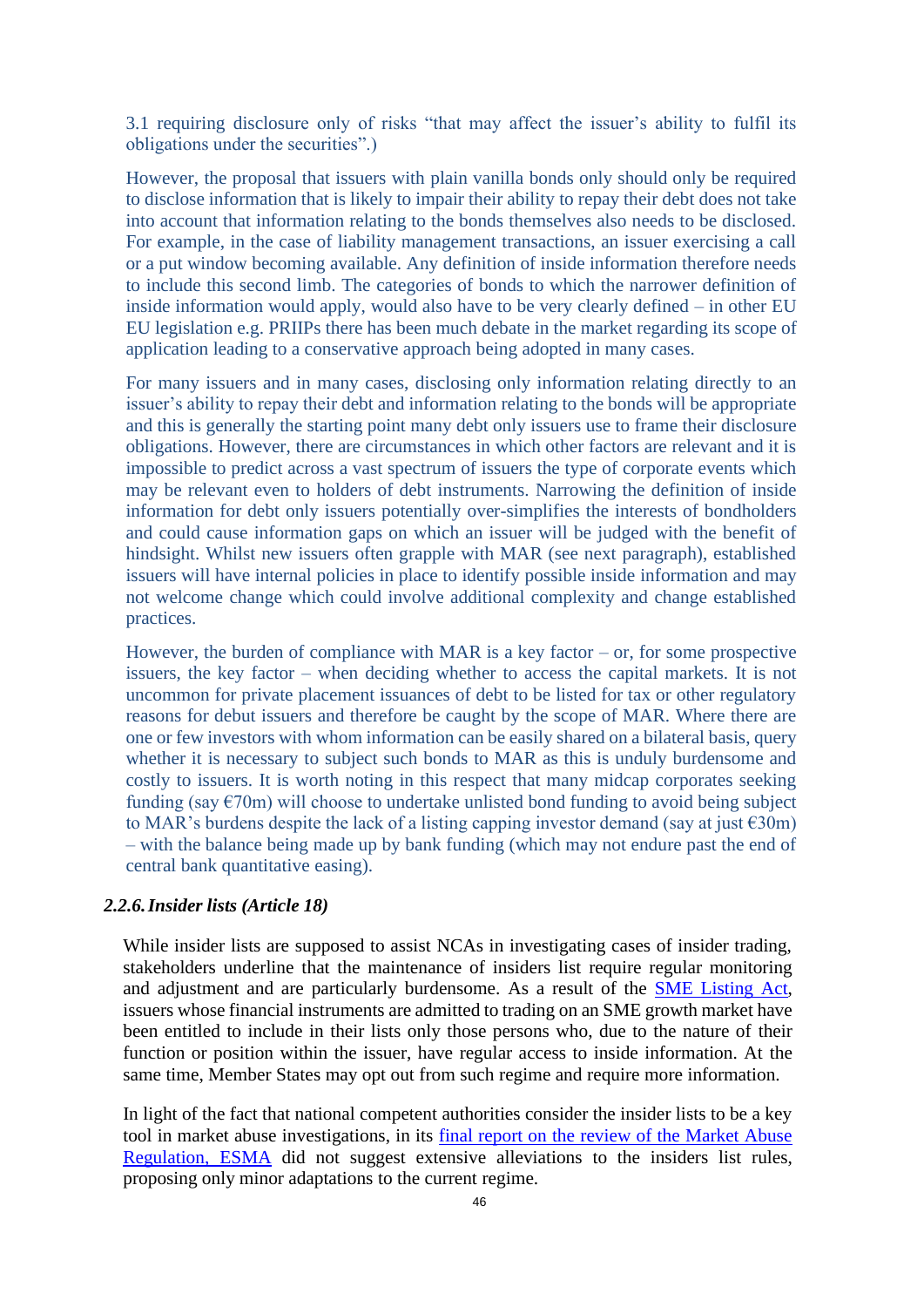3.1 requiring disclosure only of risks "that may affect the issuer's ability to fulfil its obligations under the securities".)

However, the proposal that issuers with plain vanilla bonds only should only be required to disclose information that is likely to impair their ability to repay their debt does not take into account that information relating to the bonds themselves also needs to be disclosed. For example, in the case of liability management transactions, an issuer exercising a call or a put window becoming available. Any definition of inside information therefore needs to include this second limb. The categories of bonds to which the narrower definition of inside information would apply, would also have to be very clearly defined – in other EU EU legislation e.g. PRIIPs there has been much debate in the market regarding its scope of application leading to a conservative approach being adopted in many cases.

For many issuers and in many cases, disclosing only information relating directly to an issuer's ability to repay their debt and information relating to the bonds will be appropriate and this is generally the starting point many debt only issuers use to frame their disclosure obligations. However, there are circumstances in which other factors are relevant and it is impossible to predict across a vast spectrum of issuers the type of corporate events which may be relevant even to holders of debt instruments. Narrowing the definition of inside information for debt only issuers potentially over-simplifies the interests of bondholders and could cause information gaps on which an issuer will be judged with the benefit of hindsight. Whilst new issuers often grapple with MAR (see next paragraph), established issuers will have internal policies in place to identify possible inside information and may not welcome change which could involve additional complexity and change established practices.

However, the burden of compliance with MAR is a key factor – or, for some prospective issuers, the key factor – when deciding whether to access the capital markets. It is not uncommon for private placement issuances of debt to be listed for tax or other regulatory reasons for debut issuers and therefore be caught by the scope of MAR. Where there are one or few investors with whom information can be easily shared on a bilateral basis, query whether it is necessary to subject such bonds to MAR as this is unduly burdensome and costly to issuers. It is worth noting in this respect that many midcap corporates seeking funding (say €70m) will choose to undertake unlisted bond funding to avoid being subject to MAR's burdens despite the lack of a listing capping investor demand (say at just €30m) – with the balance being made up by bank funding (which may not endure past the end of central bank quantitative easing).

#### *2.2.6. Insider lists (Article 18)*

While insider lists are supposed to assist NCAs in investigating cases of insider trading, stakeholders underline that the maintenance of insiders list require regular monitoring and adjustment and are particularly burdensome. As a result of the SME Listing Act, issuers whose financial instruments are admitted to trading on an SME growth market have been entitled to include in their lists only those persons who, due to the nature of their function or position within the issuer, have regular access to inside information. At the same time, Member States may opt out from such regime and require more information.

In light of the fact that national competent authorities consider the insider lists to be a key tool in market abuse investigations, in its final report on the review of the Market Abuse Regulation, ESMA did not suggest extensive alleviations to the insiders list rules, proposing only minor adaptations to the current regime.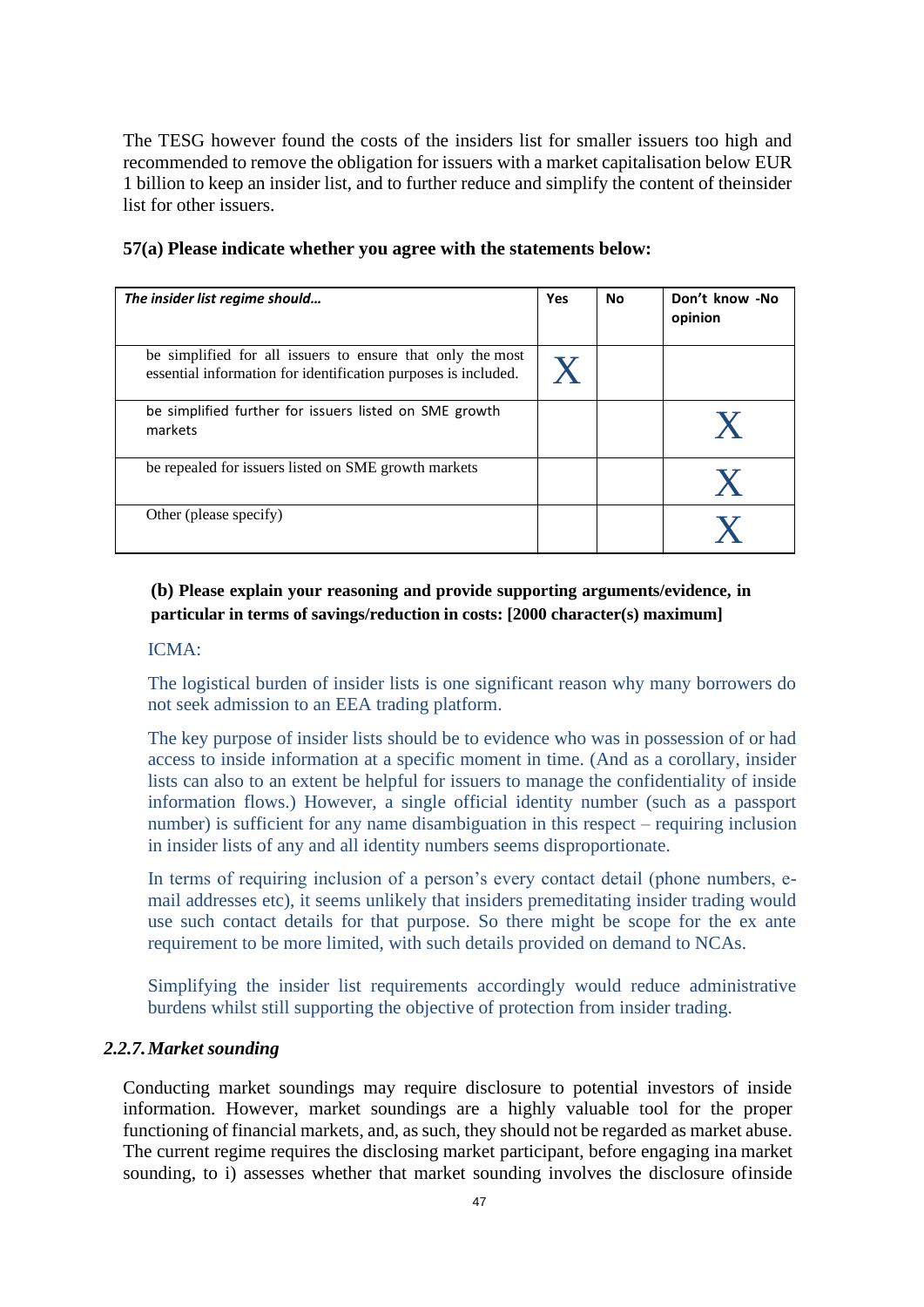The TESG however found the costs of the insiders list for smaller issuers too high and recommended to remove the obligation for issuers with a market capitalisation below EUR 1 billion to keep an insider list, and to further reduce and simplify the content of theinsider list for other issuers.

**57(a) Please indicate whether you agree with the statements below:**

| ***The insider list regime should…*** | **Yes** | **No** | **Don't know -No opinion** |
|---|---|---|---|
| be simplified for all issuers to ensure that only the most essential information for identification purposes is included. | X | | |
| be simplified further for issuers listed on SME growth markets | | | X |
| be repealed for issuers listed on SME growth markets | | | X |
| Other (please specify) | | | X |

**(b) Please explain your reasoning and provide supporting arguments/evidence, in particular in terms of savings/reduction in costs: [2000 character(s) maximum]**

ICMA:

The logistical burden of insider lists is one significant reason why many borrowers do not seek admission to an EEA trading platform.

The key purpose of insider lists should be to evidence who was in possession of or had access to inside information at a specific moment in time. (And as a corollary, insider lists can also to an extent be helpful for issuers to manage the confidentiality of inside information flows.) However, a single official identity number (such as a passport number) is sufficient for any name disambiguation in this respect – requiring inclusion in insider lists of any and all identity numbers seems disproportionate.

In terms of requiring inclusion of a person's every contact detail (phone numbers, e-mail addresses etc), it seems unlikely that insiders premeditating insider trading would use such contact details for that purpose. So there might be scope for the ex ante requirement to be more limited, with such details provided on demand to NCAs.

Simplifying the insider list requirements accordingly would reduce administrative burdens whilst still supporting the objective of protection from insider trading.

### *2.2.7. Market sounding*

Conducting market soundings may require disclosure to potential investors of inside information. However, market soundings are a highly valuable tool for the proper functioning of financial markets, and, as such, they should not be regarded as market abuse. The current regime requires the disclosing market participant, before engaging ina market sounding, to i) assesses whether that market sounding involves the disclosure ofinside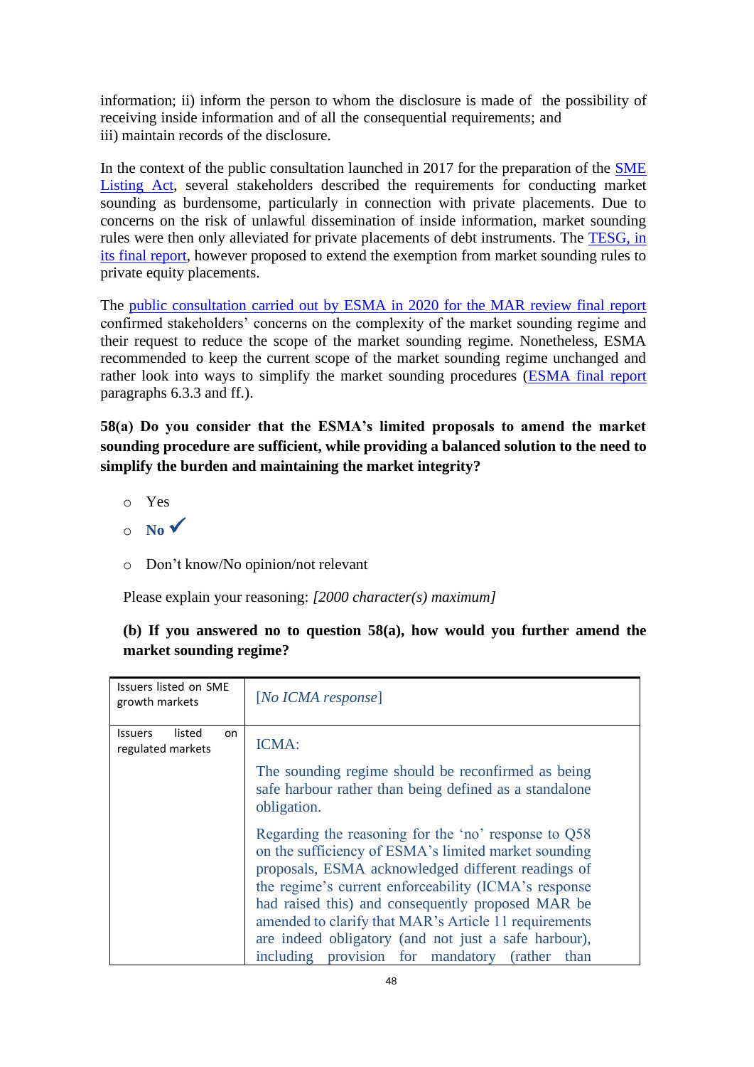information; ii) inform the person to whom the disclosure is made of the possibility of receiving inside information and of all the consequential requirements; and
iii) maintain records of the disclosure.

In the context of the public consultation launched in 2017 for the preparation of the SME Listing Act, several stakeholders described the requirements for conducting market sounding as burdensome, particularly in connection with private placements. Due to concerns on the risk of unlawful dissemination of inside information, market sounding rules were then only alleviated for private placements of debt instruments. The TESG, in its final report, however proposed to extend the exemption from market sounding rules to private equity placements.

The public consultation carried out by ESMA in 2020 for the MAR review final report confirmed stakeholders' concerns on the complexity of the market sounding regime and their request to reduce the scope of the market sounding regime. Nonetheless, ESMA recommended to keep the current scope of the market sounding regime unchanged and rather look into ways to simplify the market sounding procedures (ESMA final report paragraphs 6.3.3 and ff.).

**58(a) Do you consider that the ESMA's limited proposals to amend the market sounding procedure are sufficient, while providing a balanced solution to the need to simplify the burden and maintaining the market integrity?**

- ○ Yes
- ○ **No** ✓
- ○ Don't know/No opinion/not relevant

Please explain your reasoning: *[2000 character(s) maximum]*

**(b) If you answered no to question 58(a), how would you further amend the market sounding regime?**

| Issuers listed on SME growth markets | [*No ICMA response*] |
|---|---|
| Issuers listed on regulated markets | ICMA:<br><br>The sounding regime should be reconfirmed as being safe harbour rather than being defined as a standalone obligation.<br><br>Regarding the reasoning for the 'no' response to Q58 on the sufficiency of ESMA's limited market sounding proposals, ESMA acknowledged different readings of the regime's current enforceability (ICMA's response had raised this) and consequently proposed MAR be amended to clarify that MAR's Article 11 requirements are indeed obligatory (and not just a safe harbour), including provision for mandatory (rather than |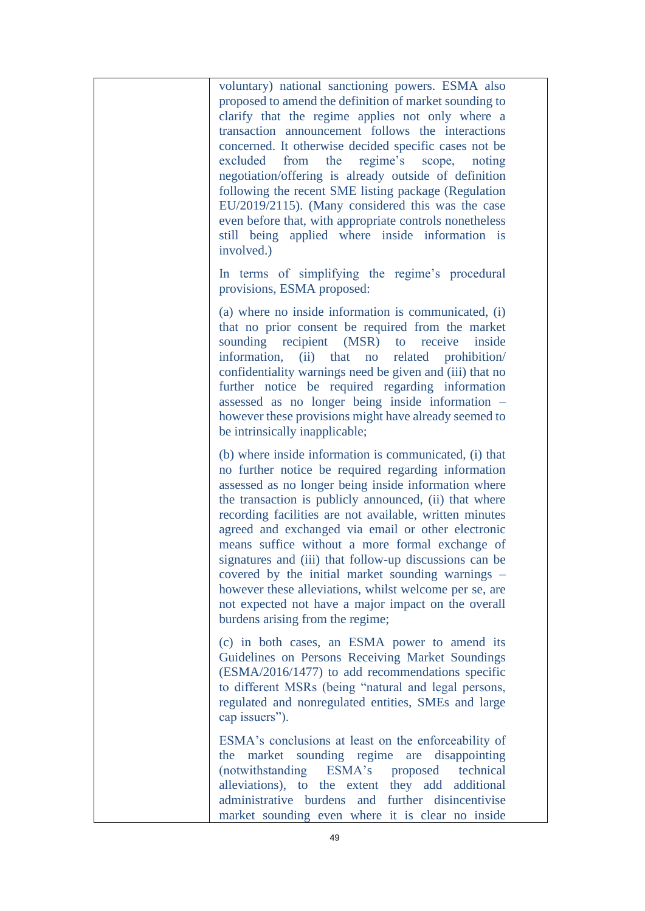| | |
|---|---|
| | voluntary) national sanctioning powers. ESMA also proposed to amend the definition of market sounding to clarify that the regime applies not only where a transaction announcement follows the interactions concerned. It otherwise decided specific cases not be excluded from the regime's scope, noting negotiation/offering is already outside of definition following the recent SME listing package (Regulation EU/2019/2115). (Many considered this was the case even before that, with appropriate controls nonetheless still being applied where inside information is involved.)<br><br>In terms of simplifying the regime's procedural provisions, ESMA proposed:<br><br>(a) where no inside information is communicated, (i) that no prior consent be required from the market sounding recipient (MSR) to receive inside information, (ii) that no related prohibition/ confidentiality warnings need be given and (iii) that no further notice be required regarding information assessed as no longer being inside information – however these provisions might have already seemed to be intrinsically inapplicable;<br><br>(b) where inside information is communicated, (i) that no further notice be required regarding information assessed as no longer being inside information where the transaction is publicly announced, (ii) that where recording facilities are not available, written minutes agreed and exchanged via email or other electronic means suffice without a more formal exchange of signatures and (iii) that follow-up discussions can be covered by the initial market sounding warnings – however these alleviations, whilst welcome per se, are not expected not have a major impact on the overall burdens arising from the regime;<br><br>(c) in both cases, an ESMA power to amend its Guidelines on Persons Receiving Market Soundings (ESMA/2016/1477) to add recommendations specific to different MSRs (being "natural and legal persons, regulated and nonregulated entities, SMEs and large cap issuers").<br><br>ESMA's conclusions at least on the enforceability of the market sounding regime are disappointing (notwithstanding ESMA's proposed technical alleviations), to the extent they add additional administrative burdens and further disincentivise market sounding even where it is clear no inside |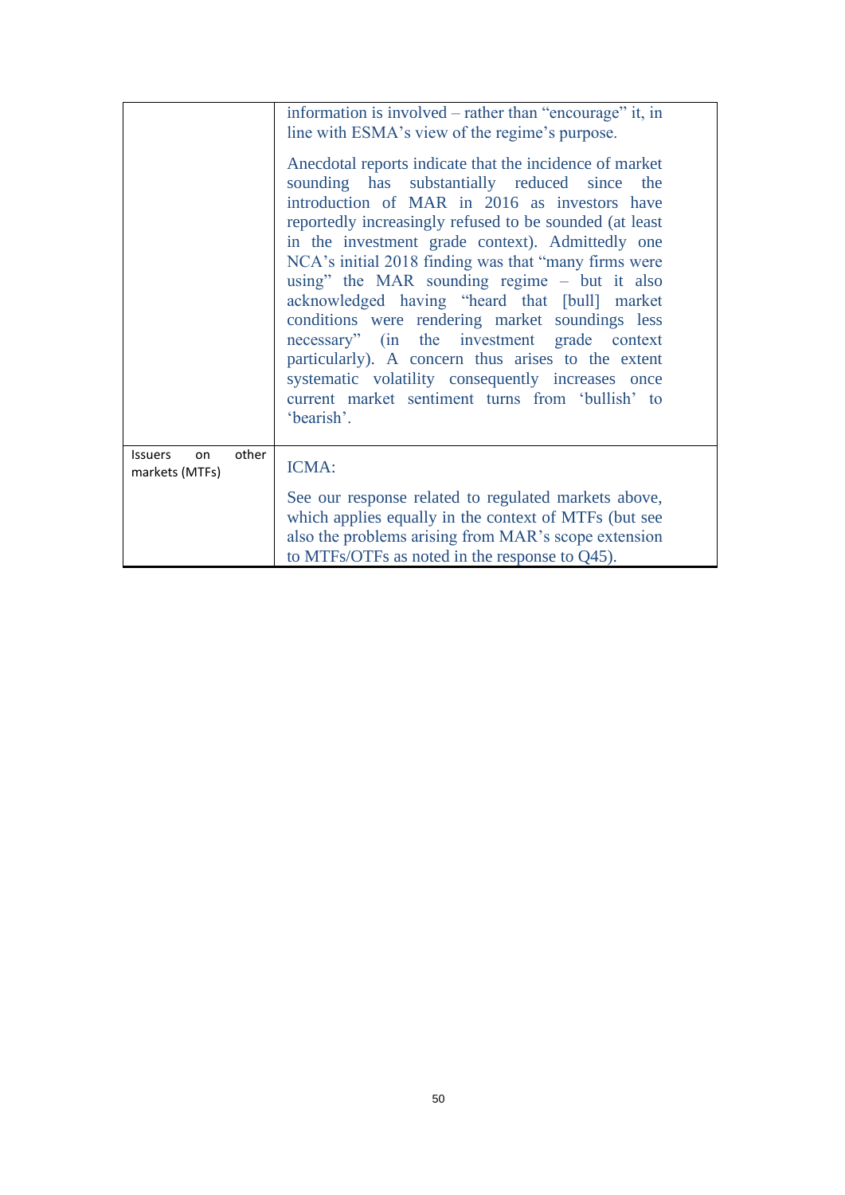| | |
|---|---|
| | information is involved – rather than "encourage" it, in line with ESMA's view of the regime's purpose.<br><br>Anecdotal reports indicate that the incidence of market sounding has substantially reduced since the introduction of MAR in 2016 as investors have reportedly increasingly refused to be sounded (at least in the investment grade context). Admittedly one NCA's initial 2018 finding was that "many firms were using" the MAR sounding regime – but it also acknowledged having "heard that [bull] market conditions were rendering market soundings less necessary" (in the investment grade context particularly). A concern thus arises to the extent systematic volatility consequently increases once current market sentiment turns from 'bullish' to 'bearish'. |
| Issuers on other markets (MTFs) | ICMA:<br><br>See our response related to regulated markets above, which applies equally in the context of MTFs (but see also the problems arising from MAR's scope extension to MTFs/OTFs as noted in the response to Q45). |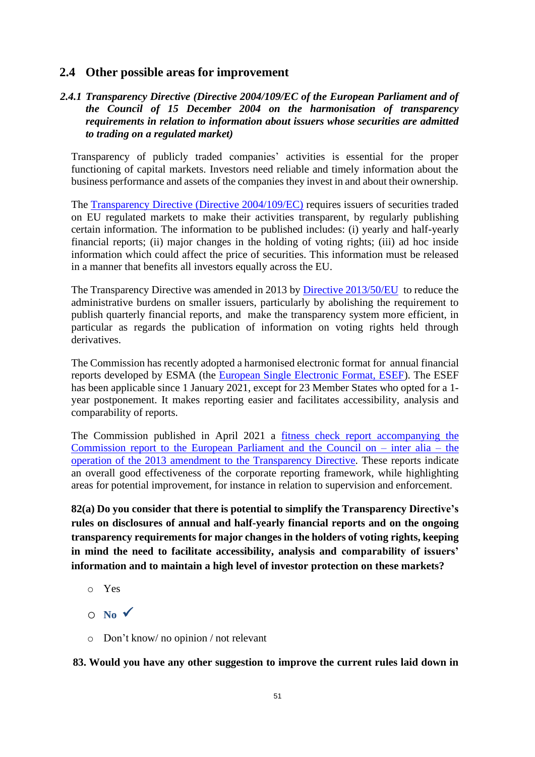## 2.4 Other possible areas for improvement

### *2.4.1 Transparency Directive (Directive 2004/109/EC of the European Parliament and of the Council of 15 December 2004 on the harmonisation of transparency requirements in relation to information about issuers whose securities are admitted to trading on a regulated market)*

Transparency of publicly traded companies' activities is essential for the proper functioning of capital markets. Investors need reliable and timely information about the business performance and assets of the companies they invest in and about their ownership.

The Transparency Directive (Directive 2004/109/EC) requires issuers of securities traded on EU regulated markets to make their activities transparent, by regularly publishing certain information. The information to be published includes: (i) yearly and half-yearly financial reports; (ii) major changes in the holding of voting rights; (iii) ad hoc inside information which could affect the price of securities. This information must be released in a manner that benefits all investors equally across the EU.

The Transparency Directive was amended in 2013 by Directive 2013/50/EU to reduce the administrative burdens on smaller issuers, particularly by abolishing the requirement to publish quarterly financial reports, and make the transparency system more efficient, in particular as regards the publication of information on voting rights held through derivatives.

The Commission has recently adopted a harmonised electronic format for annual financial reports developed by ESMA (the European Single Electronic Format, ESEF). The ESEF has been applicable since 1 January 2021, except for 23 Member States who opted for a 1-year postponement. It makes reporting easier and facilitates accessibility, analysis and comparability of reports.

The Commission published in April 2021 a fitness check report accompanying the Commission report to the European Parliament and the Council on – inter alia – the operation of the 2013 amendment to the Transparency Directive. These reports indicate an overall good effectiveness of the corporate reporting framework, while highlighting areas for potential improvement, for instance in relation to supervision and enforcement.

**82(a) Do you consider that there is potential to simplify the Transparency Directive's rules on disclosures of annual and half-yearly financial reports and on the ongoing transparency requirements for major changes in the holders of voting rights, keeping in mind the need to facilitate accessibility, analysis and comparability of issuers' information and to maintain a high level of investor protection on these markets?**

- ○ Yes
- ○ **No** ✓
- ○ Don't know/ no opinion / not relevant

**83. Would you have any other suggestion to improve the current rules laid down in**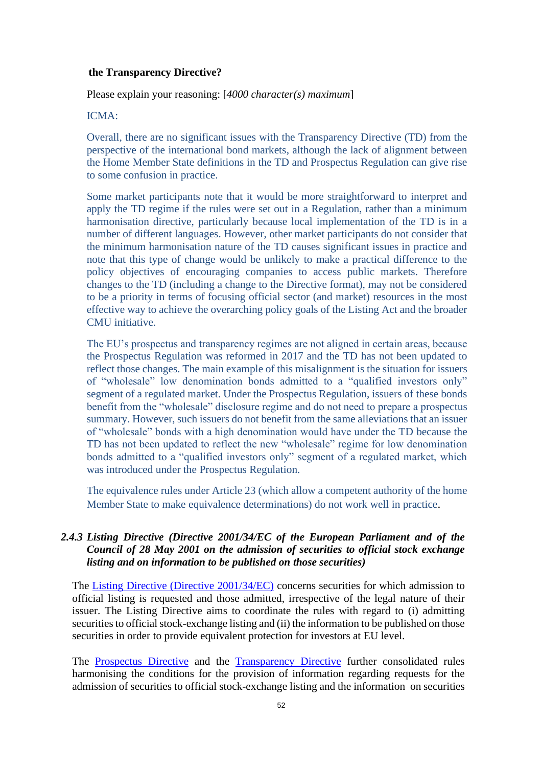**the Transparency Directive?**

Please explain your reasoning: [*4000 character(s) maximum*]

ICMA:

Overall, there are no significant issues with the Transparency Directive (TD) from the perspective of the international bond markets, although the lack of alignment between the Home Member State definitions in the TD and Prospectus Regulation can give rise to some confusion in practice.

Some market participants note that it would be more straightforward to interpret and apply the TD regime if the rules were set out in a Regulation, rather than a minimum harmonisation directive, particularly because local implementation of the TD is in a number of different languages. However, other market participants do not consider that the minimum harmonisation nature of the TD causes significant issues in practice and note that this type of change would be unlikely to make a practical difference to the policy objectives of encouraging companies to access public markets. Therefore changes to the TD (including a change to the Directive format), may not be considered to be a priority in terms of focusing official sector (and market) resources in the most effective way to achieve the overarching policy goals of the Listing Act and the broader CMU initiative.

The EU's prospectus and transparency regimes are not aligned in certain areas, because the Prospectus Regulation was reformed in 2017 and the TD has not been updated to reflect those changes. The main example of this misalignment is the situation for issuers of "wholesale" low denomination bonds admitted to a "qualified investors only" segment of a regulated market. Under the Prospectus Regulation, issuers of these bonds benefit from the "wholesale" disclosure regime and do not need to prepare a prospectus summary. However, such issuers do not benefit from the same alleviations that an issuer of "wholesale" bonds with a high denomination would have under the TD because the TD has not been updated to reflect the new "wholesale" regime for low denomination bonds admitted to a "qualified investors only" segment of a regulated market, which was introduced under the Prospectus Regulation.

The equivalence rules under Article 23 (which allow a competent authority of the home Member State to make equivalence determinations) do not work well in practice.

### *2.4.3 Listing Directive (Directive 2001/34/EC of the European Parliament and of the Council of 28 May 2001 on the admission of securities to official stock exchange listing and on information to be published on those securities)*

The Listing Directive (Directive 2001/34/EC) concerns securities for which admission to official listing is requested and those admitted, irrespective of the legal nature of their issuer. The Listing Directive aims to coordinate the rules with regard to (i) admitting securities to official stock-exchange listing and (ii) the information to be published on those securities in order to provide equivalent protection for investors at EU level.

The Prospectus Directive and the Transparency Directive further consolidated rules harmonising the conditions for the provision of information regarding requests for the admission of securities to official stock-exchange listing and the information on securities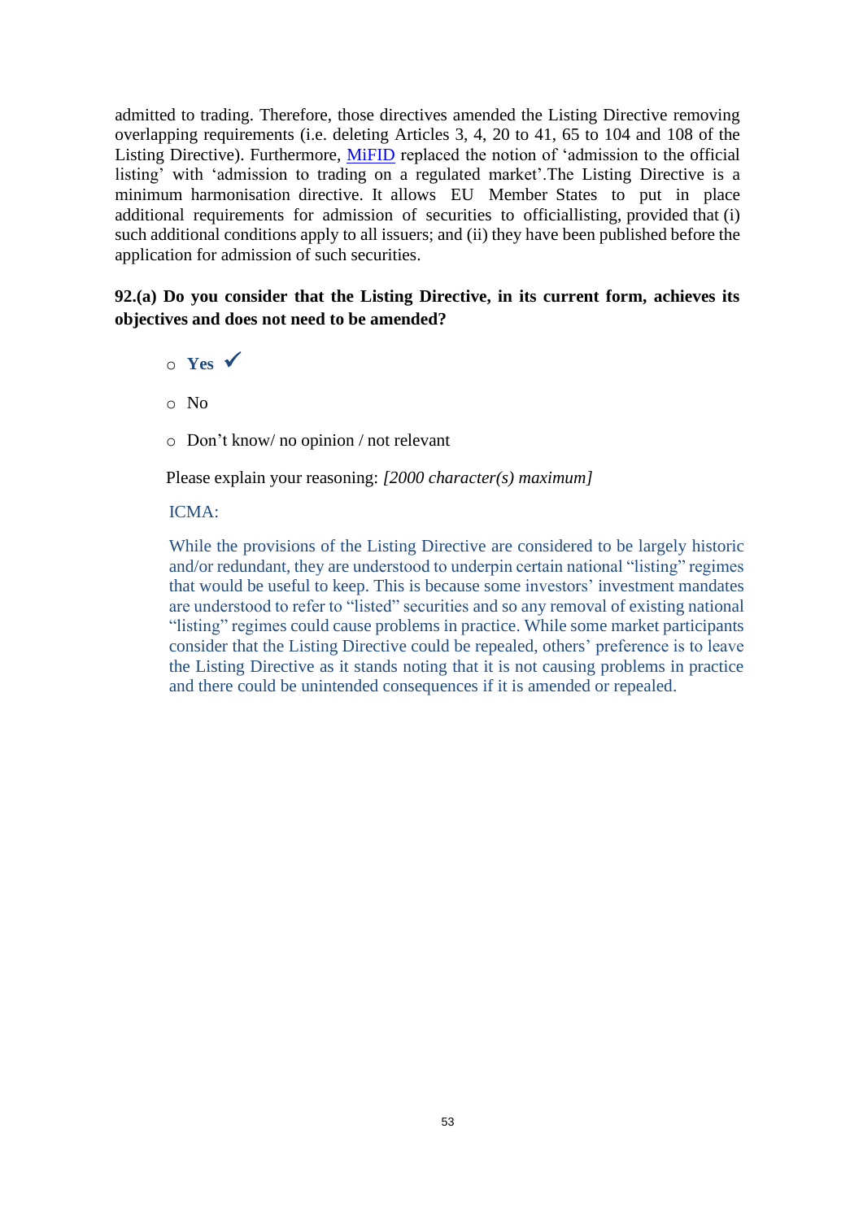admitted to trading. Therefore, those directives amended the Listing Directive removing overlapping requirements (i.e. deleting Articles 3, 4, 20 to 41, 65 to 104 and 108 of the Listing Directive). Furthermore, MiFID replaced the notion of 'admission to the official listing' with 'admission to trading on a regulated market'.The Listing Directive is a minimum harmonisation directive. It allows EU Member States to put in place additional requirements for admission of securities to officiallisting, provided that (i) such additional conditions apply to all issuers; and (ii) they have been published before the application for admission of such securities.

**92.(a) Do you consider that the Listing Directive, in its current form, achieves its objectives and does not need to be amended?**

- **Yes** ✓
- No
- Don't know/ no opinion / not relevant

Please explain your reasoning: *[2000 character(s) maximum]*

ICMA:

While the provisions of the Listing Directive are considered to be largely historic and/or redundant, they are understood to underpin certain national "listing" regimes that would be useful to keep. This is because some investors' investment mandates are understood to refer to "listed" securities and so any removal of existing national "listing" regimes could cause problems in practice. While some market participants consider that the Listing Directive could be repealed, others' preference is to leave the Listing Directive as it stands noting that it is not causing problems in practice and there could be unintended consequences if it is amended or repealed.